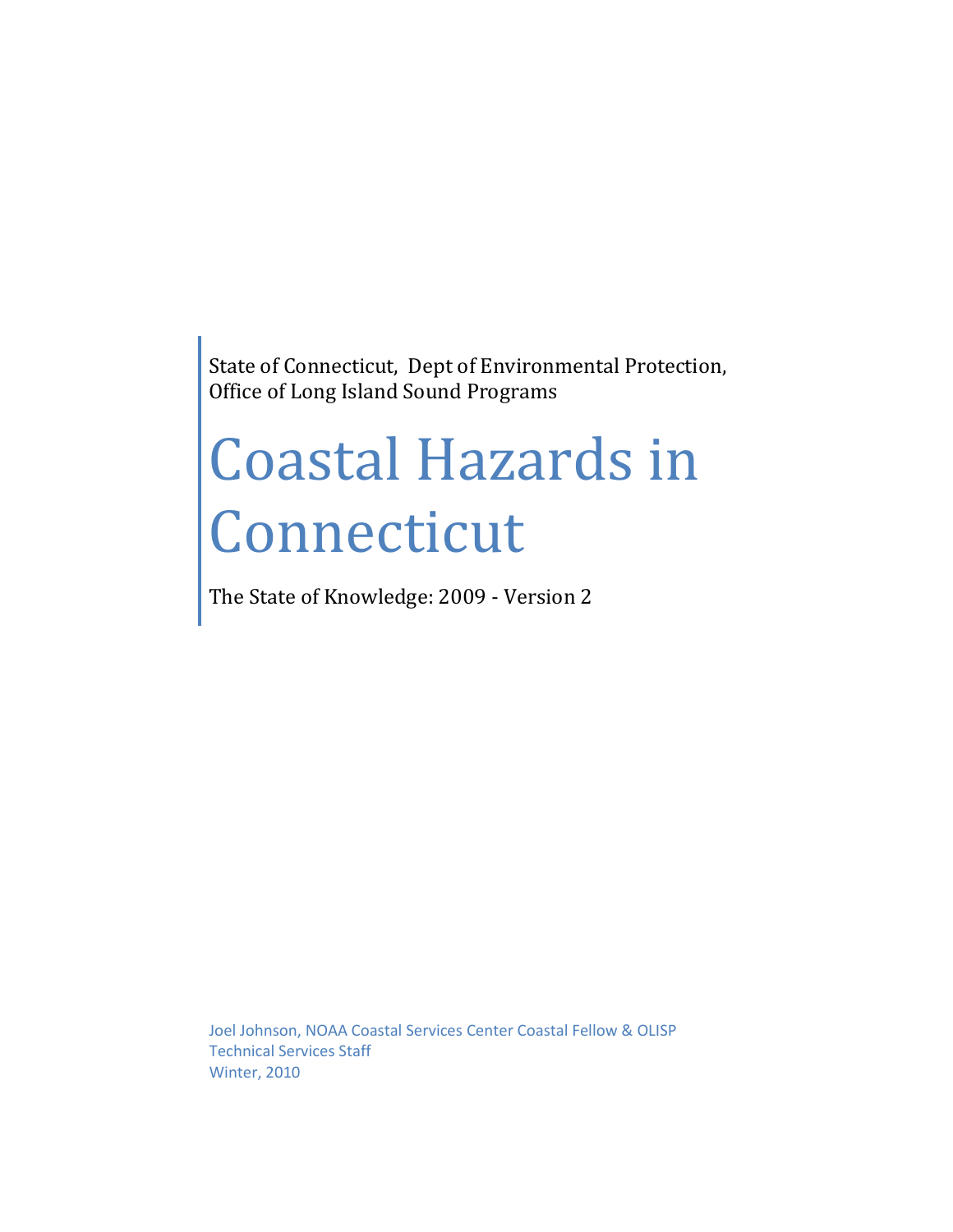State of Connecticut, Dept of Environmental Protection, Office of Long Island Sound Programs

# Coastal Hazards in Connecticut

The State of Knowledge: 2009 - Version 2

Joel Johnson, NOAA Coastal Services Center Coastal Fellow & OLISP Technical Services Staff
Winter, 2010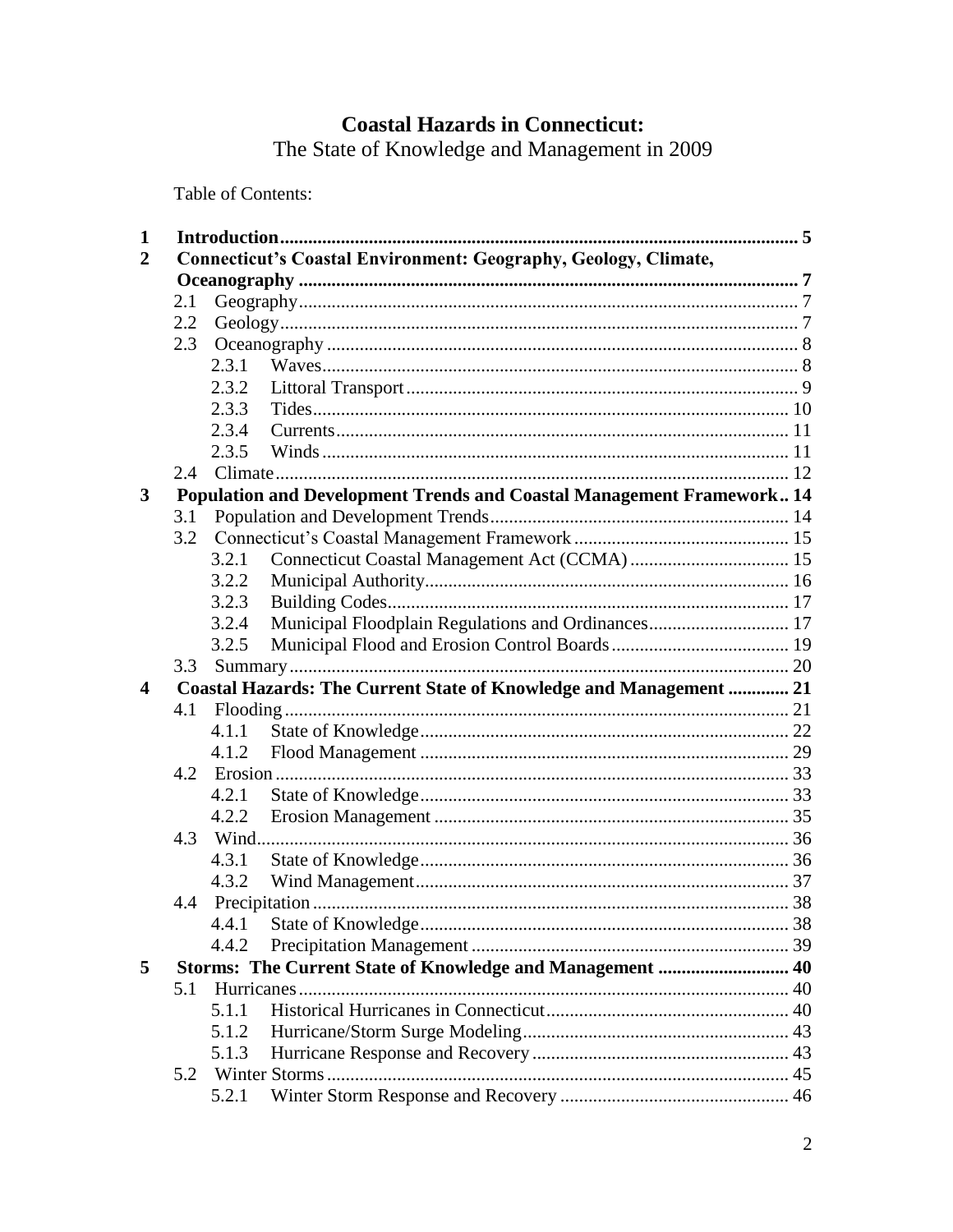# Coastal Hazards in Connecticut:

The State of Knowledge and Management in 2009

Table of Contents:

| | | |
|---|---|---|
| **1** | **Introduction** | **5** |
| **2** | **Connecticut's Coastal Environment: Geography, Geology, Climate, Oceanography** | **7** |
| 2.1 | Geography | 7 |
| 2.2 | Geology | 7 |
| 2.3 | Oceanography | 8 |
| 2.3.1 | Waves | 8 |
| 2.3.2 | Littoral Transport | 9 |
| 2.3.3 | Tides | 10 |
| 2.3.4 | Currents | 11 |
| 2.3.5 | Winds | 11 |
| 2.4 | Climate | 12 |
| **3** | **Population and Development Trends and Coastal Management Framework** | **14** |
| 3.1 | Population and Development Trends | 14 |
| 3.2 | Connecticut's Coastal Management Framework | 15 |
| 3.2.1 | Connecticut Coastal Management Act (CCMA) | 15 |
| 3.2.2 | Municipal Authority | 16 |
| 3.2.3 | Building Codes | 17 |
| 3.2.4 | Municipal Floodplain Regulations and Ordinances | 17 |
| 3.2.5 | Municipal Flood and Erosion Control Boards | 19 |
| 3.3 | Summary | 20 |
| **4** | **Coastal Hazards: The Current State of Knowledge and Management** | **21** |
| 4.1 | Flooding | 21 |
| 4.1.1 | State of Knowledge | 22 |
| 4.1.2 | Flood Management | 29 |
| 4.2 | Erosion | 33 |
| 4.2.1 | State of Knowledge | 33 |
| 4.2.2 | Erosion Management | 35 |
| 4.3 | Wind | 36 |
| 4.3.1 | State of Knowledge | 36 |
| 4.3.2 | Wind Management | 37 |
| 4.4 | Precipitation | 38 |
| 4.4.1 | State of Knowledge | 38 |
| 4.4.2 | Precipitation Management | 39 |
| **5** | **Storms: The Current State of Knowledge and Management** | **40** |
| 5.1 | Hurricanes | 40 |
| 5.1.1 | Historical Hurricanes in Connecticut | 40 |
| 5.1.2 | Hurricane/Storm Surge Modeling | 43 |
| 5.1.3 | Hurricane Response and Recovery | 43 |
| 5.2 | Winter Storms | 45 |
| 5.2.1 | Winter Storm Response and Recovery | 46 |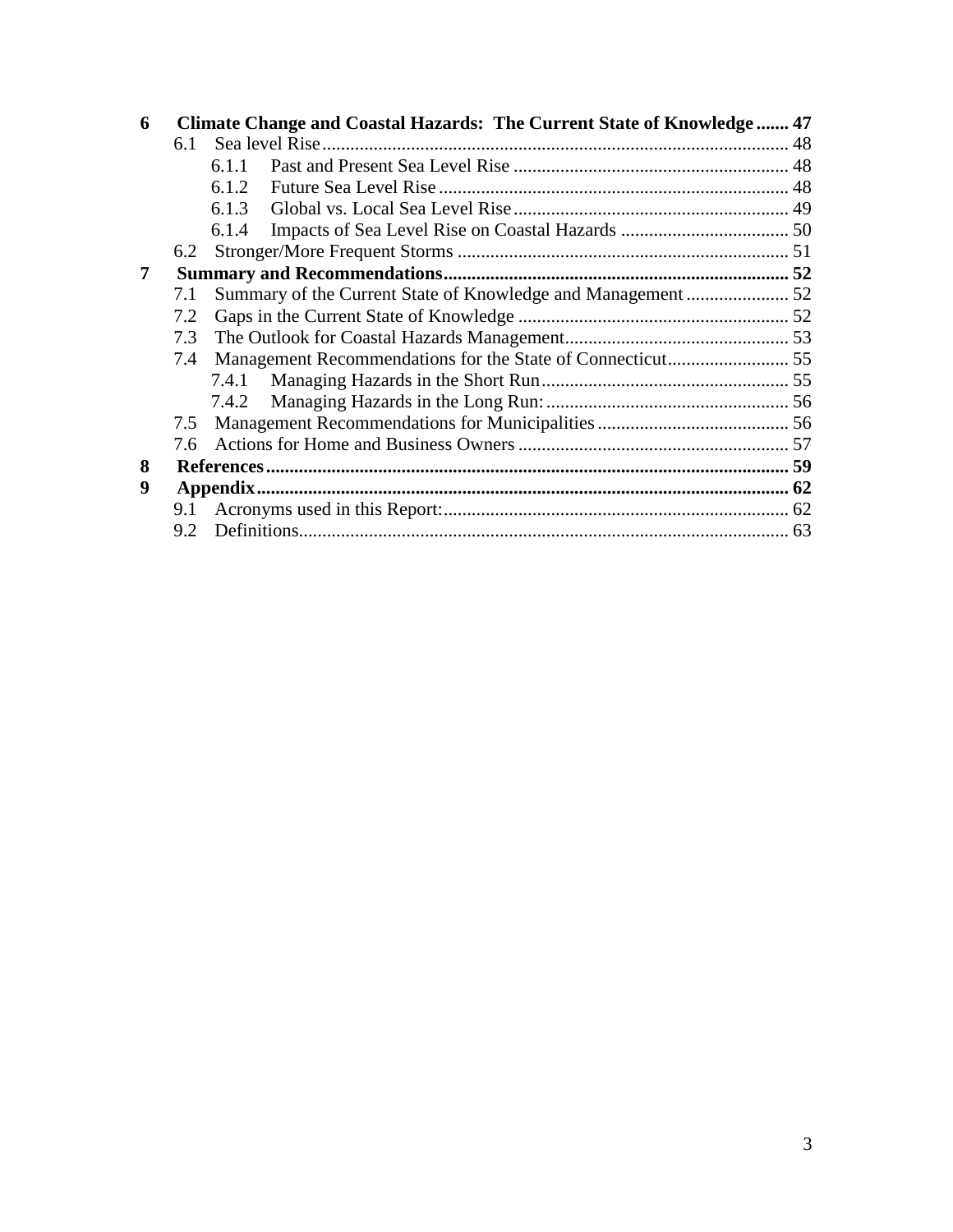**6 Climate Change and Coastal Hazards: The Current State of Knowledge ....... 47**

- 6.1 Sea level Rise ........ 48
  - 6.1.1 Past and Present Sea Level Rise ........ 48
  - 6.1.2 Future Sea Level Rise ........ 48
  - 6.1.3 Global vs. Local Sea Level Rise ........ 49
  - 6.1.4 Impacts of Sea Level Rise on Coastal Hazards ........ 50
- 6.2 Stronger/More Frequent Storms ........ 51

**7 Summary and Recommendations ........ 52**

- 7.1 Summary of the Current State of Knowledge and Management ........ 52
- 7.2 Gaps in the Current State of Knowledge ........ 52
- 7.3 The Outlook for Coastal Hazards Management ........ 53
- 7.4 Management Recommendations for the State of Connecticut ........ 55
  - 7.4.1 Managing Hazards in the Short Run ........ 55
  - 7.4.2 Managing Hazards in the Long Run: ........ 56
- 7.5 Management Recommendations for Municipalities ........ 56
- 7.6 Actions for Home and Business Owners ........ 57

**8 References ........ 59**

**9 Appendix ........ 62**

- 9.1 Acronyms used in this Report: ........ 62
- 9.2 Definitions ........ 63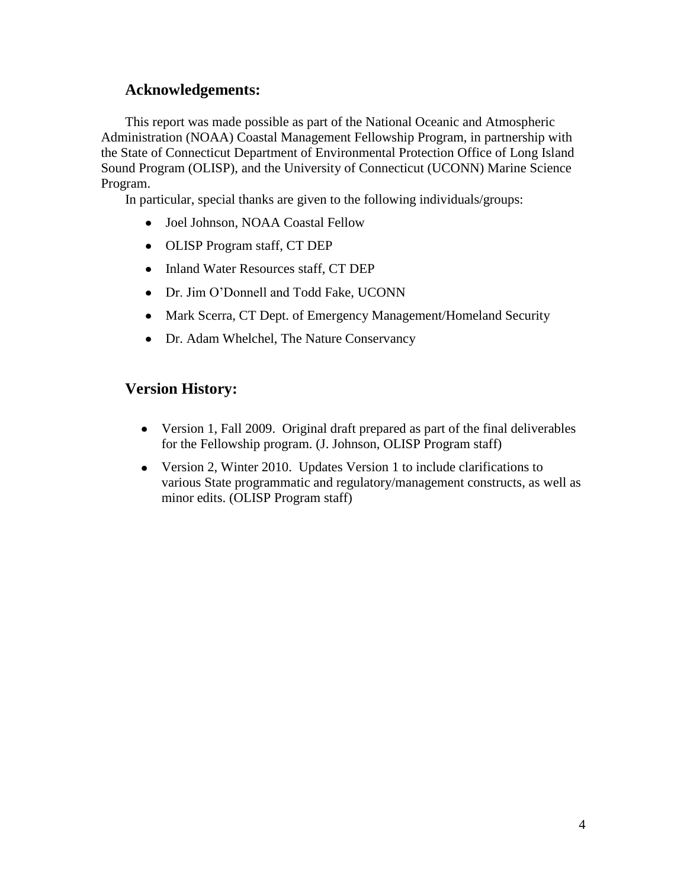## Acknowledgements:

This report was made possible as part of the National Oceanic and Atmospheric Administration (NOAA) Coastal Management Fellowship Program, in partnership with the State of Connecticut Department of Environmental Protection Office of Long Island Sound Program (OLISP), and the University of Connecticut (UCONN) Marine Science Program.

In particular, special thanks are given to the following individuals/groups:

- Joel Johnson, NOAA Coastal Fellow
- OLISP Program staff, CT DEP
- Inland Water Resources staff, CT DEP
- Dr. Jim O'Donnell and Todd Fake, UCONN
- Mark Scerra, CT Dept. of Emergency Management/Homeland Security
- Dr. Adam Whelchel, The Nature Conservancy

## Version History:

- Version 1, Fall 2009. Original draft prepared as part of the final deliverables for the Fellowship program. (J. Johnson, OLISP Program staff)
- Version 2, Winter 2010. Updates Version 1 to include clarifications to various State programmatic and regulatory/management constructs, as well as minor edits. (OLISP Program staff)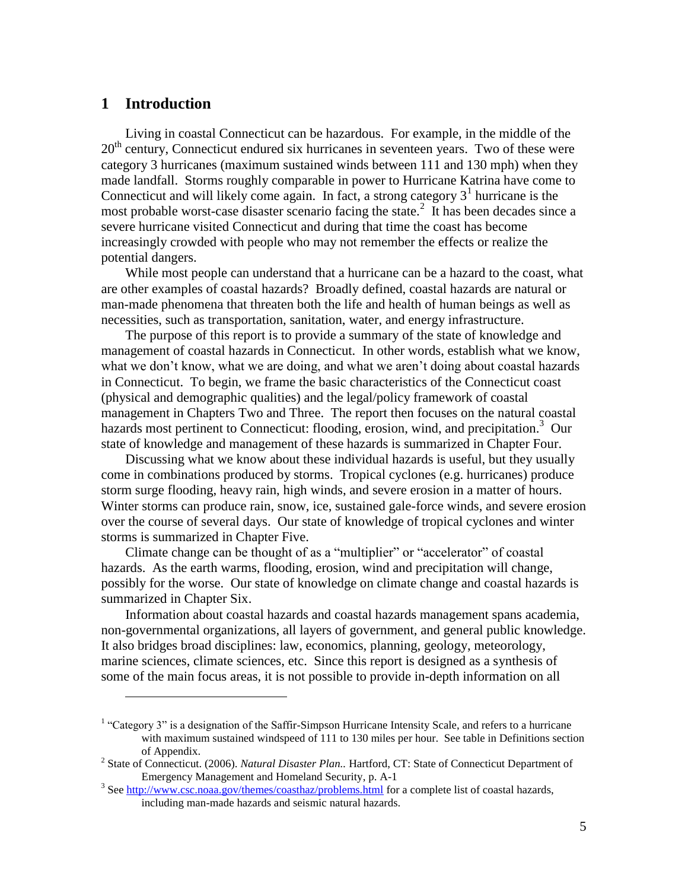# 1 Introduction

Living in coastal Connecticut can be hazardous. For example, in the middle of the 20th century, Connecticut endured six hurricanes in seventeen years. Two of these were category 3 hurricanes (maximum sustained winds between 111 and 130 mph) when they made landfall. Storms roughly comparable in power to Hurricane Katrina have come to Connecticut and will likely come again. In fact, a strong category 3[1] hurricane is the most probable worst-case disaster scenario facing the state.[2] It has been decades since a severe hurricane visited Connecticut and during that time the coast has become increasingly crowded with people who may not remember the effects or realize the potential dangers.

While most people can understand that a hurricane can be a hazard to the coast, what are other examples of coastal hazards? Broadly defined, coastal hazards are natural or man-made phenomena that threaten both the life and health of human beings as well as necessities, such as transportation, sanitation, water, and energy infrastructure.

The purpose of this report is to provide a summary of the state of knowledge and management of coastal hazards in Connecticut. In other words, establish what we know, what we don't know, what we are doing, and what we aren't doing about coastal hazards in Connecticut. To begin, we frame the basic characteristics of the Connecticut coast (physical and demographic qualities) and the legal/policy framework of coastal management in Chapters Two and Three. The report then focuses on the natural coastal hazards most pertinent to Connecticut: flooding, erosion, wind, and precipitation.[3] Our state of knowledge and management of these hazards is summarized in Chapter Four.

Discussing what we know about these individual hazards is useful, but they usually come in combinations produced by storms. Tropical cyclones (e.g. hurricanes) produce storm surge flooding, heavy rain, high winds, and severe erosion in a matter of hours. Winter storms can produce rain, snow, ice, sustained gale-force winds, and severe erosion over the course of several days. Our state of knowledge of tropical cyclones and winter storms is summarized in Chapter Five.

Climate change can be thought of as a "multiplier" or "accelerator" of coastal hazards. As the earth warms, flooding, erosion, wind and precipitation will change, possibly for the worse. Our state of knowledge on climate change and coastal hazards is summarized in Chapter Six.

Information about coastal hazards and coastal hazards management spans academia, non-governmental organizations, all layers of government, and general public knowledge. It also bridges broad disciplines: law, economics, planning, geology, meteorology, marine sciences, climate sciences, etc. Since this report is designed as a synthesis of some of the main focus areas, it is not possible to provide in-depth information on all

---

[1] "Category 3" is a designation of the Saffir-Simpson Hurricane Intensity Scale, and refers to a hurricane with maximum sustained windspeed of 111 to 130 miles per hour. See table in Definitions section of Appendix.

[2] State of Connecticut. (2006). *Natural Disaster Plan.*. Hartford, CT: State of Connecticut Department of Emergency Management and Homeland Security, p. A-1

[3] See http://www.csc.noaa.gov/themes/coasthaz/problems.html for a complete list of coastal hazards, including man-made hazards and seismic natural hazards.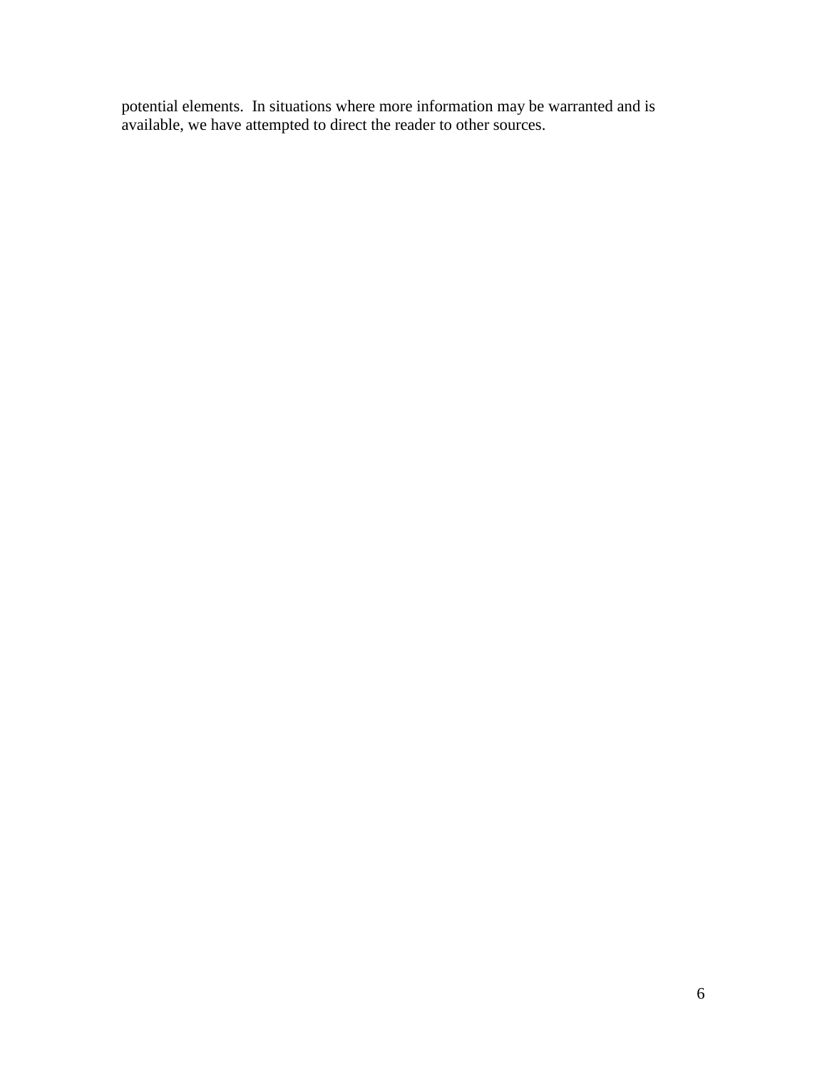potential elements. In situations where more information may be warranted and is available, we have attempted to direct the reader to other sources.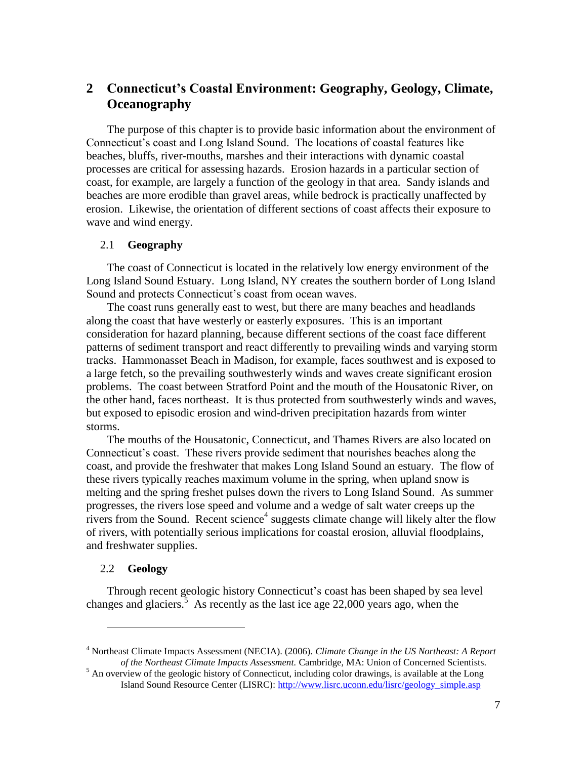# 2 Connecticut's Coastal Environment: Geography, Geology, Climate, Oceanography

The purpose of this chapter is to provide basic information about the environment of Connecticut's coast and Long Island Sound. The locations of coastal features like beaches, bluffs, river-mouths, marshes and their interactions with dynamic coastal processes are critical for assessing hazards. Erosion hazards in a particular section of coast, for example, are largely a function of the geology in that area. Sandy islands and beaches are more erodible than gravel areas, while bedrock is practically unaffected by erosion. Likewise, the orientation of different sections of coast affects their exposure to wave and wind energy.

## 2.1 Geography

The coast of Connecticut is located in the relatively low energy environment of the Long Island Sound Estuary. Long Island, NY creates the southern border of Long Island Sound and protects Connecticut's coast from ocean waves.

The coast runs generally east to west, but there are many beaches and headlands along the coast that have westerly or easterly exposures. This is an important consideration for hazard planning, because different sections of the coast face different patterns of sediment transport and react differently to prevailing winds and varying storm tracks. Hammonasset Beach in Madison, for example, faces southwest and is exposed to a large fetch, so the prevailing southwesterly winds and waves create significant erosion problems. The coast between Stratford Point and the mouth of the Housatonic River, on the other hand, faces northeast. It is thus protected from southwesterly winds and waves, but exposed to episodic erosion and wind-driven precipitation hazards from winter storms.

The mouths of the Housatonic, Connecticut, and Thames Rivers are also located on Connecticut's coast. These rivers provide sediment that nourishes beaches along the coast, and provide the freshwater that makes Long Island Sound an estuary. The flow of these rivers typically reaches maximum volume in the spring, when upland snow is melting and the spring freshet pulses down the rivers to Long Island Sound. As summer progresses, the rivers lose speed and volume and a wedge of salt water creeps up the rivers from the Sound. Recent science[4] suggests climate change will likely alter the flow of rivers, with potentially serious implications for coastal erosion, alluvial floodplains, and freshwater supplies.

## 2.2 Geology

Through recent geologic history Connecticut's coast has been shaped by sea level changes and glaciers.[5] As recently as the last ice age 22,000 years ago, when the

---

[4] Northeast Climate Impacts Assessment (NECIA). (2006). *Climate Change in the US Northeast: A Report of the Northeast Climate Impacts Assessment.* Cambridge, MA: Union of Concerned Scientists.

[5] An overview of the geologic history of Connecticut, including color drawings, is available at the Long Island Sound Resource Center (LISRC): http://www.lisrc.uconn.edu/lisrc/geology_simple.asp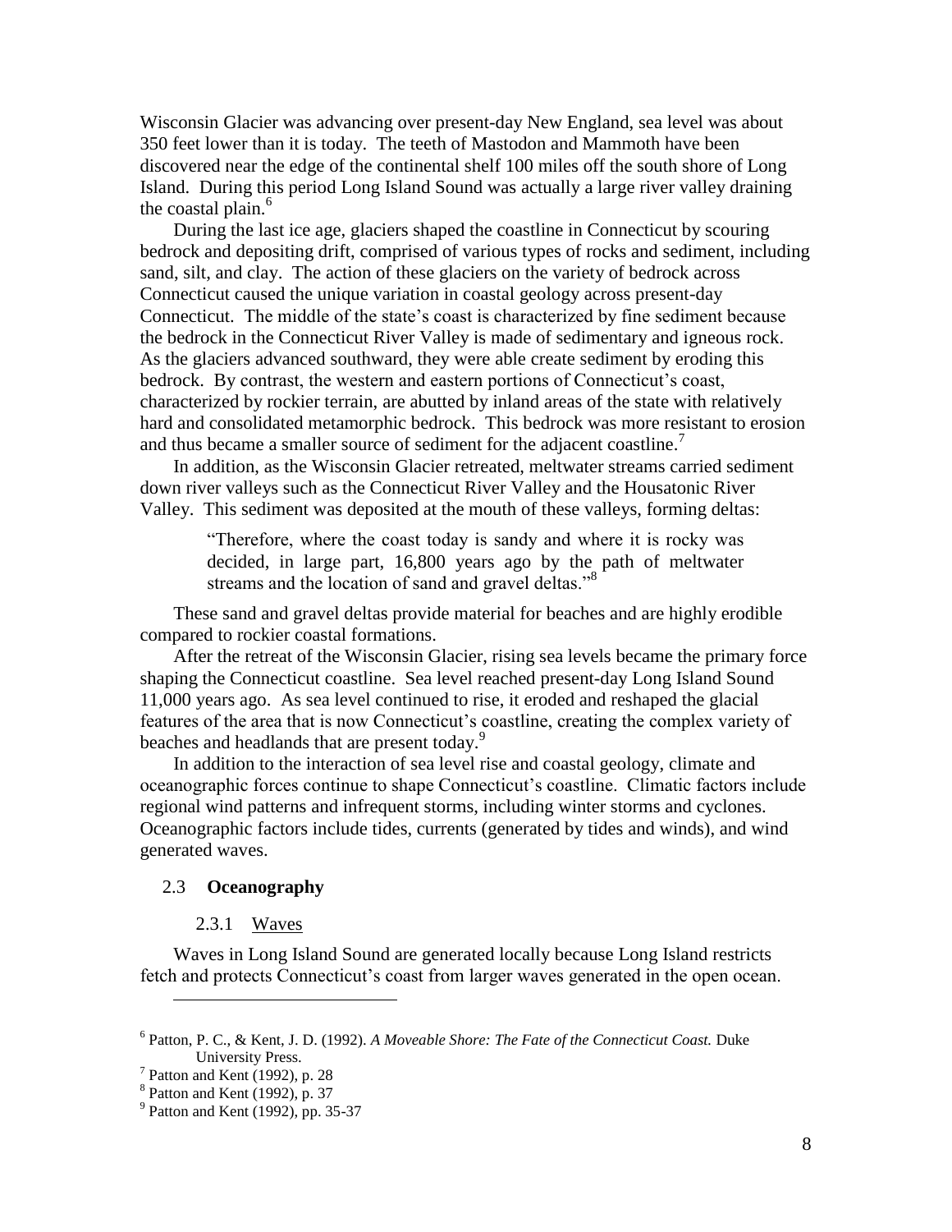Wisconsin Glacier was advancing over present-day New England, sea level was about 350 feet lower than it is today. The teeth of Mastodon and Mammoth have been discovered near the edge of the continental shelf 100 miles off the south shore of Long Island. During this period Long Island Sound was actually a large river valley draining the coastal plain.[6]

During the last ice age, glaciers shaped the coastline in Connecticut by scouring bedrock and depositing drift, comprised of various types of rocks and sediment, including sand, silt, and clay. The action of these glaciers on the variety of bedrock across Connecticut caused the unique variation in coastal geology across present-day Connecticut. The middle of the state's coast is characterized by fine sediment because the bedrock in the Connecticut River Valley is made of sedimentary and igneous rock. As the glaciers advanced southward, they were able create sediment by eroding this bedrock. By contrast, the western and eastern portions of Connecticut's coast, characterized by rockier terrain, are abutted by inland areas of the state with relatively hard and consolidated metamorphic bedrock. This bedrock was more resistant to erosion and thus became a smaller source of sediment for the adjacent coastline.[7]

In addition, as the Wisconsin Glacier retreated, meltwater streams carried sediment down river valleys such as the Connecticut River Valley and the Housatonic River Valley. This sediment was deposited at the mouth of these valleys, forming deltas:

> "Therefore, where the coast today is sandy and where it is rocky was decided, in large part, 16,800 years ago by the path of meltwater streams and the location of sand and gravel deltas."[8]

These sand and gravel deltas provide material for beaches and are highly erodible compared to rockier coastal formations.

After the retreat of the Wisconsin Glacier, rising sea levels became the primary force shaping the Connecticut coastline. Sea level reached present-day Long Island Sound 11,000 years ago. As sea level continued to rise, it eroded and reshaped the glacial features of the area that is now Connecticut's coastline, creating the complex variety of beaches and headlands that are present today.[9]

In addition to the interaction of sea level rise and coastal geology, climate and oceanographic forces continue to shape Connecticut's coastline. Climatic factors include regional wind patterns and infrequent storms, including winter storms and cyclones. Oceanographic factors include tides, currents (generated by tides and winds), and wind generated waves.

## 2.3 Oceanography

### 2.3.1 Waves

Waves in Long Island Sound are generated locally because Long Island restricts fetch and protects Connecticut's coast from larger waves generated in the open ocean.

---

[6] Patton, P. C., & Kent, J. D. (1992). *A Moveable Shore: The Fate of the Connecticut Coast.* Duke University Press.

[7] Patton and Kent (1992), p. 28

[8] Patton and Kent (1992), p. 37

[9] Patton and Kent (1992), pp. 35-37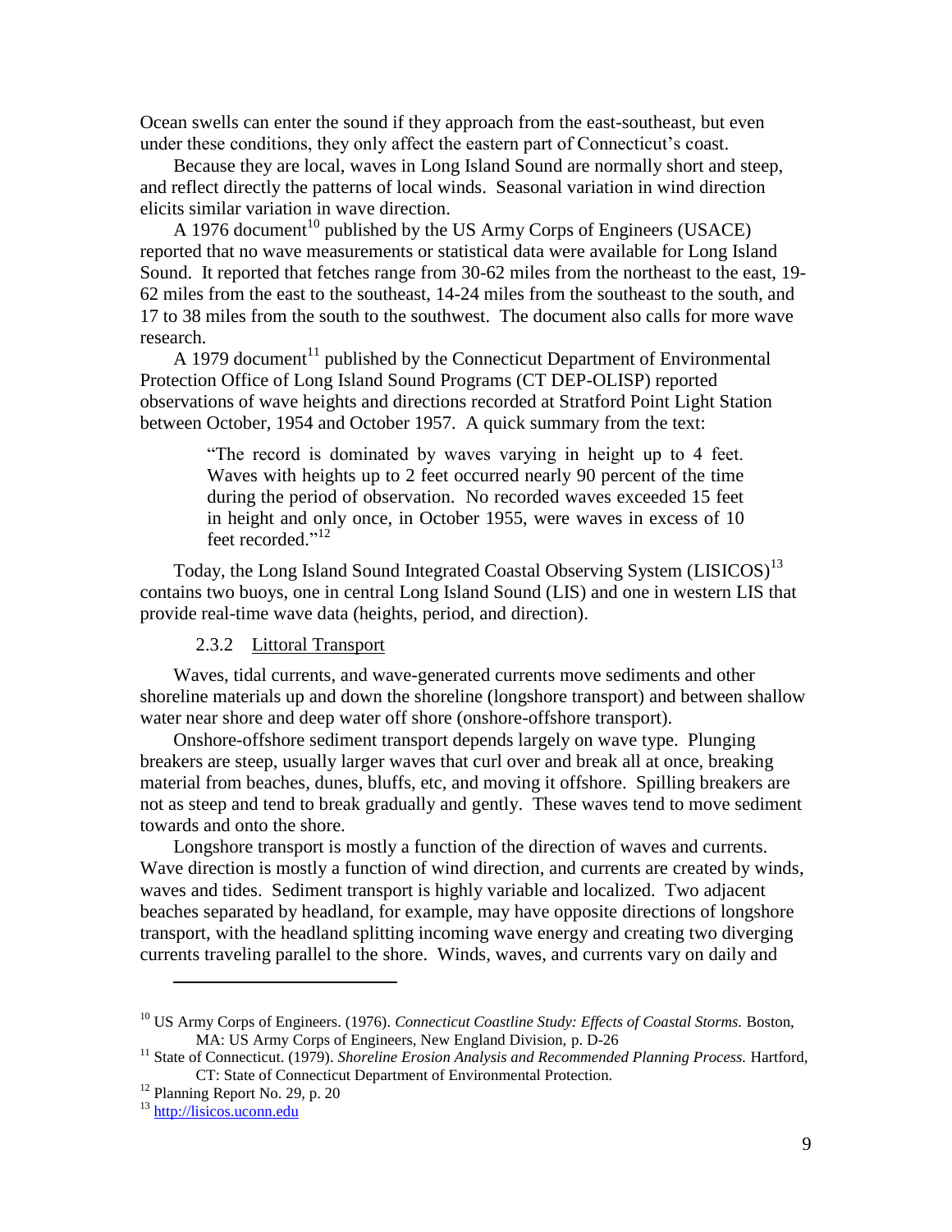Ocean swells can enter the sound if they approach from the east-southeast, but even under these conditions, they only affect the eastern part of Connecticut's coast.

Because they are local, waves in Long Island Sound are normally short and steep, and reflect directly the patterns of local winds. Seasonal variation in wind direction elicits similar variation in wave direction.

A 1976 document[10] published by the US Army Corps of Engineers (USACE) reported that no wave measurements or statistical data were available for Long Island Sound. It reported that fetches range from 30-62 miles from the northeast to the east, 19-62 miles from the east to the southeast, 14-24 miles from the southeast to the south, and 17 to 38 miles from the south to the southwest. The document also calls for more wave research.

A 1979 document[11] published by the Connecticut Department of Environmental Protection Office of Long Island Sound Programs (CT DEP-OLISP) reported observations of wave heights and directions recorded at Stratford Point Light Station between October, 1954 and October 1957. A quick summary from the text:

> "The record is dominated by waves varying in height up to 4 feet. Waves with heights up to 2 feet occurred nearly 90 percent of the time during the period of observation. No recorded waves exceeded 15 feet in height and only once, in October 1955, were waves in excess of 10 feet recorded."[12]

Today, the Long Island Sound Integrated Coastal Observing System (LISICOS)[13] contains two buoys, one in central Long Island Sound (LIS) and one in western LIS that provide real-time wave data (heights, period, and direction).

#### 2.3.2 Littoral Transport

Waves, tidal currents, and wave-generated currents move sediments and other shoreline materials up and down the shoreline (longshore transport) and between shallow water near shore and deep water off shore (onshore-offshore transport).

Onshore-offshore sediment transport depends largely on wave type. Plunging breakers are steep, usually larger waves that curl over and break all at once, breaking material from beaches, dunes, bluffs, etc, and moving it offshore. Spilling breakers are not as steep and tend to break gradually and gently. These waves tend to move sediment towards and onto the shore.

Longshore transport is mostly a function of the direction of waves and currents. Wave direction is mostly a function of wind direction, and currents are created by winds, waves and tides. Sediment transport is highly variable and localized. Two adjacent beaches separated by headland, for example, may have opposite directions of longshore transport, with the headland splitting incoming wave energy and creating two diverging currents traveling parallel to the shore. Winds, waves, and currents vary on daily and

---

[10] US Army Corps of Engineers. (1976). *Connecticut Coastline Study: Effects of Coastal Storms.* Boston, MA: US Army Corps of Engineers, New England Division, p. D-26

[11] State of Connecticut. (1979). *Shoreline Erosion Analysis and Recommended Planning Process.* Hartford, CT: State of Connecticut Department of Environmental Protection.

[12] Planning Report No. 29, p. 20

[13] http://lisicos.uconn.edu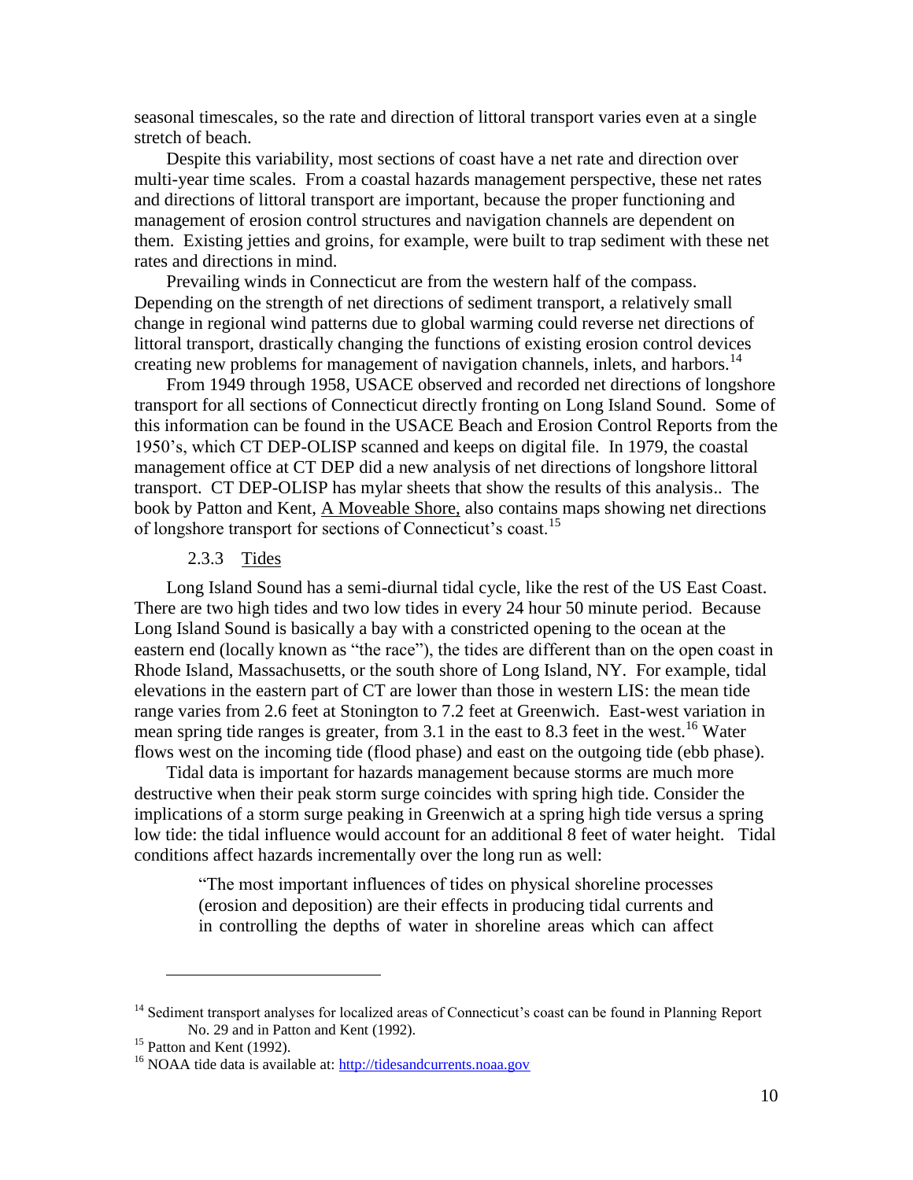seasonal timescales, so the rate and direction of littoral transport varies even at a single stretch of beach.

Despite this variability, most sections of coast have a net rate and direction over multi-year time scales. From a coastal hazards management perspective, these net rates and directions of littoral transport are important, because the proper functioning and management of erosion control structures and navigation channels are dependent on them. Existing jetties and groins, for example, were built to trap sediment with these net rates and directions in mind.

Prevailing winds in Connecticut are from the western half of the compass. Depending on the strength of net directions of sediment transport, a relatively small change in regional wind patterns due to global warming could reverse net directions of littoral transport, drastically changing the functions of existing erosion control devices creating new problems for management of navigation channels, inlets, and harbors.[14]

From 1949 through 1958, USACE observed and recorded net directions of longshore transport for all sections of Connecticut directly fronting on Long Island Sound. Some of this information can be found in the USACE Beach and Erosion Control Reports from the 1950's, which CT DEP-OLISP scanned and keeps on digital file. In 1979, the coastal management office at CT DEP did a new analysis of net directions of longshore littoral transport. CT DEP-OLISP has mylar sheets that show the results of this analysis.. The book by Patton and Kent, A Moveable Shore, also contains maps showing net directions of longshore transport for sections of Connecticut's coast.[15]

### 2.3.3 Tides

Long Island Sound has a semi-diurnal tidal cycle, like the rest of the US East Coast. There are two high tides and two low tides in every 24 hour 50 minute period. Because Long Island Sound is basically a bay with a constricted opening to the ocean at the eastern end (locally known as "the race"), the tides are different than on the open coast in Rhode Island, Massachusetts, or the south shore of Long Island, NY. For example, tidal elevations in the eastern part of CT are lower than those in western LIS: the mean tide range varies from 2.6 feet at Stonington to 7.2 feet at Greenwich. East-west variation in mean spring tide ranges is greater, from 3.1 in the east to 8.3 feet in the west.[16] Water flows west on the incoming tide (flood phase) and east on the outgoing tide (ebb phase).

Tidal data is important for hazards management because storms are much more destructive when their peak storm surge coincides with spring high tide. Consider the implications of a storm surge peaking in Greenwich at a spring high tide versus a spring low tide: the tidal influence would account for an additional 8 feet of water height. Tidal conditions affect hazards incrementally over the long run as well:

> "The most important influences of tides on physical shoreline processes (erosion and deposition) are their effects in producing tidal currents and in controlling the depths of water in shoreline areas which can affect

---

[14] Sediment transport analyses for localized areas of Connecticut's coast can be found in Planning Report No. 29 and in Patton and Kent (1992).

[15] Patton and Kent (1992).

[16] NOAA tide data is available at: http://tidesandcurrents.noaa.gov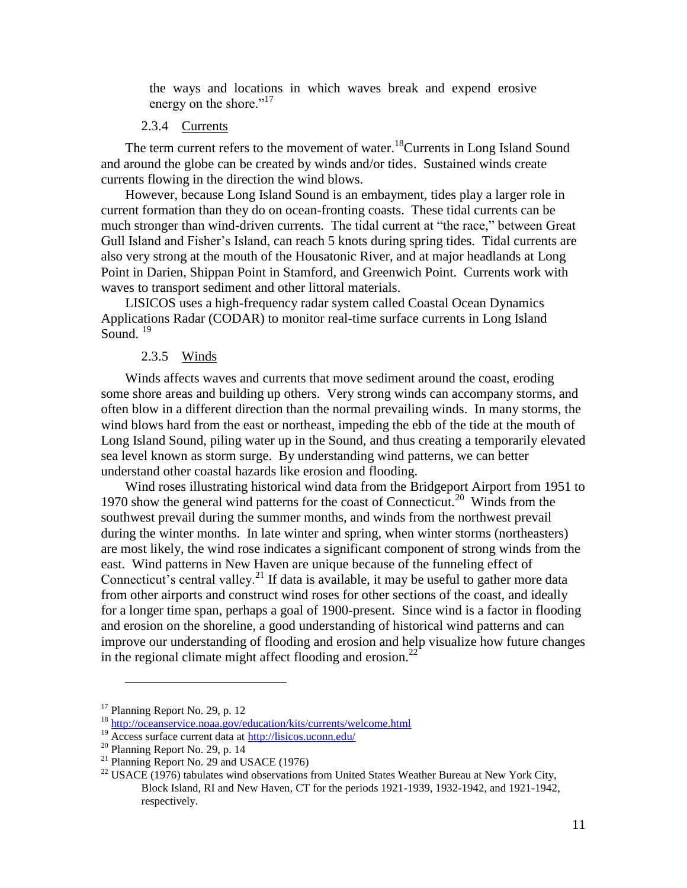the ways and locations in which waves break and expend erosive energy on the shore."[17]

### 2.3.4 Currents

The term current refers to the movement of water.[18]Currents in Long Island Sound and around the globe can be created by winds and/or tides. Sustained winds create currents flowing in the direction the wind blows.

However, because Long Island Sound is an embayment, tides play a larger role in current formation than they do on ocean-fronting coasts. These tidal currents can be much stronger than wind-driven currents. The tidal current at "the race," between Great Gull Island and Fisher's Island, can reach 5 knots during spring tides. Tidal currents are also very strong at the mouth of the Housatonic River, and at major headlands at Long Point in Darien, Shippan Point in Stamford, and Greenwich Point. Currents work with waves to transport sediment and other littoral materials.

LISICOS uses a high-frequency radar system called Coastal Ocean Dynamics Applications Radar (CODAR) to monitor real-time surface currents in Long Island Sound. [19]

### 2.3.5 Winds

Winds affects waves and currents that move sediment around the coast, eroding some shore areas and building up others. Very strong winds can accompany storms, and often blow in a different direction than the normal prevailing winds. In many storms, the wind blows hard from the east or northeast, impeding the ebb of the tide at the mouth of Long Island Sound, piling water up in the Sound, and thus creating a temporarily elevated sea level known as storm surge. By understanding wind patterns, we can better understand other coastal hazards like erosion and flooding.

Wind roses illustrating historical wind data from the Bridgeport Airport from 1951 to 1970 show the general wind patterns for the coast of Connecticut.[20] Winds from the southwest prevail during the summer months, and winds from the northwest prevail during the winter months. In late winter and spring, when winter storms (northeasters) are most likely, the wind rose indicates a significant component of strong winds from the east. Wind patterns in New Haven are unique because of the funneling effect of Connecticut's central valley.[21] If data is available, it may be useful to gather more data from other airports and construct wind roses for other sections of the coast, and ideally for a longer time span, perhaps a goal of 1900-present. Since wind is a factor in flooding and erosion on the shoreline, a good understanding of historical wind patterns and can improve our understanding of flooding and erosion and help visualize how future changes in the regional climate might affect flooding and erosion.[22]

---

[17] Planning Report No. 29, p. 12

[18] http://oceanservice.noaa.gov/education/kits/currents/welcome.html

[19] Access surface current data at http://lisicos.uconn.edu/

[20] Planning Report No. 29, p. 14

[21] Planning Report No. 29 and USACE (1976)

[22] USACE (1976) tabulates wind observations from United States Weather Bureau at New York City, Block Island, RI and New Haven, CT for the periods 1921-1939, 1932-1942, and 1921-1942, respectively.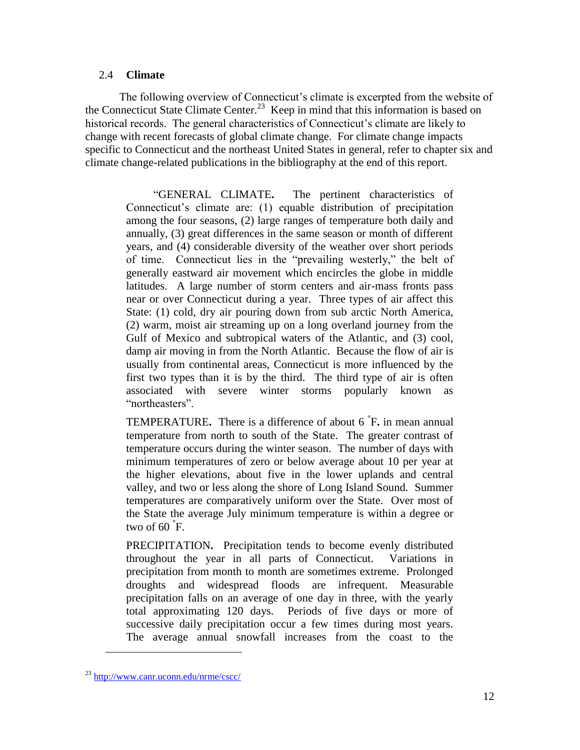## 2.4 Climate

The following overview of Connecticut's climate is excerpted from the website of the Connecticut State Climate Center.[23] Keep in mind that this information is based on historical records. The general characteristics of Connecticut's climate are likely to change with recent forecasts of global climate change. For climate change impacts specific to Connecticut and the northeast United States in general, refer to chapter six and climate change-related publications in the bibliography at the end of this report.

> "GENERAL CLIMATE**.** The pertinent characteristics of Connecticut's climate are: (1) equable distribution of precipitation among the four seasons, (2) large ranges of temperature both daily and annually, (3) great differences in the same season or month of different years, and (4) considerable diversity of the weather over short periods of time. Connecticut lies in the "prevailing westerly," the belt of generally eastward air movement which encircles the globe in middle latitudes. A large number of storm centers and air-mass fronts pass near or over Connecticut during a year. Three types of air affect this State: (1) cold, dry air pouring down from sub arctic North America, (2) warm, moist air streaming up on a long overland journey from the Gulf of Mexico and subtropical waters of the Atlantic, and (3) cool, damp air moving in from the North Atlantic. Because the flow of air is usually from continental areas, Connecticut is more influenced by the first two types than it is by the third. The third type of air is often associated with severe winter storms popularly known as "northeasters".
>
> TEMPERATURE**.** There is a difference of about 6 °F**.** in mean annual temperature from north to south of the State. The greater contrast of temperature occurs during the winter season. The number of days with minimum temperatures of zero or below average about 10 per year at the higher elevations, about five in the lower uplands and central valley, and two or less along the shore of Long Island Sound. Summer temperatures are comparatively uniform over the State. Over most of the State the average July minimum temperature is within a degree or two of 60 °F.
>
> PRECIPITATION**.** Precipitation tends to become evenly distributed throughout the year in all parts of Connecticut. Variations in precipitation from month to month are sometimes extreme. Prolonged droughts and widespread floods are infrequent. Measurable precipitation falls on an average of one day in three, with the yearly total approximating 120 days. Periods of five days or more of successive daily precipitation occur a few times during most years. The average annual snowfall increases from the coast to the

[23] http://www.canr.uconn.edu/nrme/cscc/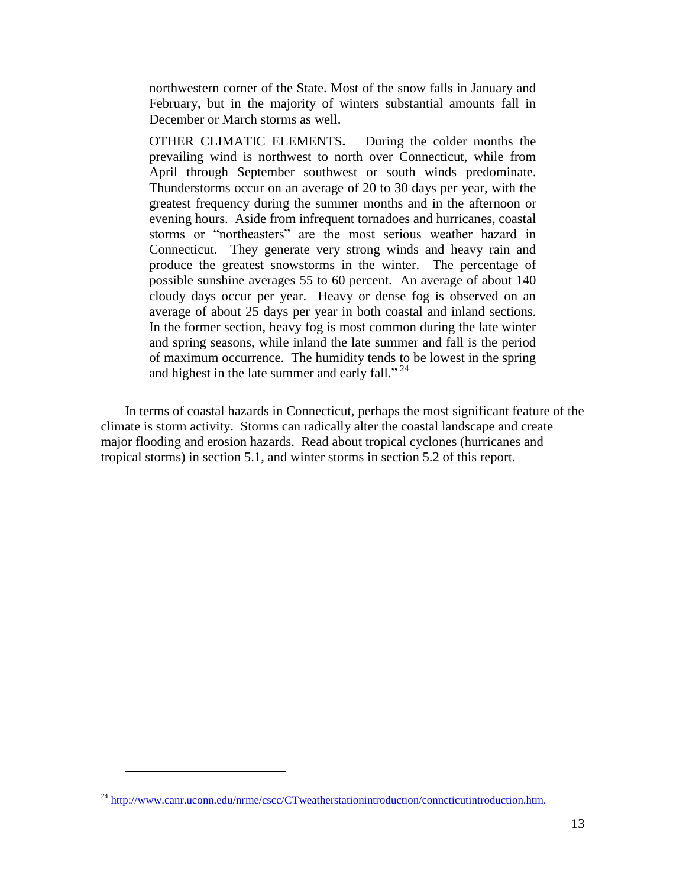> northwestern corner of the State. Most of the snow falls in January and February, but in the majority of winters substantial amounts fall in December or March storms as well.
>
> OTHER CLIMATIC ELEMENTS**.** During the colder months the prevailing wind is northwest to north over Connecticut, while from April through September southwest or south winds predominate. Thunderstorms occur on an average of 20 to 30 days per year, with the greatest frequency during the summer months and in the afternoon or evening hours. Aside from infrequent tornadoes and hurricanes, coastal storms or "northeasters" are the most serious weather hazard in Connecticut. They generate very strong winds and heavy rain and produce the greatest snowstorms in the winter. The percentage of possible sunshine averages 55 to 60 percent. An average of about 140 cloudy days occur per year. Heavy or dense fog is observed on an average of about 25 days per year in both coastal and inland sections. In the former section, heavy fog is most common during the late winter and spring seasons, while inland the late summer and fall is the period of maximum occurrence. The humidity tends to be lowest in the spring and highest in the late summer and early fall." [24]

In terms of coastal hazards in Connecticut, perhaps the most significant feature of the climate is storm activity. Storms can radically alter the coastal landscape and create major flooding and erosion hazards. Read about tropical cyclones (hurricanes and tropical storms) in section 5.1, and winter storms in section 5.2 of this report.

---

[24] http://www.canr.uconn.edu/nrme/cscc/CTweatherstationintroduction/conncticutintroduction.htm.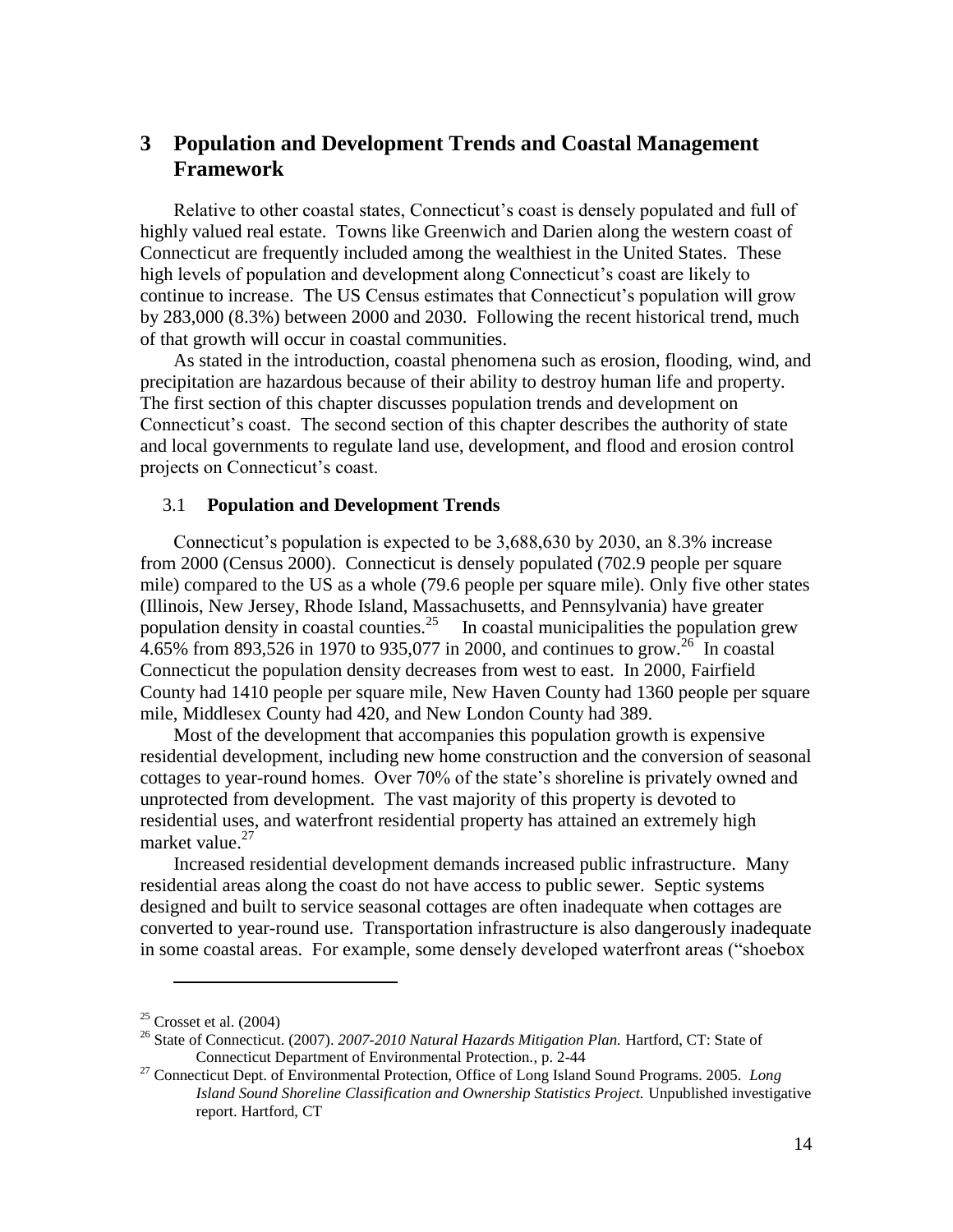# 3 Population and Development Trends and Coastal Management Framework

Relative to other coastal states, Connecticut's coast is densely populated and full of highly valued real estate. Towns like Greenwich and Darien along the western coast of Connecticut are frequently included among the wealthiest in the United States. These high levels of population and development along Connecticut's coast are likely to continue to increase. The US Census estimates that Connecticut's population will grow by 283,000 (8.3%) between 2000 and 2030. Following the recent historical trend, much of that growth will occur in coastal communities.

As stated in the introduction, coastal phenomena such as erosion, flooding, wind, and precipitation are hazardous because of their ability to destroy human life and property. The first section of this chapter discusses population trends and development on Connecticut's coast. The second section of this chapter describes the authority of state and local governments to regulate land use, development, and flood and erosion control projects on Connecticut's coast.

## 3.1 Population and Development Trends

Connecticut's population is expected to be 3,688,630 by 2030, an 8.3% increase from 2000 (Census 2000). Connecticut is densely populated (702.9 people per square mile) compared to the US as a whole (79.6 people per square mile). Only five other states (Illinois, New Jersey, Rhode Island, Massachusetts, and Pennsylvania) have greater population density in coastal counties.[25] In coastal municipalities the population grew 4.65% from 893,526 in 1970 to 935,077 in 2000, and continues to grow.[26] In coastal Connecticut the population density decreases from west to east. In 2000, Fairfield County had 1410 people per square mile, New Haven County had 1360 people per square mile, Middlesex County had 420, and New London County had 389.

Most of the development that accompanies this population growth is expensive residential development, including new home construction and the conversion of seasonal cottages to year-round homes. Over 70% of the state's shoreline is privately owned and unprotected from development. The vast majority of this property is devoted to residential uses, and waterfront residential property has attained an extremely high market value.[27]

Increased residential development demands increased public infrastructure. Many residential areas along the coast do not have access to public sewer. Septic systems designed and built to service seasonal cottages are often inadequate when cottages are converted to year-round use. Transportation infrastructure is also dangerously inadequate in some coastal areas. For example, some densely developed waterfront areas ("shoebox

---

[25] Crosset et al. (2004)

[26] State of Connecticut. (2007). *2007-2010 Natural Hazards Mitigation Plan.* Hartford, CT: State of Connecticut Department of Environmental Protection., p. 2-44

[27] Connecticut Dept. of Environmental Protection, Office of Long Island Sound Programs. 2005. *Long Island Sound Shoreline Classification and Ownership Statistics Project.* Unpublished investigative report. Hartford, CT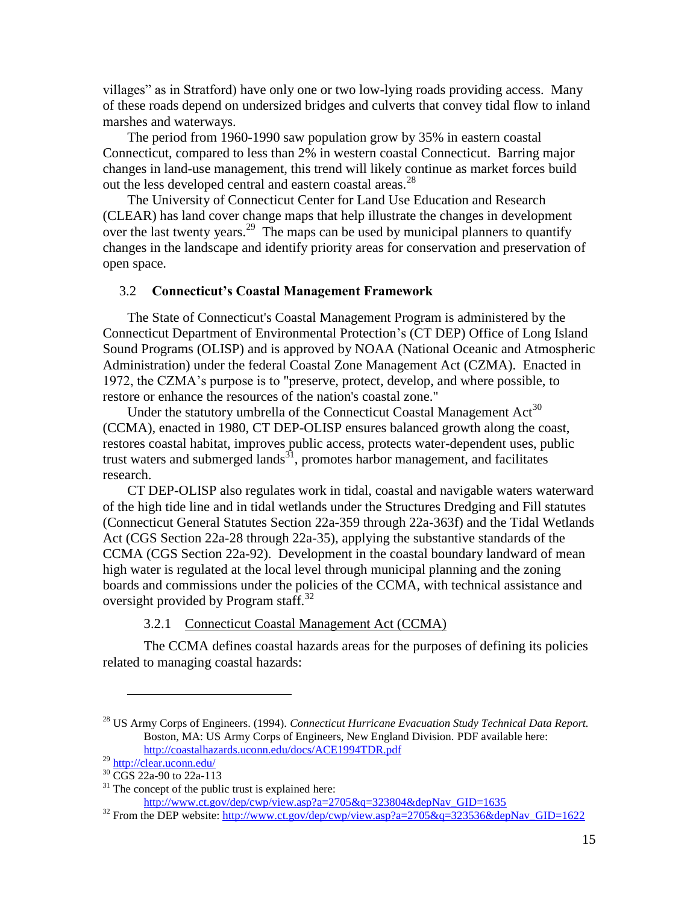villages" as in Stratford) have only one or two low-lying roads providing access. Many of these roads depend on undersized bridges and culverts that convey tidal flow to inland marshes and waterways.

The period from 1960-1990 saw population grow by 35% in eastern coastal Connecticut, compared to less than 2% in western coastal Connecticut. Barring major changes in land-use management, this trend will likely continue as market forces build out the less developed central and eastern coastal areas.[28]

The University of Connecticut Center for Land Use Education and Research (CLEAR) has land cover change maps that help illustrate the changes in development over the last twenty years.[29] The maps can be used by municipal planners to quantify changes in the landscape and identify priority areas for conservation and preservation of open space.

## 3.2 Connecticut's Coastal Management Framework

The State of Connecticut's Coastal Management Program is administered by the Connecticut Department of Environmental Protection's (CT DEP) Office of Long Island Sound Programs (OLISP) and is approved by NOAA (National Oceanic and Atmospheric Administration) under the federal Coastal Zone Management Act (CZMA). Enacted in 1972, the CZMA's purpose is to "preserve, protect, develop, and where possible, to restore or enhance the resources of the nation's coastal zone."

Under the statutory umbrella of the Connecticut Coastal Management Act[30] (CCMA), enacted in 1980, CT DEP-OLISP ensures balanced growth along the coast, restores coastal habitat, improves public access, protects water-dependent uses, public trust waters and submerged lands[31], promotes harbor management, and facilitates research.

CT DEP-OLISP also regulates work in tidal, coastal and navigable waters waterward of the high tide line and in tidal wetlands under the Structures Dredging and Fill statutes (Connecticut General Statutes Section 22a-359 through 22a-363f) and the Tidal Wetlands Act (CGS Section 22a-28 through 22a-35), applying the substantive standards of the CCMA (CGS Section 22a-92). Development in the coastal boundary landward of mean high water is regulated at the local level through municipal planning and the zoning boards and commissions under the policies of the CCMA, with technical assistance and oversight provided by Program staff.[32]

### 3.2.1 Connecticut Coastal Management Act (CCMA)

The CCMA defines coastal hazards areas for the purposes of defining its policies related to managing coastal hazards:

---

[28] US Army Corps of Engineers. (1994). *Connecticut Hurricane Evacuation Study Technical Data Report.* Boston, MA: US Army Corps of Engineers, New England Division. PDF available here: http://coastalhazards.uconn.edu/docs/ACE1994TDR.pdf

[29] http://clear.uconn.edu/

[30] CGS 22a-90 to 22a-113

[31] The concept of the public trust is explained here: http://www.ct.gov/dep/cwp/view.asp?a=2705&q=323804&depNav_GID=1635

[32] From the DEP website: http://www.ct.gov/dep/cwp/view.asp?a=2705&q=323536&depNav_GID=1622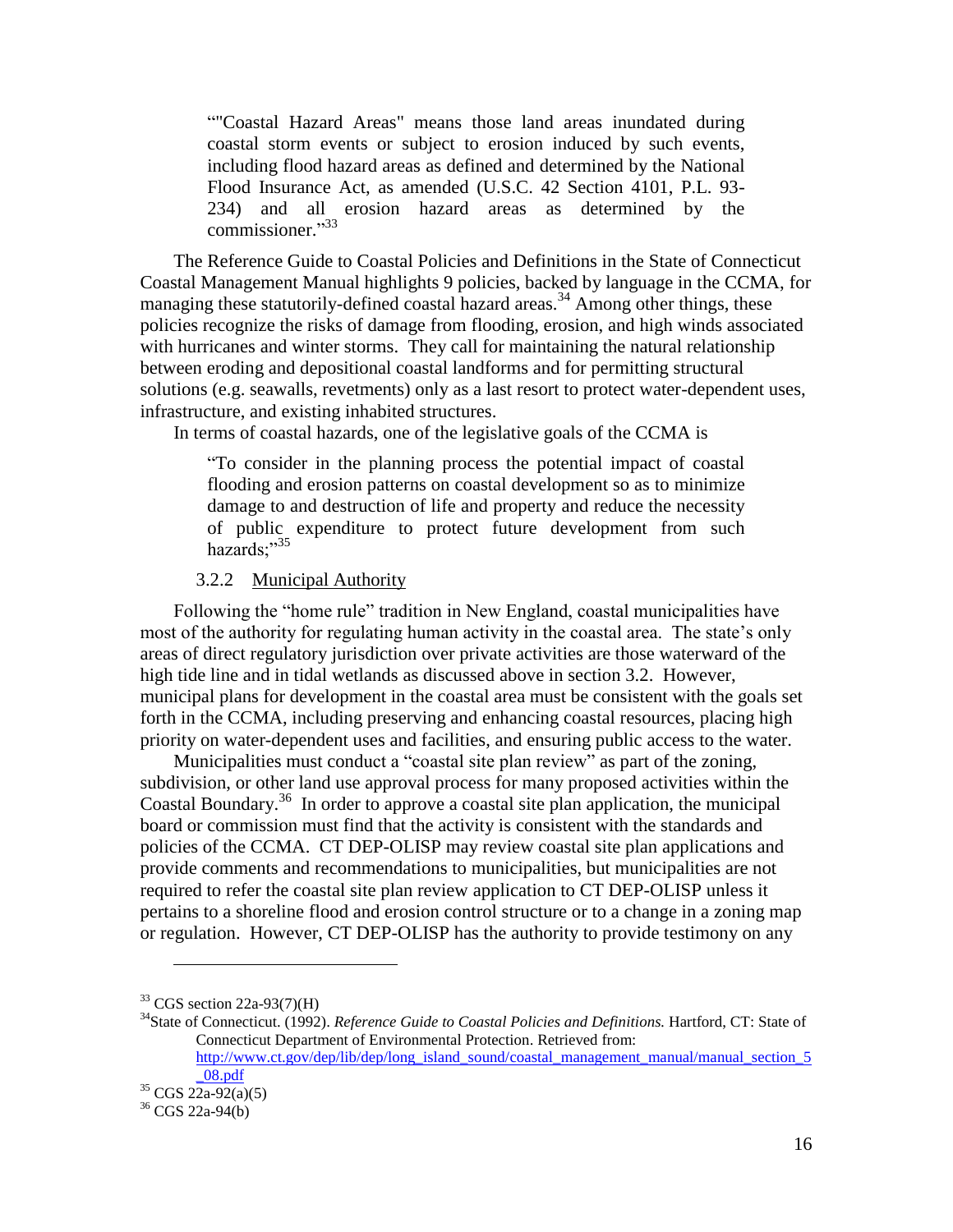> “"Coastal Hazard Areas" means those land areas inundated during coastal storm events or subject to erosion induced by such events, including flood hazard areas as defined and determined by the National Flood Insurance Act, as amended (U.S.C. 42 Section 4101, P.L. 93-234) and all erosion hazard areas as determined by the commissioner.”[33]

The Reference Guide to Coastal Policies and Definitions in the State of Connecticut Coastal Management Manual highlights 9 policies, backed by language in the CCMA, for managing these statutorily-defined coastal hazard areas.[34] Among other things, these policies recognize the risks of damage from flooding, erosion, and high winds associated with hurricanes and winter storms. They call for maintaining the natural relationship between eroding and depositional coastal landforms and for permitting structural solutions (e.g. seawalls, revetments) only as a last resort to protect water-dependent uses, infrastructure, and existing inhabited structures.

In terms of coastal hazards, one of the legislative goals of the CCMA is

> “To consider in the planning process the potential impact of coastal flooding and erosion patterns on coastal development so as to minimize damage to and destruction of life and property and reduce the necessity of public expenditure to protect future development from such hazards;”[35]

### 3.2.2 Municipal Authority

Following the “home rule” tradition in New England, coastal municipalities have most of the authority for regulating human activity in the coastal area. The state’s only areas of direct regulatory jurisdiction over private activities are those waterward of the high tide line and in tidal wetlands as discussed above in section 3.2. However, municipal plans for development in the coastal area must be consistent with the goals set forth in the CCMA, including preserving and enhancing coastal resources, placing high priority on water-dependent uses and facilities, and ensuring public access to the water.

Municipalities must conduct a “coastal site plan review” as part of the zoning, subdivision, or other land use approval process for many proposed activities within the Coastal Boundary.[36] In order to approve a coastal site plan application, the municipal board or commission must find that the activity is consistent with the standards and policies of the CCMA. CT DEP-OLISP may review coastal site plan applications and provide comments and recommendations to municipalities, but municipalities are not required to refer the coastal site plan review application to CT DEP-OLISP unless it pertains to a shoreline flood and erosion control structure or to a change in a zoning map or regulation. However, CT DEP-OLISP has the authority to provide testimony on any

---

[33] CGS section 22a-93(7)(H)

[34] State of Connecticut. (1992). *Reference Guide to Coastal Policies and Definitions.* Hartford, CT: State of Connecticut Department of Environmental Protection. Retrieved from: http://www.ct.gov/dep/lib/dep/long_island_sound/coastal_management_manual/manual_section_5_08.pdf

[35] CGS 22a-92(a)(5)

[36] CGS 22a-94(b)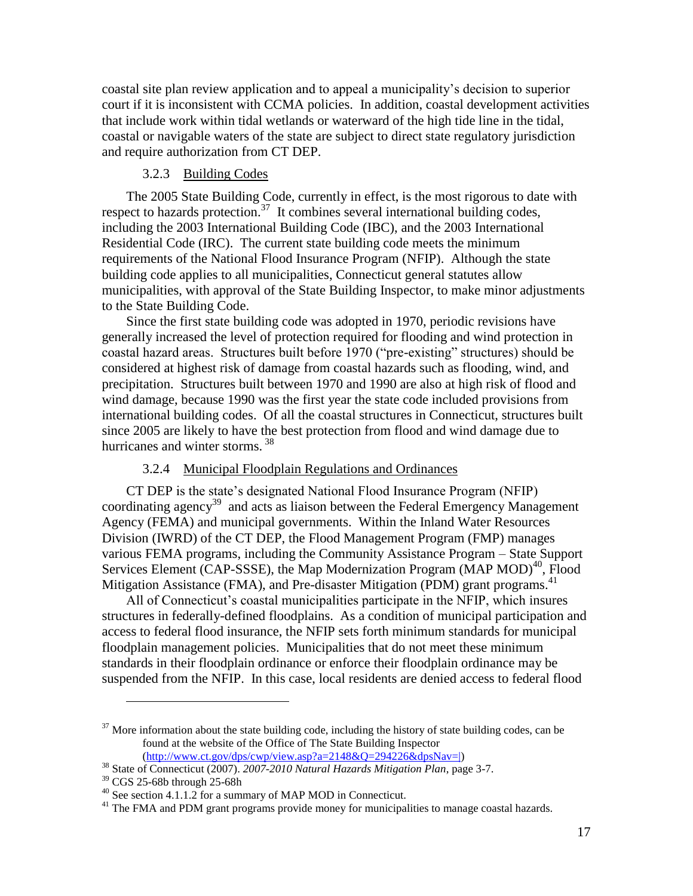coastal site plan review application and to appeal a municipality's decision to superior court if it is inconsistent with CCMA policies. In addition, coastal development activities that include work within tidal wetlands or waterward of the high tide line in the tidal, coastal or navigable waters of the state are subject to direct state regulatory jurisdiction and require authorization from CT DEP.

### 3.2.3 Building Codes

The 2005 State Building Code, currently in effect, is the most rigorous to date with respect to hazards protection.[37] It combines several international building codes, including the 2003 International Building Code (IBC), and the 2003 International Residential Code (IRC). The current state building code meets the minimum requirements of the National Flood Insurance Program (NFIP). Although the state building code applies to all municipalities, Connecticut general statutes allow municipalities, with approval of the State Building Inspector, to make minor adjustments to the State Building Code.

Since the first state building code was adopted in 1970, periodic revisions have generally increased the level of protection required for flooding and wind protection in coastal hazard areas. Structures built before 1970 ("pre-existing" structures) should be considered at highest risk of damage from coastal hazards such as flooding, wind, and precipitation. Structures built between 1970 and 1990 are also at high risk of flood and wind damage, because 1990 was the first year the state code included provisions from international building codes. Of all the coastal structures in Connecticut, structures built since 2005 are likely to have the best protection from flood and wind damage due to hurricanes and winter storms.[38]

### 3.2.4 Municipal Floodplain Regulations and Ordinances

CT DEP is the state's designated National Flood Insurance Program (NFIP) coordinating agency[39] and acts as liaison between the Federal Emergency Management Agency (FEMA) and municipal governments. Within the Inland Water Resources Division (IWRD) of the CT DEP, the Flood Management Program (FMP) manages various FEMA programs, including the Community Assistance Program – State Support Services Element (CAP-SSSE), the Map Modernization Program (MAP MOD)[40], Flood Mitigation Assistance (FMA), and Pre-disaster Mitigation (PDM) grant programs.[41]

All of Connecticut's coastal municipalities participate in the NFIP, which insures structures in federally-defined floodplains. As a condition of municipal participation and access to federal flood insurance, the NFIP sets forth minimum standards for municipal floodplain management policies. Municipalities that do not meet these minimum standards in their floodplain ordinance or enforce their floodplain ordinance may be suspended from the NFIP. In this case, local residents are denied access to federal flood

---

[37] More information about the state building code, including the history of state building codes, can be found at the website of the Office of The State Building Inspector (http://www.ct.gov/dps/cwp/view.asp?a=2148&Q=294226&dpsNav=|)

[38] State of Connecticut (2007). *2007-2010 Natural Hazards Mitigation Plan*, page 3-7.

[39] CGS 25-68b through 25-68h

[40] See section 4.1.1.2 for a summary of MAP MOD in Connecticut.

[41] The FMA and PDM grant programs provide money for municipalities to manage coastal hazards.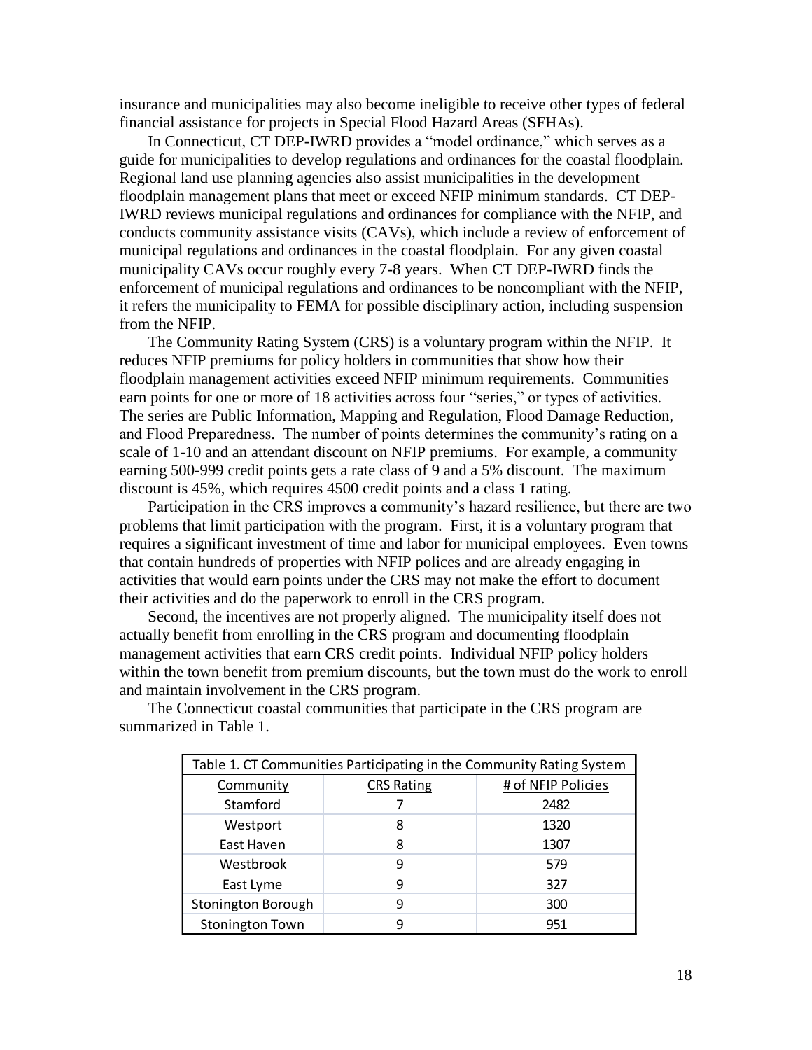insurance and municipalities may also become ineligible to receive other types of federal financial assistance for projects in Special Flood Hazard Areas (SFHAs).

In Connecticut, CT DEP-IWRD provides a "model ordinance," which serves as a guide for municipalities to develop regulations and ordinances for the coastal floodplain. Regional land use planning agencies also assist municipalities in the development floodplain management plans that meet or exceed NFIP minimum standards. CT DEP-IWRD reviews municipal regulations and ordinances for compliance with the NFIP, and conducts community assistance visits (CAVs), which include a review of enforcement of municipal regulations and ordinances in the coastal floodplain. For any given coastal municipality CAVs occur roughly every 7-8 years. When CT DEP-IWRD finds the enforcement of municipal regulations and ordinances to be noncompliant with the NFIP, it refers the municipality to FEMA for possible disciplinary action, including suspension from the NFIP.

The Community Rating System (CRS) is a voluntary program within the NFIP. It reduces NFIP premiums for policy holders in communities that show how their floodplain management activities exceed NFIP minimum requirements. Communities earn points for one or more of 18 activities across four "series," or types of activities. The series are Public Information, Mapping and Regulation, Flood Damage Reduction, and Flood Preparedness. The number of points determines the community's rating on a scale of 1-10 and an attendant discount on NFIP premiums. For example, a community earning 500-999 credit points gets a rate class of 9 and a 5% discount. The maximum discount is 45%, which requires 4500 credit points and a class 1 rating.

Participation in the CRS improves a community's hazard resilience, but there are two problems that limit participation with the program. First, it is a voluntary program that requires a significant investment of time and labor for municipal employees. Even towns that contain hundreds of properties with NFIP polices and are already engaging in activities that would earn points under the CRS may not make the effort to document their activities and do the paperwork to enroll in the CRS program.

Second, the incentives are not properly aligned. The municipality itself does not actually benefit from enrolling in the CRS program and documenting floodplain management activities that earn CRS credit points. Individual NFIP policy holders within the town benefit from premium discounts, but the town must do the work to enroll and maintain involvement in the CRS program.

The Connecticut coastal communities that participate in the CRS program are summarized in Table 1.

Table 1. CT Communities Participating in the Community Rating System

| Community | CRS Rating | # of NFIP Policies |
|---|---|---|
| Stamford | 7 | 2482 |
| Westport | 8 | 1320 |
| East Haven | 8 | 1307 |
| Westbrook | 9 | 579 |
| East Lyme | 9 | 327 |
| Stonington Borough | 9 | 300 |
| Stonington Town | 9 | 951 |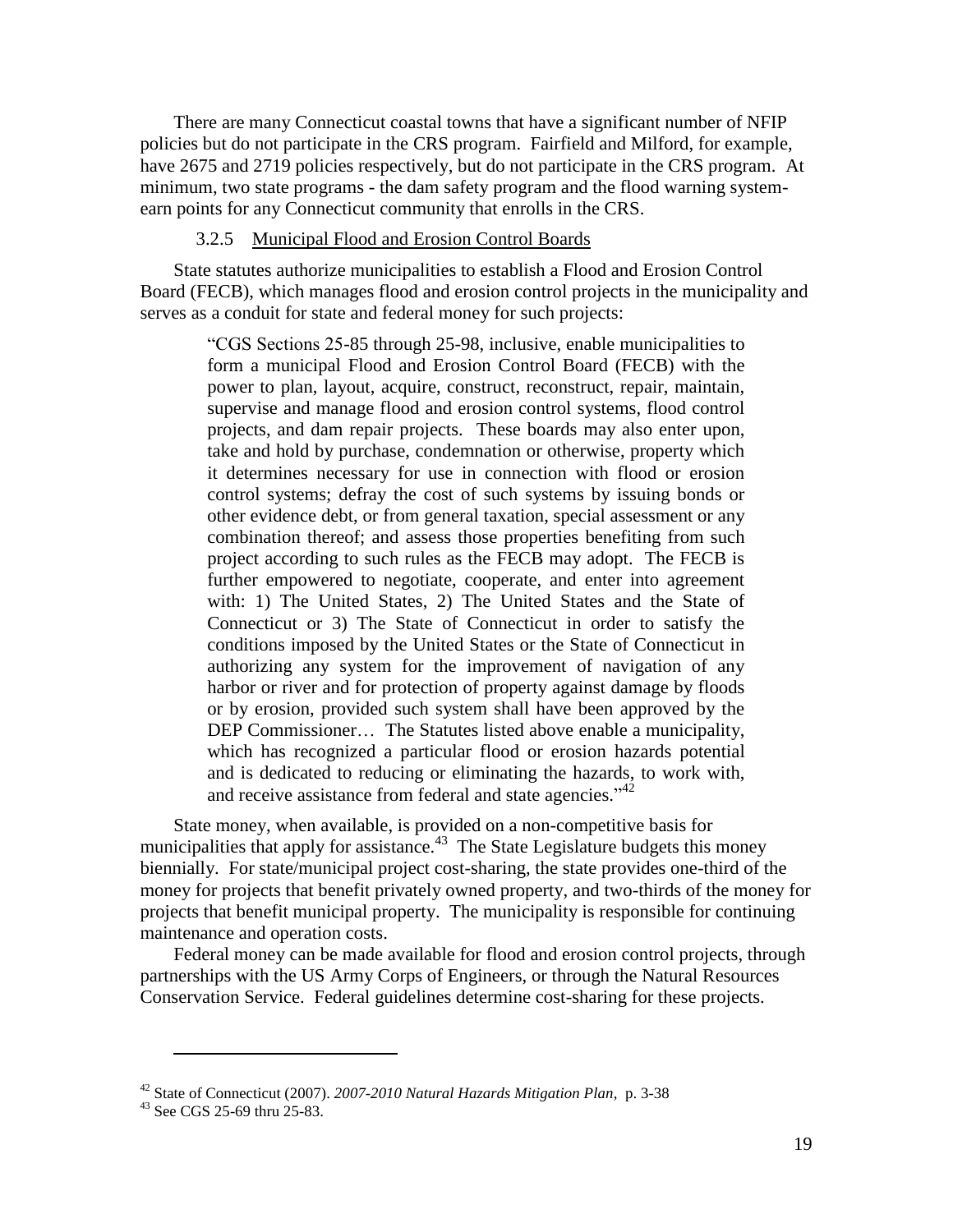There are many Connecticut coastal towns that have a significant number of NFIP policies but do not participate in the CRS program. Fairfield and Milford, for example, have 2675 and 2719 policies respectively, but do not participate in the CRS program. At minimum, two state programs - the dam safety program and the flood warning system- earn points for any Connecticut community that enrolls in the CRS.

#### 3.2.5 Municipal Flood and Erosion Control Boards

State statutes authorize municipalities to establish a Flood and Erosion Control Board (FECB), which manages flood and erosion control projects in the municipality and serves as a conduit for state and federal money for such projects:

> "CGS Sections 25-85 through 25-98, inclusive, enable municipalities to form a municipal Flood and Erosion Control Board (FECB) with the power to plan, layout, acquire, construct, reconstruct, repair, maintain, supervise and manage flood and erosion control systems, flood control projects, and dam repair projects. These boards may also enter upon, take and hold by purchase, condemnation or otherwise, property which it determines necessary for use in connection with flood or erosion control systems; defray the cost of such systems by issuing bonds or other evidence debt, or from general taxation, special assessment or any combination thereof; and assess those properties benefiting from such project according to such rules as the FECB may adopt. The FECB is further empowered to negotiate, cooperate, and enter into agreement with: 1) The United States, 2) The United States and the State of Connecticut or 3) The State of Connecticut in order to satisfy the conditions imposed by the United States or the State of Connecticut in authorizing any system for the improvement of navigation of any harbor or river and for protection of property against damage by floods or by erosion, provided such system shall have been approved by the DEP Commissioner… The Statutes listed above enable a municipality, which has recognized a particular flood or erosion hazards potential and is dedicated to reducing or eliminating the hazards, to work with, and receive assistance from federal and state agencies."[42]

State money, when available, is provided on a non-competitive basis for municipalities that apply for assistance.[43] The State Legislature budgets this money biennially. For state/municipal project cost-sharing, the state provides one-third of the money for projects that benefit privately owned property, and two-thirds of the money for projects that benefit municipal property. The municipality is responsible for continuing maintenance and operation costs.

Federal money can be made available for flood and erosion control projects, through partnerships with the US Army Corps of Engineers, or through the Natural Resources Conservation Service. Federal guidelines determine cost-sharing for these projects.

---

[42] State of Connecticut (2007). *2007-2010 Natural Hazards Mitigation Plan*, p. 3-38

[43] See CGS 25-69 thru 25-83.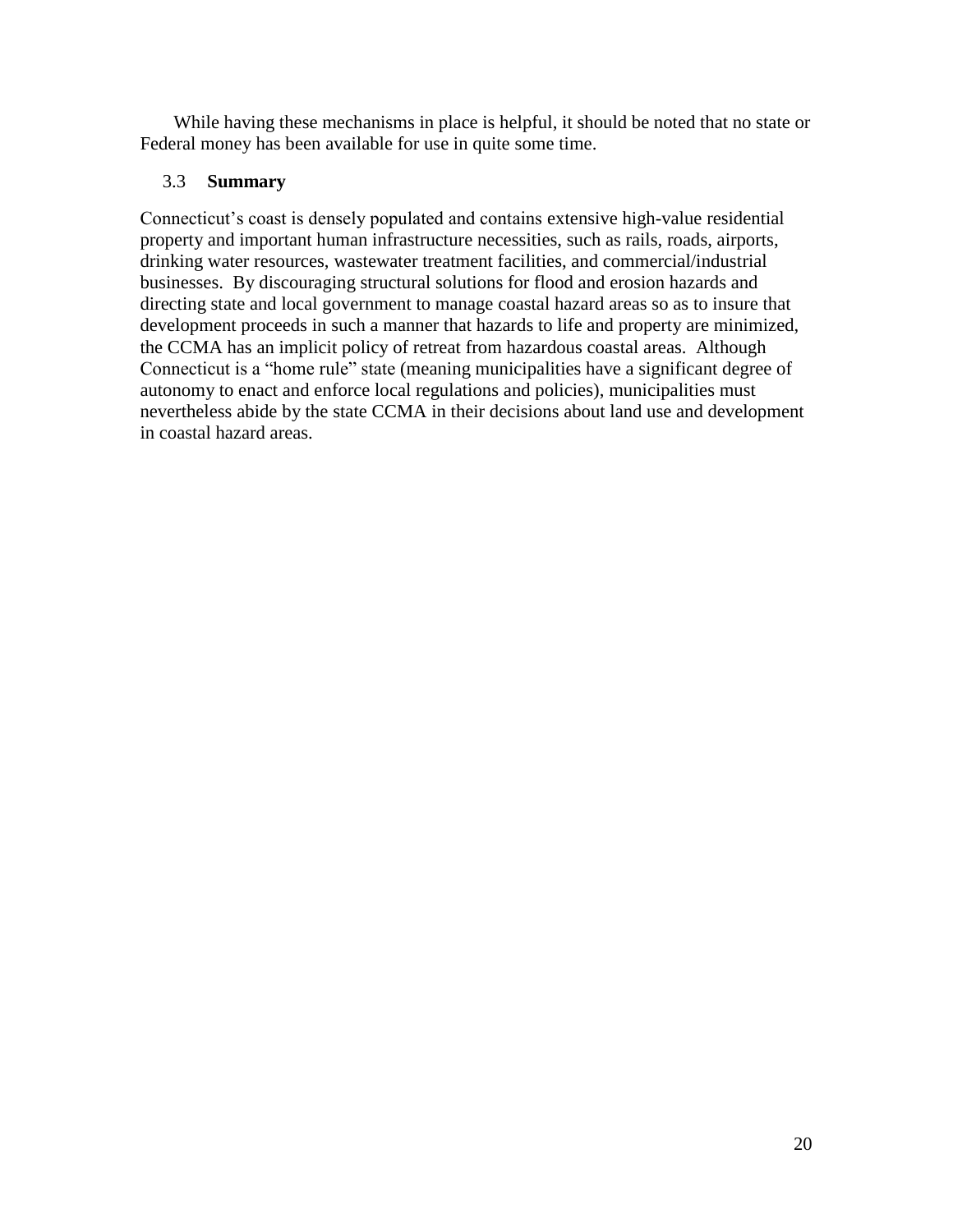While having these mechanisms in place is helpful, it should be noted that no state or Federal money has been available for use in quite some time.

### 3.3 **Summary**

Connecticut's coast is densely populated and contains extensive high-value residential property and important human infrastructure necessities, such as rails, roads, airports, drinking water resources, wastewater treatment facilities, and commercial/industrial businesses. By discouraging structural solutions for flood and erosion hazards and directing state and local government to manage coastal hazard areas so as to insure that development proceeds in such a manner that hazards to life and property are minimized, the CCMA has an implicit policy of retreat from hazardous coastal areas. Although Connecticut is a "home rule" state (meaning municipalities have a significant degree of autonomy to enact and enforce local regulations and policies), municipalities must nevertheless abide by the state CCMA in their decisions about land use and development in coastal hazard areas.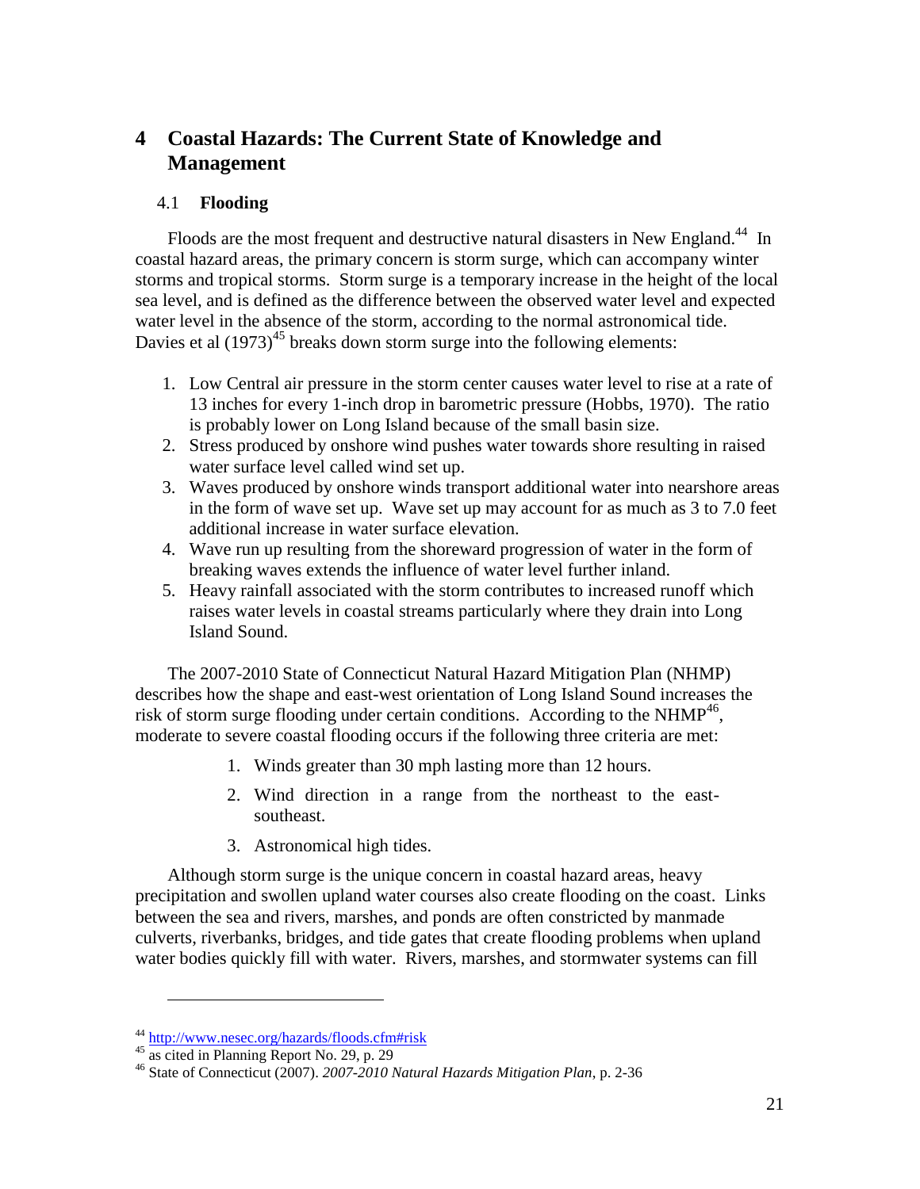# 4 Coastal Hazards: The Current State of Knowledge and Management

## 4.1 Flooding

Floods are the most frequent and destructive natural disasters in New England.[44] In coastal hazard areas, the primary concern is storm surge, which can accompany winter storms and tropical storms. Storm surge is a temporary increase in the height of the local sea level, and is defined as the difference between the observed water level and expected water level in the absence of the storm, according to the normal astronomical tide. Davies et al (1973)[45] breaks down storm surge into the following elements:

1. Low Central air pressure in the storm center causes water level to rise at a rate of 13 inches for every 1-inch drop in barometric pressure (Hobbs, 1970). The ratio is probably lower on Long Island because of the small basin size.
2. Stress produced by onshore wind pushes water towards shore resulting in raised water surface level called wind set up.
3. Waves produced by onshore winds transport additional water into nearshore areas in the form of wave set up. Wave set up may account for as much as 3 to 7.0 feet additional increase in water surface elevation.
4. Wave run up resulting from the shoreward progression of water in the form of breaking waves extends the influence of water level further inland.
5. Heavy rainfall associated with the storm contributes to increased runoff which raises water levels in coastal streams particularly where they drain into Long Island Sound.

The 2007-2010 State of Connecticut Natural Hazard Mitigation Plan (NHMP) describes how the shape and east-west orientation of Long Island Sound increases the risk of storm surge flooding under certain conditions. According to the NHMP[46], moderate to severe coastal flooding occurs if the following three criteria are met:

1. Winds greater than 30 mph lasting more than 12 hours.
2. Wind direction in a range from the northeast to the east-southeast.
3. Astronomical high tides.

Although storm surge is the unique concern in coastal hazard areas, heavy precipitation and swollen upland water courses also create flooding on the coast. Links between the sea and rivers, marshes, and ponds are often constricted by manmade culverts, riverbanks, bridges, and tide gates that create flooding problems when upland water bodies quickly fill with water. Rivers, marshes, and stormwater systems can fill

---

[44] http://www.nesec.org/hazards/floods.cfm#risk

[45] as cited in Planning Report No. 29, p. 29

[46] State of Connecticut (2007). *2007-2010 Natural Hazards Mitigation Plan*, p. 2-36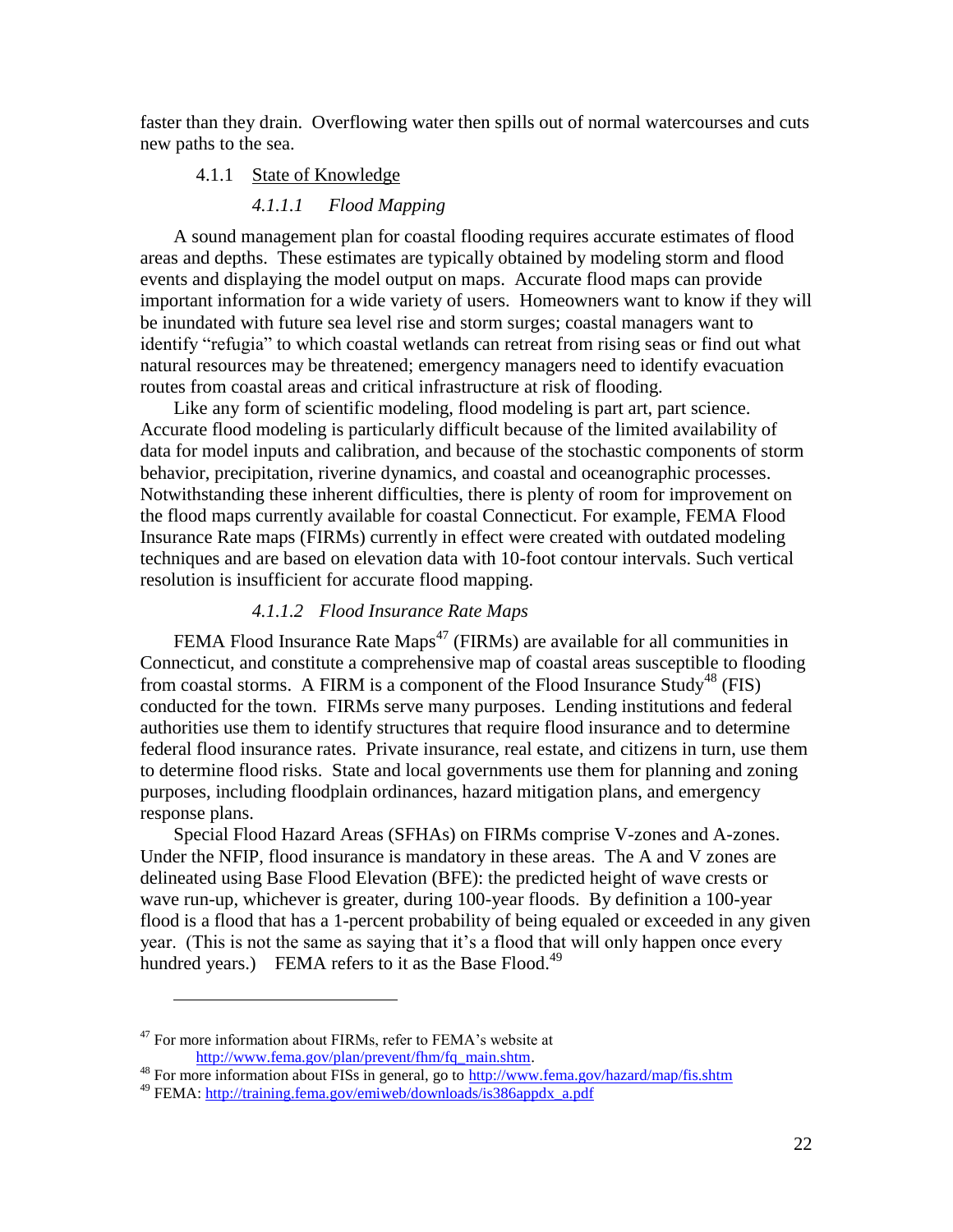faster than they drain. Overflowing water then spills out of normal watercourses and cuts new paths to the sea.

### 4.1.1 State of Knowledge

#### *4.1.1.1 Flood Mapping*

A sound management plan for coastal flooding requires accurate estimates of flood areas and depths. These estimates are typically obtained by modeling storm and flood events and displaying the model output on maps. Accurate flood maps can provide important information for a wide variety of users. Homeowners want to know if they will be inundated with future sea level rise and storm surges; coastal managers want to identify "refugia" to which coastal wetlands can retreat from rising seas or find out what natural resources may be threatened; emergency managers need to identify evacuation routes from coastal areas and critical infrastructure at risk of flooding.

Like any form of scientific modeling, flood modeling is part art, part science. Accurate flood modeling is particularly difficult because of the limited availability of data for model inputs and calibration, and because of the stochastic components of storm behavior, precipitation, riverine dynamics, and coastal and oceanographic processes. Notwithstanding these inherent difficulties, there is plenty of room for improvement on the flood maps currently available for coastal Connecticut. For example, FEMA Flood Insurance Rate maps (FIRMs) currently in effect were created with outdated modeling techniques and are based on elevation data with 10-foot contour intervals. Such vertical resolution is insufficient for accurate flood mapping.

#### *4.1.1.2 Flood Insurance Rate Maps*

FEMA Flood Insurance Rate Maps[47] (FIRMs) are available for all communities in Connecticut, and constitute a comprehensive map of coastal areas susceptible to flooding from coastal storms. A FIRM is a component of the Flood Insurance Study[48] (FIS) conducted for the town. FIRMs serve many purposes. Lending institutions and federal authorities use them to identify structures that require flood insurance and to determine federal flood insurance rates. Private insurance, real estate, and citizens in turn, use them to determine flood risks. State and local governments use them for planning and zoning purposes, including floodplain ordinances, hazard mitigation plans, and emergency response plans.

Special Flood Hazard Areas (SFHAs) on FIRMs comprise V-zones and A-zones. Under the NFIP, flood insurance is mandatory in these areas. The A and V zones are delineated using Base Flood Elevation (BFE): the predicted height of wave crests or wave run-up, whichever is greater, during 100-year floods. By definition a 100-year flood is a flood that has a 1-percent probability of being equaled or exceeded in any given year. (This is not the same as saying that it's a flood that will only happen once every hundred years.) FEMA refers to it as the Base Flood.[49]

---

[47] For more information about FIRMs, refer to FEMA's website at http://www.fema.gov/plan/prevent/fhm/fq_main.shtm.

[48] For more information about FISs in general, go to http://www.fema.gov/hazard/map/fis.shtm

[49] FEMA: http://training.fema.gov/emiweb/downloads/is386appdx_a.pdf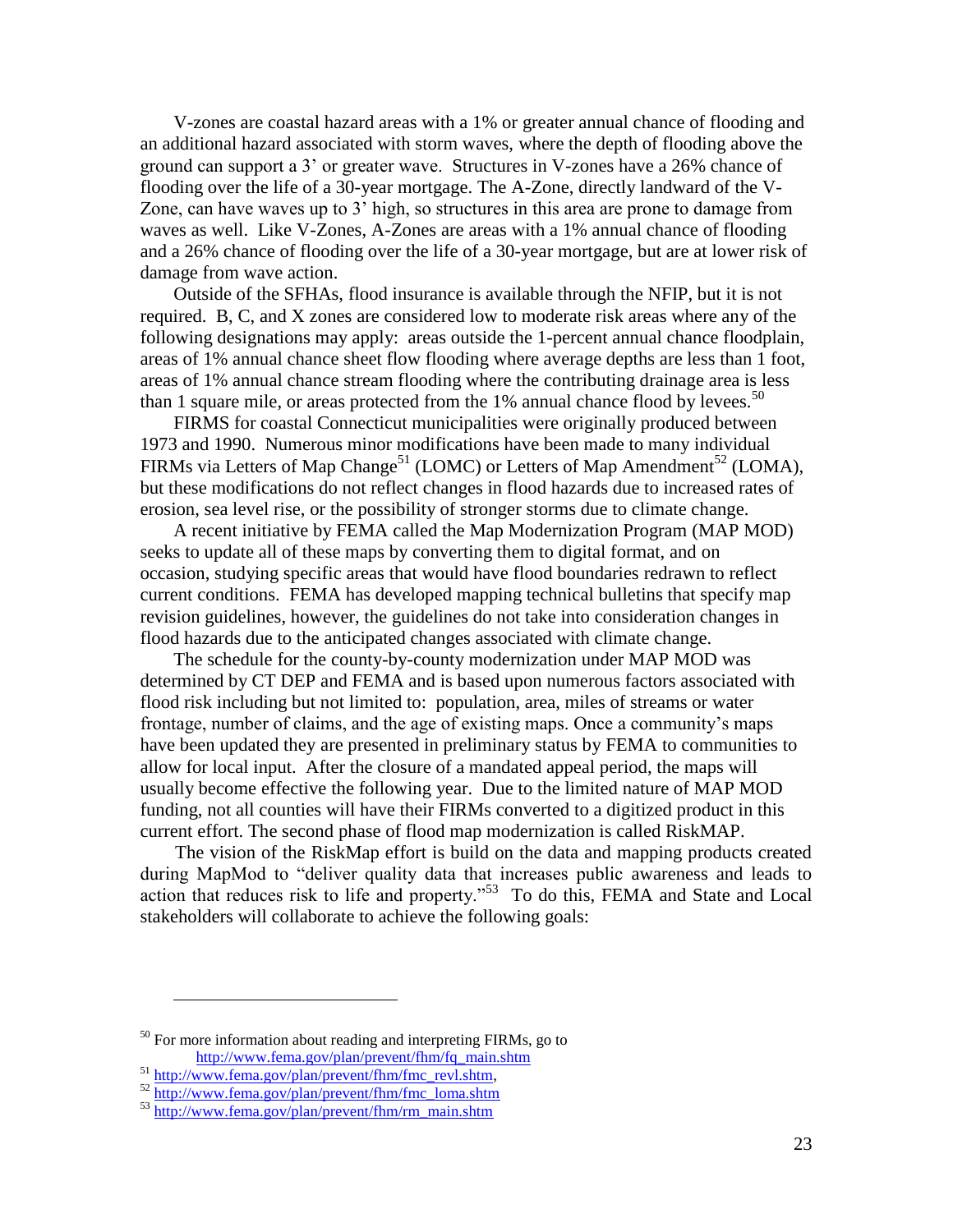V-zones are coastal hazard areas with a 1% or greater annual chance of flooding and an additional hazard associated with storm waves, where the depth of flooding above the ground can support a 3' or greater wave. Structures in V-zones have a 26% chance of flooding over the life of a 30-year mortgage. The A-Zone, directly landward of the V-Zone, can have waves up to 3' high, so structures in this area are prone to damage from waves as well. Like V-Zones, A-Zones are areas with a 1% annual chance of flooding and a 26% chance of flooding over the life of a 30-year mortgage, but are at lower risk of damage from wave action.

Outside of the SFHAs, flood insurance is available through the NFIP, but it is not required. B, C, and X zones are considered low to moderate risk areas where any of the following designations may apply: areas outside the 1-percent annual chance floodplain, areas of 1% annual chance sheet flow flooding where average depths are less than 1 foot, areas of 1% annual chance stream flooding where the contributing drainage area is less than 1 square mile, or areas protected from the 1% annual chance flood by levees.[50]

FIRMS for coastal Connecticut municipalities were originally produced between 1973 and 1990. Numerous minor modifications have been made to many individual FIRMs via Letters of Map Change[51] (LOMC) or Letters of Map Amendment[52] (LOMA), but these modifications do not reflect changes in flood hazards due to increased rates of erosion, sea level rise, or the possibility of stronger storms due to climate change.

A recent initiative by FEMA called the Map Modernization Program (MAP MOD) seeks to update all of these maps by converting them to digital format, and on occasion, studying specific areas that would have flood boundaries redrawn to reflect current conditions. FEMA has developed mapping technical bulletins that specify map revision guidelines, however, the guidelines do not take into consideration changes in flood hazards due to the anticipated changes associated with climate change.

The schedule for the county-by-county modernization under MAP MOD was determined by CT DEP and FEMA and is based upon numerous factors associated with flood risk including but not limited to: population, area, miles of streams or water frontage, number of claims, and the age of existing maps. Once a community's maps have been updated they are presented in preliminary status by FEMA to communities to allow for local input. After the closure of a mandated appeal period, the maps will usually become effective the following year. Due to the limited nature of MAP MOD funding, not all counties will have their FIRMs converted to a digitized product in this current effort. The second phase of flood map modernization is called RiskMAP.

The vision of the RiskMap effort is build on the data and mapping products created during MapMod to "deliver quality data that increases public awareness and leads to action that reduces risk to life and property."[53] To do this, FEMA and State and Local stakeholders will collaborate to achieve the following goals:

---

[50] For more information about reading and interpreting FIRMs, go to http://www.fema.gov/plan/prevent/fhm/fq_main.shtm

[51] http://www.fema.gov/plan/prevent/fhm/fmc_revl.shtm,

[52] http://www.fema.gov/plan/prevent/fhm/fmc_loma.shtm

[53] http://www.fema.gov/plan/prevent/fhm/rm_main.shtm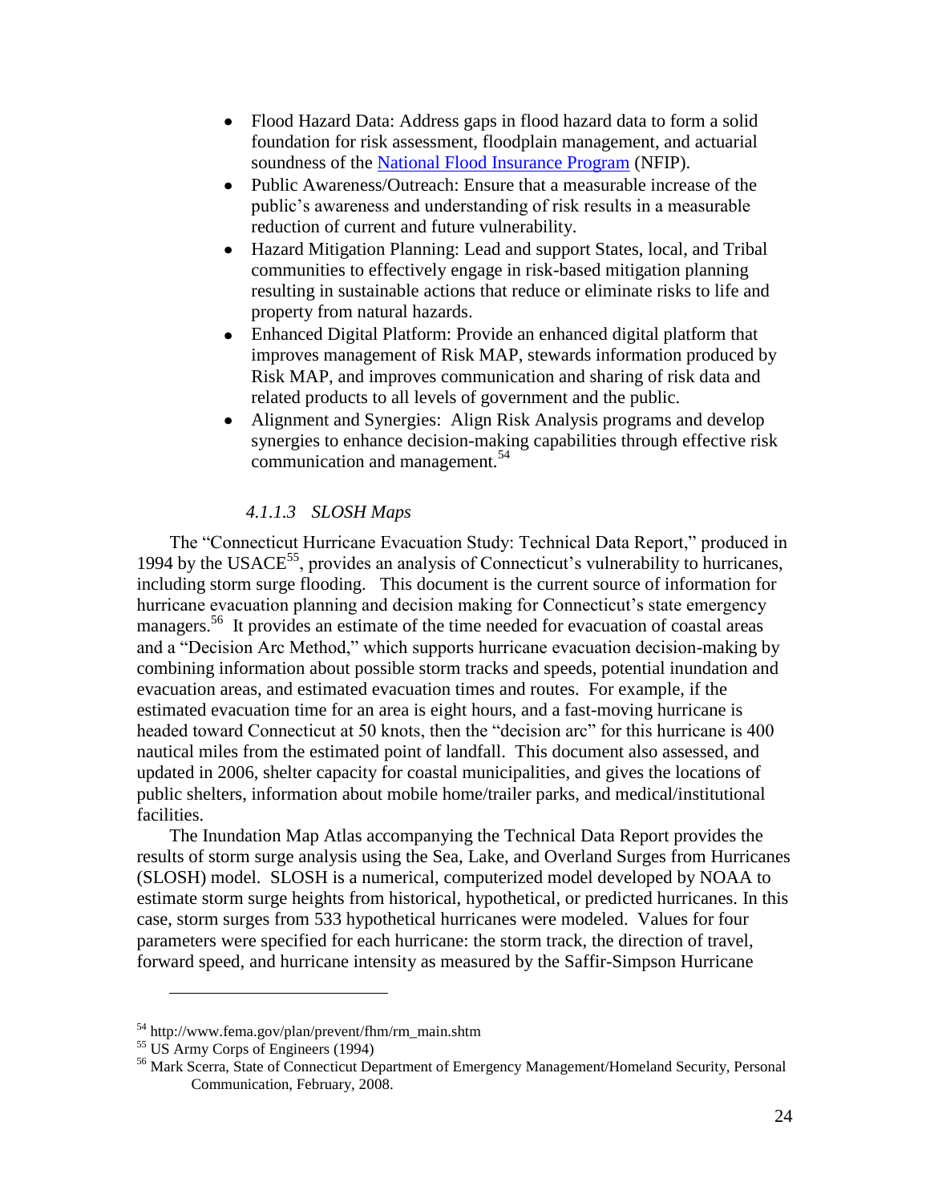- Flood Hazard Data: Address gaps in flood hazard data to form a solid foundation for risk assessment, floodplain management, and actuarial soundness of the National Flood Insurance Program (NFIP).
- Public Awareness/Outreach: Ensure that a measurable increase of the public's awareness and understanding of risk results in a measurable reduction of current and future vulnerability.
- Hazard Mitigation Planning: Lead and support States, local, and Tribal communities to effectively engage in risk-based mitigation planning resulting in sustainable actions that reduce or eliminate risks to life and property from natural hazards.
- Enhanced Digital Platform: Provide an enhanced digital platform that improves management of Risk MAP, stewards information produced by Risk MAP, and improves communication and sharing of risk data and related products to all levels of government and the public.
- Alignment and Synergies: Align Risk Analysis programs and develop synergies to enhance decision-making capabilities through effective risk communication and management.[54]

#### *4.1.1.3 SLOSH Maps*

The "Connecticut Hurricane Evacuation Study: Technical Data Report," produced in 1994 by the USACE[55], provides an analysis of Connecticut's vulnerability to hurricanes, including storm surge flooding. This document is the current source of information for hurricane evacuation planning and decision making for Connecticut's state emergency managers.[56] It provides an estimate of the time needed for evacuation of coastal areas and a "Decision Arc Method," which supports hurricane evacuation decision-making by combining information about possible storm tracks and speeds, potential inundation and evacuation areas, and estimated evacuation times and routes. For example, if the estimated evacuation time for an area is eight hours, and a fast-moving hurricane is headed toward Connecticut at 50 knots, then the "decision arc" for this hurricane is 400 nautical miles from the estimated point of landfall. This document also assessed, and updated in 2006, shelter capacity for coastal municipalities, and gives the locations of public shelters, information about mobile home/trailer parks, and medical/institutional facilities.

The Inundation Map Atlas accompanying the Technical Data Report provides the results of storm surge analysis using the Sea, Lake, and Overland Surges from Hurricanes (SLOSH) model. SLOSH is a numerical, computerized model developed by NOAA to estimate storm surge heights from historical, hypothetical, or predicted hurricanes. In this case, storm surges from 533 hypothetical hurricanes were modeled. Values for four parameters were specified for each hurricane: the storm track, the direction of travel, forward speed, and hurricane intensity as measured by the Saffir-Simpson Hurricane

---

[54] http://www.fema.gov/plan/prevent/fhm/rm_main.shtm

[55] US Army Corps of Engineers (1994)

[56] Mark Scerra, State of Connecticut Department of Emergency Management/Homeland Security, Personal Communication, February, 2008.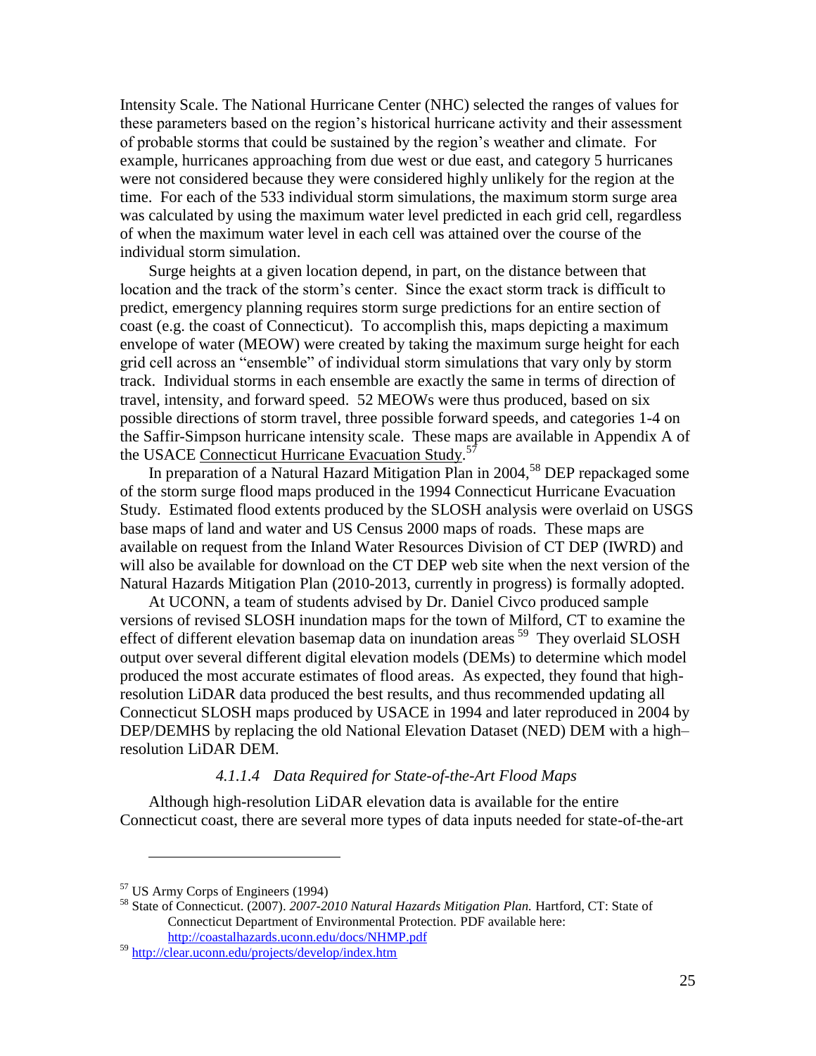Intensity Scale. The National Hurricane Center (NHC) selected the ranges of values for these parameters based on the region's historical hurricane activity and their assessment of probable storms that could be sustained by the region's weather and climate. For example, hurricanes approaching from due west or due east, and category 5 hurricanes were not considered because they were considered highly unlikely for the region at the time. For each of the 533 individual storm simulations, the maximum storm surge area was calculated by using the maximum water level predicted in each grid cell, regardless of when the maximum water level in each cell was attained over the course of the individual storm simulation.

Surge heights at a given location depend, in part, on the distance between that location and the track of the storm's center. Since the exact storm track is difficult to predict, emergency planning requires storm surge predictions for an entire section of coast (e.g. the coast of Connecticut). To accomplish this, maps depicting a maximum envelope of water (MEOW) were created by taking the maximum surge height for each grid cell across an "ensemble" of individual storm simulations that vary only by storm track. Individual storms in each ensemble are exactly the same in terms of direction of travel, intensity, and forward speed. 52 MEOWs were thus produced, based on six possible directions of storm travel, three possible forward speeds, and categories 1-4 on the Saffir-Simpson hurricane intensity scale. These maps are available in Appendix A of the USACE Connecticut Hurricane Evacuation Study.[57]

In preparation of a Natural Hazard Mitigation Plan in 2004,[58] DEP repackaged some of the storm surge flood maps produced in the 1994 Connecticut Hurricane Evacuation Study. Estimated flood extents produced by the SLOSH analysis were overlaid on USGS base maps of land and water and US Census 2000 maps of roads. These maps are available on request from the Inland Water Resources Division of CT DEP (IWRD) and will also be available for download on the CT DEP web site when the next version of the Natural Hazards Mitigation Plan (2010-2013, currently in progress) is formally adopted.

At UCONN, a team of students advised by Dr. Daniel Civco produced sample versions of revised SLOSH inundation maps for the town of Milford, CT to examine the effect of different elevation basemap data on inundation areas [59] They overlaid SLOSH output over several different digital elevation models (DEMs) to determine which model produced the most accurate estimates of flood areas. As expected, they found that high-resolution LiDAR data produced the best results, and thus recommended updating all Connecticut SLOSH maps produced by USACE in 1994 and later reproduced in 2004 by DEP/DEMHS by replacing the old National Elevation Dataset (NED) DEM with a high–resolution LiDAR DEM.

#### *4.1.1.4 Data Required for State-of-the-Art Flood Maps*

Although high-resolution LiDAR elevation data is available for the entire Connecticut coast, there are several more types of data inputs needed for state-of-the-art

---

[57] US Army Corps of Engineers (1994)

[58] State of Connecticut. (2007). *2007-2010 Natural Hazards Mitigation Plan.* Hartford, CT: State of Connecticut Department of Environmental Protection. PDF available here: http://coastalhazards.uconn.edu/docs/NHMP.pdf

[59] http://clear.uconn.edu/projects/develop/index.htm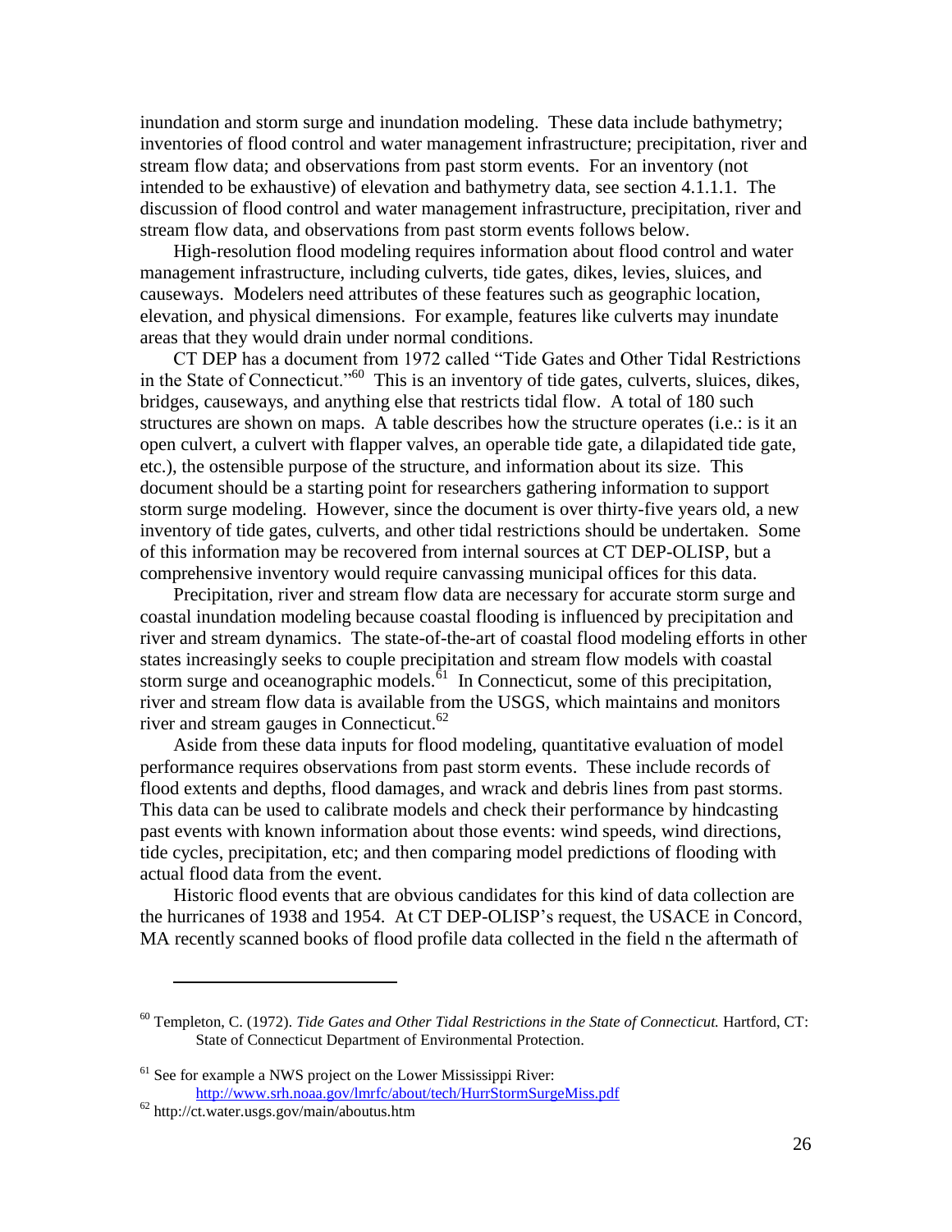inundation and storm surge and inundation modeling. These data include bathymetry; inventories of flood control and water management infrastructure; precipitation, river and stream flow data; and observations from past storm events. For an inventory (not intended to be exhaustive) of elevation and bathymetry data, see section 4.1.1.1. The discussion of flood control and water management infrastructure, precipitation, river and stream flow data, and observations from past storm events follows below.

High-resolution flood modeling requires information about flood control and water management infrastructure, including culverts, tide gates, dikes, levies, sluices, and causeways. Modelers need attributes of these features such as geographic location, elevation, and physical dimensions. For example, features like culverts may inundate areas that they would drain under normal conditions.

CT DEP has a document from 1972 called "Tide Gates and Other Tidal Restrictions in the State of Connecticut."[60] This is an inventory of tide gates, culverts, sluices, dikes, bridges, causeways, and anything else that restricts tidal flow. A total of 180 such structures are shown on maps. A table describes how the structure operates (i.e.: is it an open culvert, a culvert with flapper valves, an operable tide gate, a dilapidated tide gate, etc.), the ostensible purpose of the structure, and information about its size. This document should be a starting point for researchers gathering information to support storm surge modeling. However, since the document is over thirty-five years old, a new inventory of tide gates, culverts, and other tidal restrictions should be undertaken. Some of this information may be recovered from internal sources at CT DEP-OLISP, but a comprehensive inventory would require canvassing municipal offices for this data.

Precipitation, river and stream flow data are necessary for accurate storm surge and coastal inundation modeling because coastal flooding is influenced by precipitation and river and stream dynamics. The state-of-the-art of coastal flood modeling efforts in other states increasingly seeks to couple precipitation and stream flow models with coastal storm surge and oceanographic models.[61] In Connecticut, some of this precipitation, river and stream flow data is available from the USGS, which maintains and monitors river and stream gauges in Connecticut.[62]

Aside from these data inputs for flood modeling, quantitative evaluation of model performance requires observations from past storm events. These include records of flood extents and depths, flood damages, and wrack and debris lines from past storms. This data can be used to calibrate models and check their performance by hindcasting past events with known information about those events: wind speeds, wind directions, tide cycles, precipitation, etc; and then comparing model predictions of flooding with actual flood data from the event.

Historic flood events that are obvious candidates for this kind of data collection are the hurricanes of 1938 and 1954. At CT DEP-OLISP's request, the USACE in Concord, MA recently scanned books of flood profile data collected in the field n the aftermath of

---

[60] Templeton, C. (1972). *Tide Gates and Other Tidal Restrictions in the State of Connecticut.* Hartford, CT: State of Connecticut Department of Environmental Protection.

[61] See for example a NWS project on the Lower Mississippi River: http://www.srh.noaa.gov/lmrfc/about/tech/HurrStormSurgeMiss.pdf

[62] http://ct.water.usgs.gov/main/aboutus.htm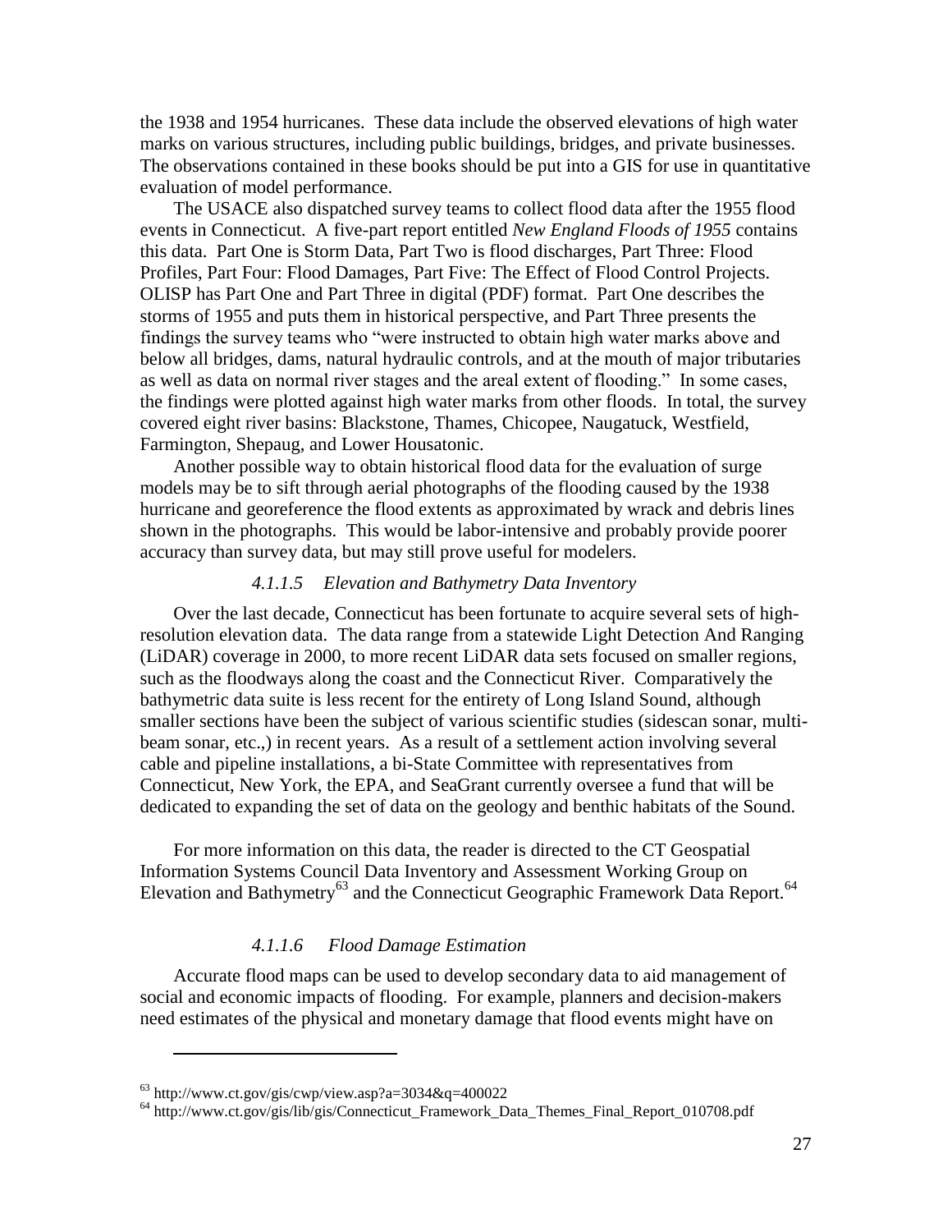the 1938 and 1954 hurricanes. These data include the observed elevations of high water marks on various structures, including public buildings, bridges, and private businesses. The observations contained in these books should be put into a GIS for use in quantitative evaluation of model performance.

The USACE also dispatched survey teams to collect flood data after the 1955 flood events in Connecticut. A five-part report entitled *New England Floods of 1955* contains this data. Part One is Storm Data, Part Two is flood discharges, Part Three: Flood Profiles, Part Four: Flood Damages, Part Five: The Effect of Flood Control Projects. OLISP has Part One and Part Three in digital (PDF) format. Part One describes the storms of 1955 and puts them in historical perspective, and Part Three presents the findings the survey teams who "were instructed to obtain high water marks above and below all bridges, dams, natural hydraulic controls, and at the mouth of major tributaries as well as data on normal river stages and the areal extent of flooding." In some cases, the findings were plotted against high water marks from other floods. In total, the survey covered eight river basins: Blackstone, Thames, Chicopee, Naugatuck, Westfield, Farmington, Shepaug, and Lower Housatonic.

Another possible way to obtain historical flood data for the evaluation of surge models may be to sift through aerial photographs of the flooding caused by the 1938 hurricane and georeference the flood extents as approximated by wrack and debris lines shown in the photographs. This would be labor-intensive and probably provide poorer accuracy than survey data, but may still prove useful for modelers.

#### *4.1.1.5 Elevation and Bathymetry Data Inventory*

Over the last decade, Connecticut has been fortunate to acquire several sets of high-resolution elevation data. The data range from a statewide Light Detection And Ranging (LiDAR) coverage in 2000, to more recent LiDAR data sets focused on smaller regions, such as the floodways along the coast and the Connecticut River. Comparatively the bathymetric data suite is less recent for the entirety of Long Island Sound, although smaller sections have been the subject of various scientific studies (sidescan sonar, multi-beam sonar, etc.,) in recent years. As a result of a settlement action involving several cable and pipeline installations, a bi-State Committee with representatives from Connecticut, New York, the EPA, and SeaGrant currently oversee a fund that will be dedicated to expanding the set of data on the geology and benthic habitats of the Sound.

For more information on this data, the reader is directed to the CT Geospatial Information Systems Council Data Inventory and Assessment Working Group on Elevation and Bathymetry[63] and the Connecticut Geographic Framework Data Report.[64]

#### *4.1.1.6 Flood Damage Estimation*

Accurate flood maps can be used to develop secondary data to aid management of social and economic impacts of flooding. For example, planners and decision-makers need estimates of the physical and monetary damage that flood events might have on

---

[63] http://www.ct.gov/gis/cwp/view.asp?a=3034&q=400022

[64] http://www.ct.gov/gis/lib/gis/Connecticut_Framework_Data_Themes_Final_Report_010708.pdf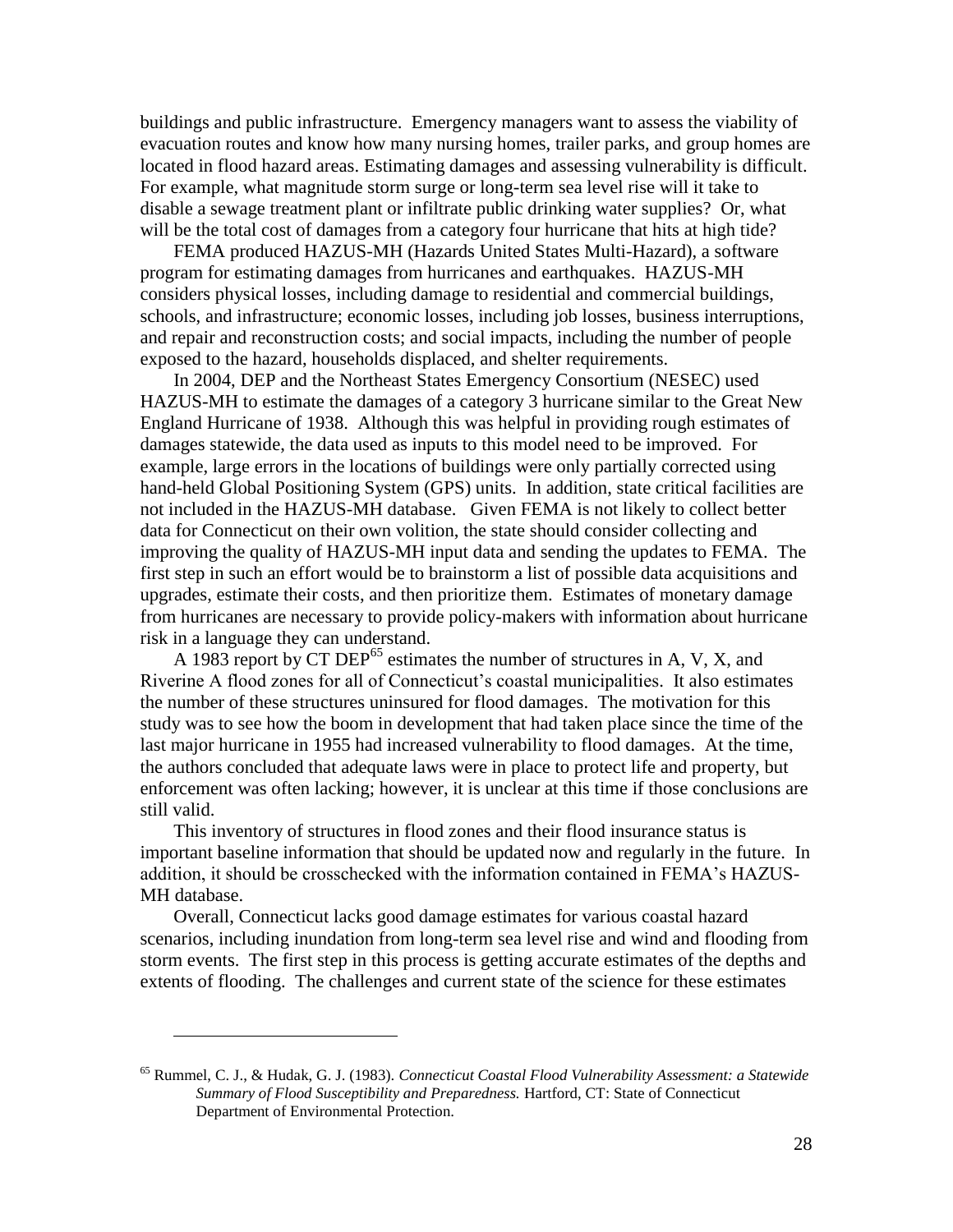buildings and public infrastructure. Emergency managers want to assess the viability of evacuation routes and know how many nursing homes, trailer parks, and group homes are located in flood hazard areas. Estimating damages and assessing vulnerability is difficult. For example, what magnitude storm surge or long-term sea level rise will it take to disable a sewage treatment plant or infiltrate public drinking water supplies? Or, what will be the total cost of damages from a category four hurricane that hits at high tide?

FEMA produced HAZUS-MH (Hazards United States Multi-Hazard), a software program for estimating damages from hurricanes and earthquakes. HAZUS-MH considers physical losses, including damage to residential and commercial buildings, schools, and infrastructure; economic losses, including job losses, business interruptions, and repair and reconstruction costs; and social impacts, including the number of people exposed to the hazard, households displaced, and shelter requirements.

In 2004, DEP and the Northeast States Emergency Consortium (NESEC) used HAZUS-MH to estimate the damages of a category 3 hurricane similar to the Great New England Hurricane of 1938. Although this was helpful in providing rough estimates of damages statewide, the data used as inputs to this model need to be improved. For example, large errors in the locations of buildings were only partially corrected using hand-held Global Positioning System (GPS) units. In addition, state critical facilities are not included in the HAZUS-MH database. Given FEMA is not likely to collect better data for Connecticut on their own volition, the state should consider collecting and improving the quality of HAZUS-MH input data and sending the updates to FEMA. The first step in such an effort would be to brainstorm a list of possible data acquisitions and upgrades, estimate their costs, and then prioritize them. Estimates of monetary damage from hurricanes are necessary to provide policy-makers with information about hurricane risk in a language they can understand.

A 1983 report by CT DEP[65] estimates the number of structures in A, V, X, and Riverine A flood zones for all of Connecticut's coastal municipalities. It also estimates the number of these structures uninsured for flood damages. The motivation for this study was to see how the boom in development that had taken place since the time of the last major hurricane in 1955 had increased vulnerability to flood damages. At the time, the authors concluded that adequate laws were in place to protect life and property, but enforcement was often lacking; however, it is unclear at this time if those conclusions are still valid.

This inventory of structures in flood zones and their flood insurance status is important baseline information that should be updated now and regularly in the future. In addition, it should be crosschecked with the information contained in FEMA's HAZUS-MH database.

Overall, Connecticut lacks good damage estimates for various coastal hazard scenarios, including inundation from long-term sea level rise and wind and flooding from storm events. The first step in this process is getting accurate estimates of the depths and extents of flooding. The challenges and current state of the science for these estimates

---

[65] Rummel, C. J., & Hudak, G. J. (1983). *Connecticut Coastal Flood Vulnerability Assessment: a Statewide Summary of Flood Susceptibility and Preparedness.* Hartford, CT: State of Connecticut Department of Environmental Protection.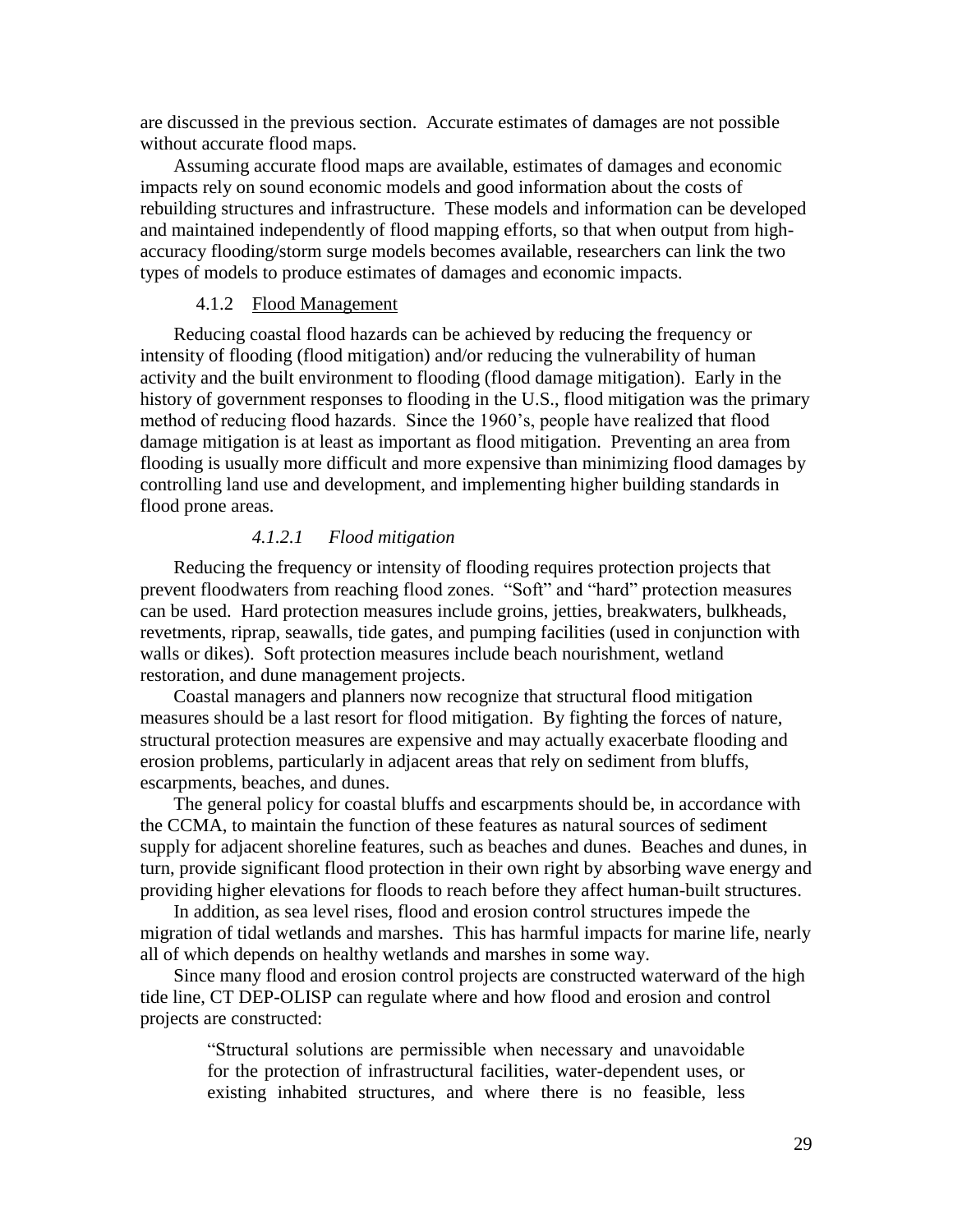are discussed in the previous section. Accurate estimates of damages are not possible without accurate flood maps.

Assuming accurate flood maps are available, estimates of damages and economic impacts rely on sound economic models and good information about the costs of rebuilding structures and infrastructure. These models and information can be developed and maintained independently of flood mapping efforts, so that when output from high-accuracy flooding/storm surge models becomes available, researchers can link the two types of models to produce estimates of damages and economic impacts.

### 4.1.2 Flood Management

Reducing coastal flood hazards can be achieved by reducing the frequency or intensity of flooding (flood mitigation) and/or reducing the vulnerability of human activity and the built environment to flooding (flood damage mitigation). Early in the history of government responses to flooding in the U.S., flood mitigation was the primary method of reducing flood hazards. Since the 1960's, people have realized that flood damage mitigation is at least as important as flood mitigation. Preventing an area from flooding is usually more difficult and more expensive than minimizing flood damages by controlling land use and development, and implementing higher building standards in flood prone areas.

#### *4.1.2.1 Flood mitigation*

Reducing the frequency or intensity of flooding requires protection projects that prevent floodwaters from reaching flood zones. "Soft" and "hard" protection measures can be used. Hard protection measures include groins, jetties, breakwaters, bulkheads, revetments, riprap, seawalls, tide gates, and pumping facilities (used in conjunction with walls or dikes). Soft protection measures include beach nourishment, wetland restoration, and dune management projects.

Coastal managers and planners now recognize that structural flood mitigation measures should be a last resort for flood mitigation. By fighting the forces of nature, structural protection measures are expensive and may actually exacerbate flooding and erosion problems, particularly in adjacent areas that rely on sediment from bluffs, escarpments, beaches, and dunes.

The general policy for coastal bluffs and escarpments should be, in accordance with the CCMA, to maintain the function of these features as natural sources of sediment supply for adjacent shoreline features, such as beaches and dunes. Beaches and dunes, in turn, provide significant flood protection in their own right by absorbing wave energy and providing higher elevations for floods to reach before they affect human-built structures.

In addition, as sea level rises, flood and erosion control structures impede the migration of tidal wetlands and marshes. This has harmful impacts for marine life, nearly all of which depends on healthy wetlands and marshes in some way.

Since many flood and erosion control projects are constructed waterward of the high tide line, CT DEP-OLISP can regulate where and how flood and erosion and control projects are constructed:

> "Structural solutions are permissible when necessary and unavoidable for the protection of infrastructural facilities, water-dependent uses, or existing inhabited structures, and where there is no feasible, less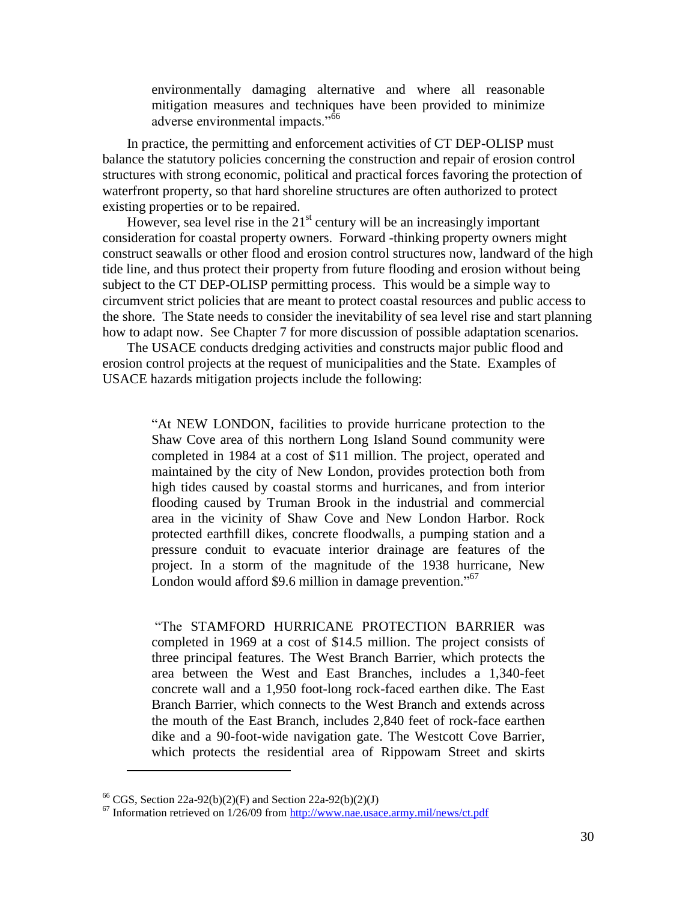> environmentally damaging alternative and where all reasonable mitigation measures and techniques have been provided to minimize adverse environmental impacts."[66]

In practice, the permitting and enforcement activities of CT DEP-OLISP must balance the statutory policies concerning the construction and repair of erosion control structures with strong economic, political and practical forces favoring the protection of waterfront property, so that hard shoreline structures are often authorized to protect existing properties or to be repaired.

However, sea level rise in the 21st century will be an increasingly important consideration for coastal property owners. Forward -thinking property owners might construct seawalls or other flood and erosion control structures now, landward of the high tide line, and thus protect their property from future flooding and erosion without being subject to the CT DEP-OLISP permitting process. This would be a simple way to circumvent strict policies that are meant to protect coastal resources and public access to the shore. The State needs to consider the inevitability of sea level rise and start planning how to adapt now. See Chapter 7 for more discussion of possible adaptation scenarios.

The USACE conducts dredging activities and constructs major public flood and erosion control projects at the request of municipalities and the State. Examples of USACE hazards mitigation projects include the following:

> "At NEW LONDON, facilities to provide hurricane protection to the Shaw Cove area of this northern Long Island Sound community were completed in 1984 at a cost of $11 million. The project, operated and maintained by the city of New London, provides protection both from high tides caused by coastal storms and hurricanes, and from interior flooding caused by Truman Brook in the industrial and commercial area in the vicinity of Shaw Cove and New London Harbor. Rock protected earthfill dikes, concrete floodwalls, a pumping station and a pressure conduit to evacuate interior drainage are features of the project. In a storm of the magnitude of the 1938 hurricane, New London would afford $9.6 million in damage prevention."[67]

> "The STAMFORD HURRICANE PROTECTION BARRIER was completed in 1969 at a cost of $14.5 million. The project consists of three principal features. The West Branch Barrier, which protects the area between the West and East Branches, includes a 1,340-feet concrete wall and a 1,950 foot-long rock-faced earthen dike. The East Branch Barrier, which connects to the West Branch and extends across the mouth of the East Branch, includes 2,840 feet of rock-face earthen dike and a 90-foot-wide navigation gate. The Westcott Cove Barrier, which protects the residential area of Rippowam Street and skirts

---

[66] CGS, Section 22a-92(b)(2)(F) and Section 22a-92(b)(2)(J)

[67] Information retrieved on 1/26/09 from http://www.nae.usace.army.mil/news/ct.pdf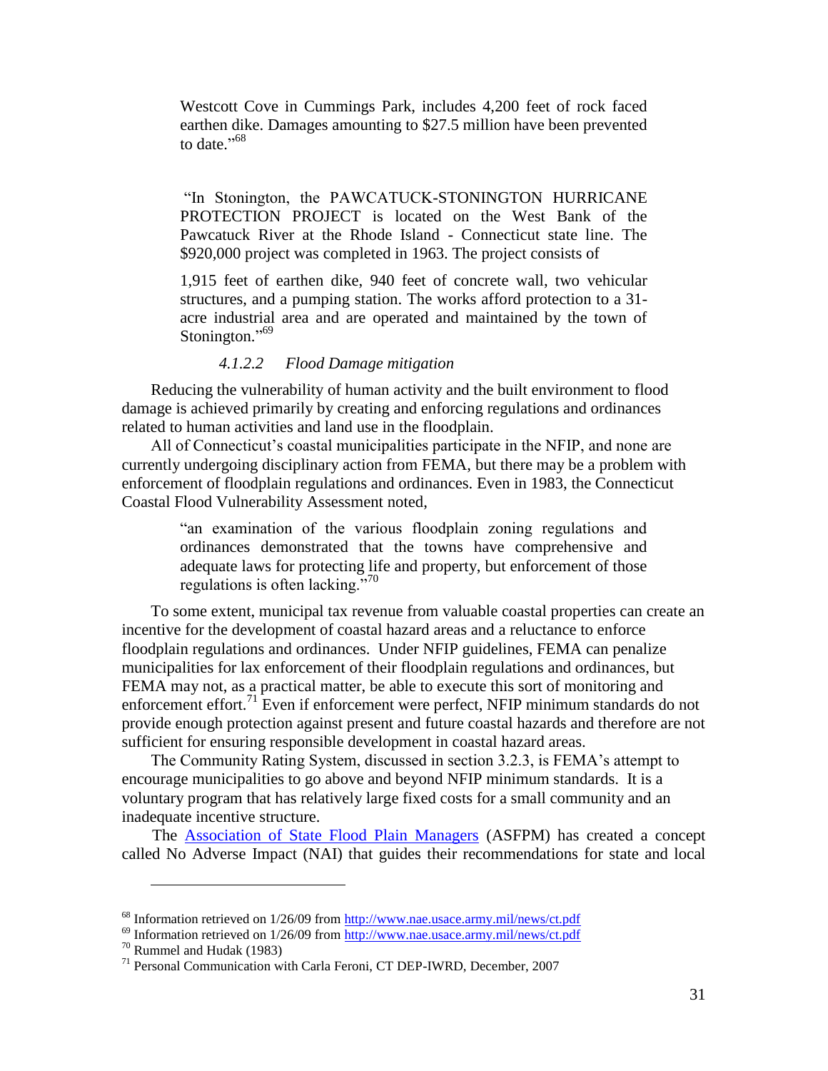> Westcott Cove in Cummings Park, includes 4,200 feet of rock faced earthen dike. Damages amounting to $27.5 million have been prevented to date."[68]

> "In Stonington, the PAWCATUCK-STONINGTON HURRICANE PROTECTION PROJECT is located on the West Bank of the Pawcatuck River at the Rhode Island - Connecticut state line. The $920,000 project was completed in 1963. The project consists of
>
> 1,915 feet of earthen dike, 940 feet of concrete wall, two vehicular structures, and a pumping station. The works afford protection to a 31-acre industrial area and are operated and maintained by the town of Stonington."[69]

#### *4.1.2.2 Flood Damage mitigation*

Reducing the vulnerability of human activity and the built environment to flood damage is achieved primarily by creating and enforcing regulations and ordinances related to human activities and land use in the floodplain.

All of Connecticut's coastal municipalities participate in the NFIP, and none are currently undergoing disciplinary action from FEMA, but there may be a problem with enforcement of floodplain regulations and ordinances. Even in 1983, the Connecticut Coastal Flood Vulnerability Assessment noted,

> "an examination of the various floodplain zoning regulations and ordinances demonstrated that the towns have comprehensive and adequate laws for protecting life and property, but enforcement of those regulations is often lacking."[70]

To some extent, municipal tax revenue from valuable coastal properties can create an incentive for the development of coastal hazard areas and a reluctance to enforce floodplain regulations and ordinances. Under NFIP guidelines, FEMA can penalize municipalities for lax enforcement of their floodplain regulations and ordinances, but FEMA may not, as a practical matter, be able to execute this sort of monitoring and enforcement effort.[71] Even if enforcement were perfect, NFIP minimum standards do not provide enough protection against present and future coastal hazards and therefore are not sufficient for ensuring responsible development in coastal hazard areas.

The Community Rating System, discussed in section 3.2.3, is FEMA's attempt to encourage municipalities to go above and beyond NFIP minimum standards. It is a voluntary program that has relatively large fixed costs for a small community and an inadequate incentive structure.

The [Association of State Flood Plain Managers](#) (ASFPM) has created a concept called No Adverse Impact (NAI) that guides their recommendations for state and local

---

[68] Information retrieved on 1/26/09 from http://www.nae.usace.army.mil/news/ct.pdf

[69] Information retrieved on 1/26/09 from http://www.nae.usace.army.mil/news/ct.pdf

[70] Rummel and Hudak (1983)

[71] Personal Communication with Carla Feroni, CT DEP-IWRD, December, 2007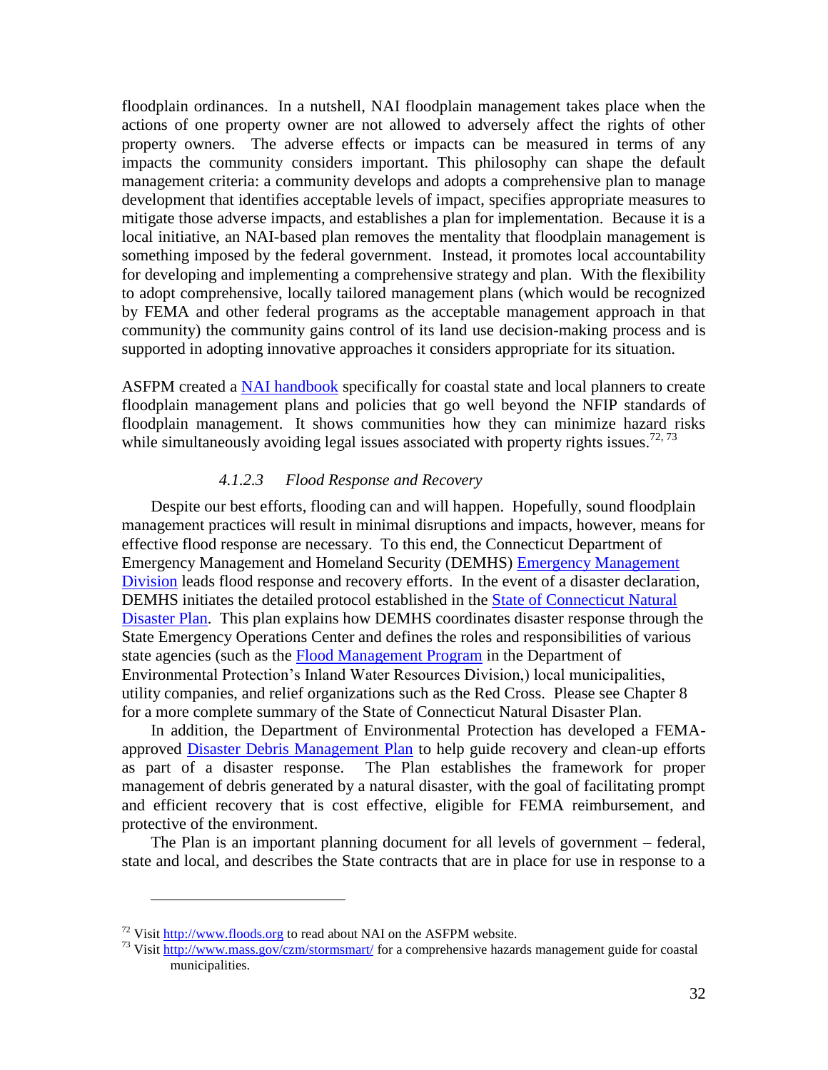floodplain ordinances. In a nutshell, NAI floodplain management takes place when the actions of one property owner are not allowed to adversely affect the rights of other property owners. The adverse effects or impacts can be measured in terms of any impacts the community considers important. This philosophy can shape the default management criteria: a community develops and adopts a comprehensive plan to manage development that identifies acceptable levels of impact, specifies appropriate measures to mitigate those adverse impacts, and establishes a plan for implementation. Because it is a local initiative, an NAI-based plan removes the mentality that floodplain management is something imposed by the federal government. Instead, it promotes local accountability for developing and implementing a comprehensive strategy and plan. With the flexibility to adopt comprehensive, locally tailored management plans (which would be recognized by FEMA and other federal programs as the acceptable management approach in that community) the community gains control of its land use decision-making process and is supported in adopting innovative approaches it considers appropriate for its situation.

ASFPM created a NAI handbook specifically for coastal state and local planners to create floodplain management plans and policies that go well beyond the NFIP standards of floodplain management. It shows communities how they can minimize hazard risks while simultaneously avoiding legal issues associated with property rights issues.[72, 73]

#### *4.1.2.3 Flood Response and Recovery*

Despite our best efforts, flooding can and will happen. Hopefully, sound floodplain management practices will result in minimal disruptions and impacts, however, means for effective flood response are necessary. To this end, the Connecticut Department of Emergency Management and Homeland Security (DEMHS) Emergency Management Division leads flood response and recovery efforts. In the event of a disaster declaration, DEMHS initiates the detailed protocol established in the State of Connecticut Natural Disaster Plan. This plan explains how DEMHS coordinates disaster response through the State Emergency Operations Center and defines the roles and responsibilities of various state agencies (such as the Flood Management Program in the Department of Environmental Protection's Inland Water Resources Division,) local municipalities, utility companies, and relief organizations such as the Red Cross. Please see Chapter 8 for a more complete summary of the State of Connecticut Natural Disaster Plan.

In addition, the Department of Environmental Protection has developed a FEMA-approved Disaster Debris Management Plan to help guide recovery and clean-up efforts as part of a disaster response. The Plan establishes the framework for proper management of debris generated by a natural disaster, with the goal of facilitating prompt and efficient recovery that is cost effective, eligible for FEMA reimbursement, and protective of the environment.

The Plan is an important planning document for all levels of government – federal, state and local, and describes the State contracts that are in place for use in response to a

---

[72] Visit http://www.floods.org to read about NAI on the ASFPM website.

[73] Visit http://www.mass.gov/czm/stormsmart/ for a comprehensive hazards management guide for coastal municipalities.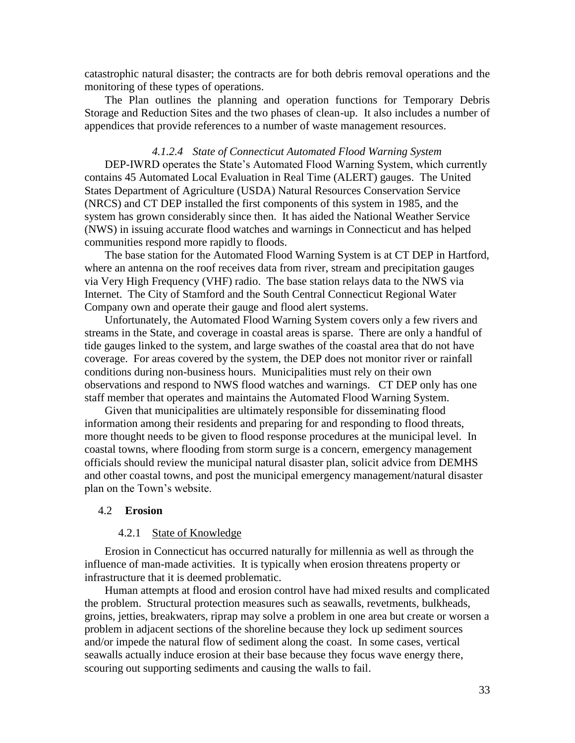catastrophic natural disaster; the contracts are for both debris removal operations and the monitoring of these types of operations.

The Plan outlines the planning and operation functions for Temporary Debris Storage and Reduction Sites and the two phases of clean-up. It also includes a number of appendices that provide references to a number of waste management resources.

##### *4.1.2.4 State of Connecticut Automated Flood Warning System*

DEP-IWRD operates the State's Automated Flood Warning System, which currently contains 45 Automated Local Evaluation in Real Time (ALERT) gauges. The United States Department of Agriculture (USDA) Natural Resources Conservation Service (NRCS) and CT DEP installed the first components of this system in 1985, and the system has grown considerably since then. It has aided the National Weather Service (NWS) in issuing accurate flood watches and warnings in Connecticut and has helped communities respond more rapidly to floods.

The base station for the Automated Flood Warning System is at CT DEP in Hartford, where an antenna on the roof receives data from river, stream and precipitation gauges via Very High Frequency (VHF) radio. The base station relays data to the NWS via Internet. The City of Stamford and the South Central Connecticut Regional Water Company own and operate their gauge and flood alert systems.

Unfortunately, the Automated Flood Warning System covers only a few rivers and streams in the State, and coverage in coastal areas is sparse. There are only a handful of tide gauges linked to the system, and large swathes of the coastal area that do not have coverage. For areas covered by the system, the DEP does not monitor river or rainfall conditions during non-business hours. Municipalities must rely on their own observations and respond to NWS flood watches and warnings. CT DEP only has one staff member that operates and maintains the Automated Flood Warning System.

Given that municipalities are ultimately responsible for disseminating flood information among their residents and preparing for and responding to flood threats, more thought needs to be given to flood response procedures at the municipal level. In coastal towns, where flooding from storm surge is a concern, emergency management officials should review the municipal natural disaster plan, solicit advice from DEMHS and other coastal towns, and post the municipal emergency management/natural disaster plan on the Town's website.

## 4.2 **Erosion**

### 4.2.1 State of Knowledge

Erosion in Connecticut has occurred naturally for millennia as well as through the influence of man-made activities. It is typically when erosion threatens property or infrastructure that it is deemed problematic.

Human attempts at flood and erosion control have had mixed results and complicated the problem. Structural protection measures such as seawalls, revetments, bulkheads, groins, jetties, breakwaters, riprap may solve a problem in one area but create or worsen a problem in adjacent sections of the shoreline because they lock up sediment sources and/or impede the natural flow of sediment along the coast. In some cases, vertical seawalls actually induce erosion at their base because they focus wave energy there, scouring out supporting sediments and causing the walls to fail.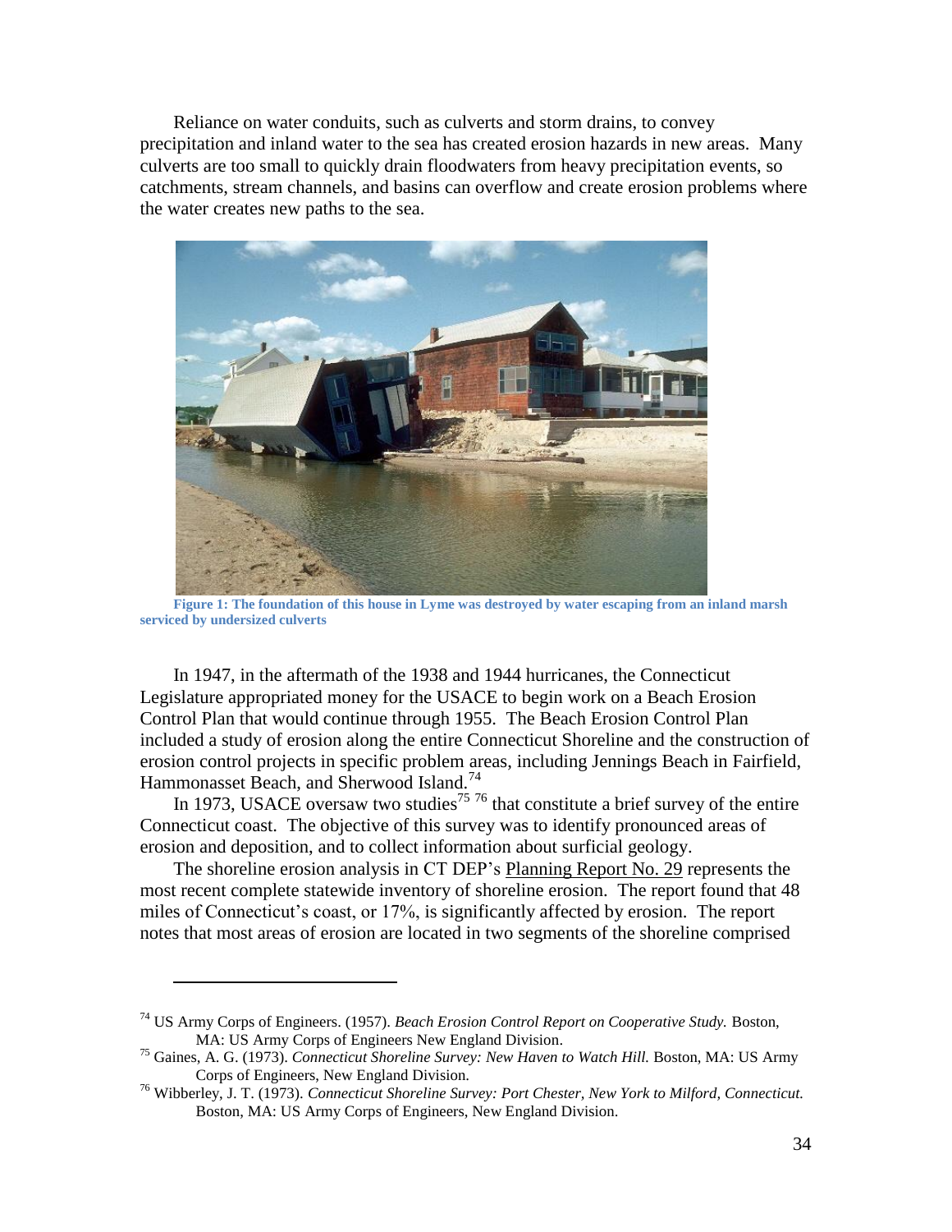Reliance on water conduits, such as culverts and storm drains, to convey precipitation and inland water to the sea has created erosion hazards in new areas. Many culverts are too small to quickly drain floodwaters from heavy precipitation events, so catchments, stream channels, and basins can overflow and create erosion problems where the water creates new paths to the sea.

**Figure 1: The foundation of this house in Lyme was destroyed by water escaping from an inland marsh serviced by undersized culverts**

In 1947, in the aftermath of the 1938 and 1944 hurricanes, the Connecticut Legislature appropriated money for the USACE to begin work on a Beach Erosion Control Plan that would continue through 1955. The Beach Erosion Control Plan included a study of erosion along the entire Connecticut Shoreline and the construction of erosion control projects in specific problem areas, including Jennings Beach in Fairfield, Hammonasset Beach, and Sherwood Island.[74]

In 1973, USACE oversaw two studies[75] [76] that constitute a brief survey of the entire Connecticut coast. The objective of this survey was to identify pronounced areas of erosion and deposition, and to collect information about surficial geology.

The shoreline erosion analysis in CT DEP's Planning Report No. 29 represents the most recent complete statewide inventory of shoreline erosion. The report found that 48 miles of Connecticut's coast, or 17%, is significantly affected by erosion. The report notes that most areas of erosion are located in two segments of the shoreline comprised

---

[74] US Army Corps of Engineers. (1957). *Beach Erosion Control Report on Cooperative Study.* Boston, MA: US Army Corps of Engineers New England Division.

[75] Gaines, A. G. (1973). *Connecticut Shoreline Survey: New Haven to Watch Hill.* Boston, MA: US Army Corps of Engineers, New England Division.

[76] Wibberley, J. T. (1973). *Connecticut Shoreline Survey: Port Chester, New York to Milford, Connecticut.* Boston, MA: US Army Corps of Engineers, New England Division.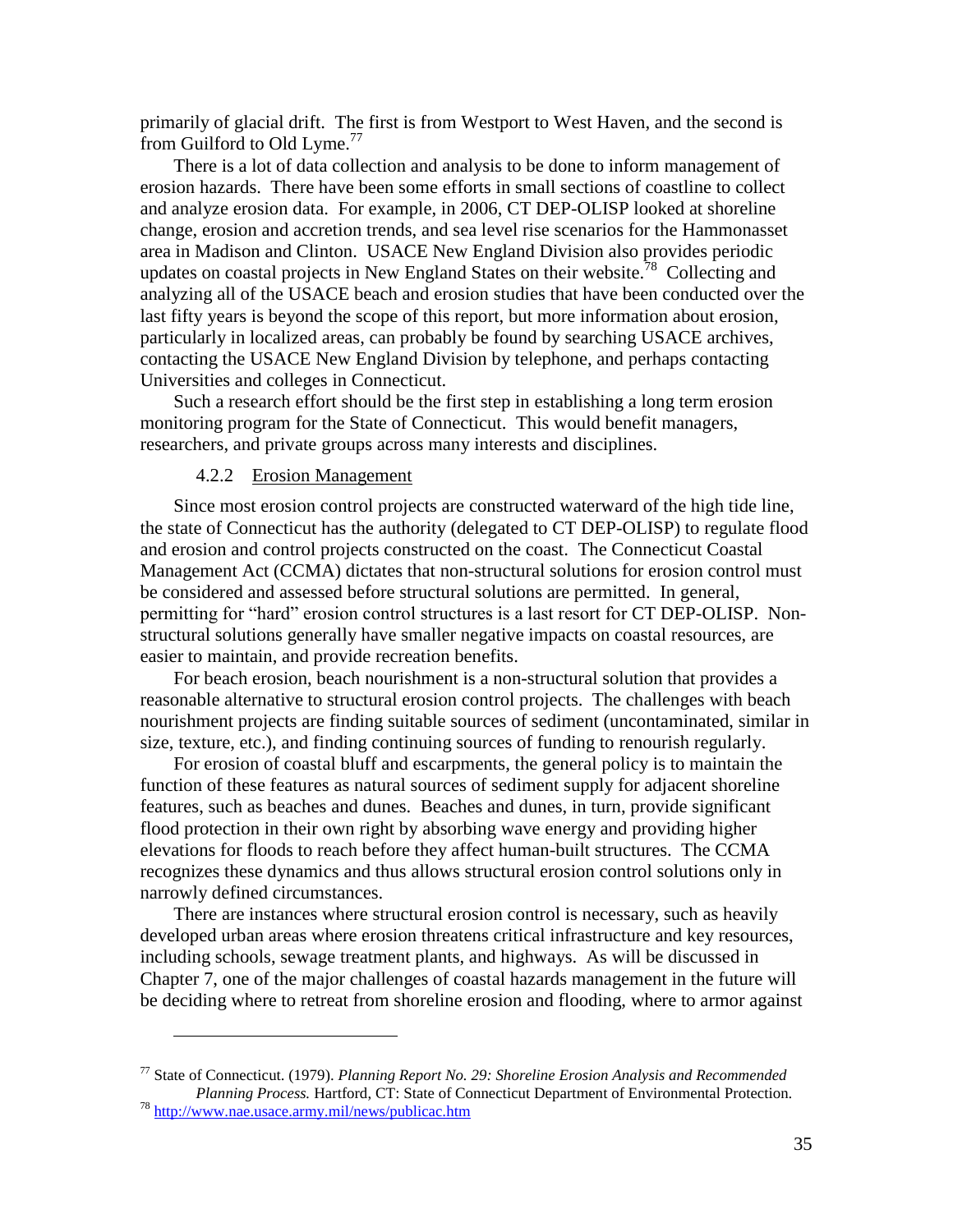primarily of glacial drift. The first is from Westport to West Haven, and the second is from Guilford to Old Lyme.[77]

There is a lot of data collection and analysis to be done to inform management of erosion hazards. There have been some efforts in small sections of coastline to collect and analyze erosion data. For example, in 2006, CT DEP-OLISP looked at shoreline change, erosion and accretion trends, and sea level rise scenarios for the Hammonasset area in Madison and Clinton. USACE New England Division also provides periodic updates on coastal projects in New England States on their website.[78] Collecting and analyzing all of the USACE beach and erosion studies that have been conducted over the last fifty years is beyond the scope of this report, but more information about erosion, particularly in localized areas, can probably be found by searching USACE archives, contacting the USACE New England Division by telephone, and perhaps contacting Universities and colleges in Connecticut.

Such a research effort should be the first step in establishing a long term erosion monitoring program for the State of Connecticut. This would benefit managers, researchers, and private groups across many interests and disciplines.

#### 4.2.2 Erosion Management

Since most erosion control projects are constructed waterward of the high tide line, the state of Connecticut has the authority (delegated to CT DEP-OLISP) to regulate flood and erosion and control projects constructed on the coast. The Connecticut Coastal Management Act (CCMA) dictates that non-structural solutions for erosion control must be considered and assessed before structural solutions are permitted. In general, permitting for "hard" erosion control structures is a last resort for CT DEP-OLISP. Non-structural solutions generally have smaller negative impacts on coastal resources, are easier to maintain, and provide recreation benefits.

For beach erosion, beach nourishment is a non-structural solution that provides a reasonable alternative to structural erosion control projects. The challenges with beach nourishment projects are finding suitable sources of sediment (uncontaminated, similar in size, texture, etc.), and finding continuing sources of funding to renourish regularly.

For erosion of coastal bluff and escarpments, the general policy is to maintain the function of these features as natural sources of sediment supply for adjacent shoreline features, such as beaches and dunes. Beaches and dunes, in turn, provide significant flood protection in their own right by absorbing wave energy and providing higher elevations for floods to reach before they affect human-built structures. The CCMA recognizes these dynamics and thus allows structural erosion control solutions only in narrowly defined circumstances.

There are instances where structural erosion control is necessary, such as heavily developed urban areas where erosion threatens critical infrastructure and key resources, including schools, sewage treatment plants, and highways. As will be discussed in Chapter 7, one of the major challenges of coastal hazards management in the future will be deciding where to retreat from shoreline erosion and flooding, where to armor against

---

[77] State of Connecticut. (1979). *Planning Report No. 29: Shoreline Erosion Analysis and Recommended Planning Process.* Hartford, CT: State of Connecticut Department of Environmental Protection.

[78] http://www.nae.usace.army.mil/news/publicac.htm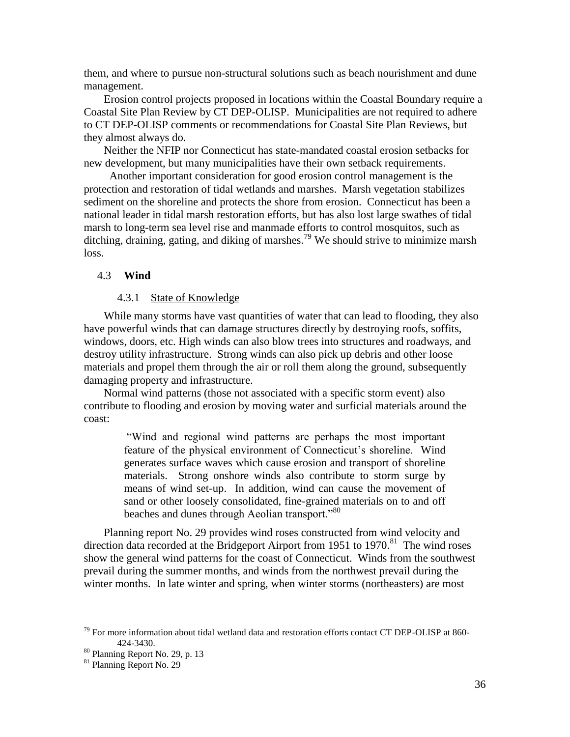them, and where to pursue non-structural solutions such as beach nourishment and dune management.

Erosion control projects proposed in locations within the Coastal Boundary require a Coastal Site Plan Review by CT DEP-OLISP. Municipalities are not required to adhere to CT DEP-OLISP comments or recommendations for Coastal Site Plan Reviews, but they almost always do.

Neither the NFIP nor Connecticut has state-mandated coastal erosion setbacks for new development, but many municipalities have their own setback requirements.

Another important consideration for good erosion control management is the protection and restoration of tidal wetlands and marshes. Marsh vegetation stabilizes sediment on the shoreline and protects the shore from erosion. Connecticut has been a national leader in tidal marsh restoration efforts, but has also lost large swathes of tidal marsh to long-term sea level rise and manmade efforts to control mosquitos, such as ditching, draining, gating, and diking of marshes.[79] We should strive to minimize marsh loss.

## 4.3 Wind

### 4.3.1 State of Knowledge

While many storms have vast quantities of water that can lead to flooding, they also have powerful winds that can damage structures directly by destroying roofs, soffits, windows, doors, etc. High winds can also blow trees into structures and roadways, and destroy utility infrastructure. Strong winds can also pick up debris and other loose materials and propel them through the air or roll them along the ground, subsequently damaging property and infrastructure.

Normal wind patterns (those not associated with a specific storm event) also contribute to flooding and erosion by moving water and surficial materials around the coast:

> "Wind and regional wind patterns are perhaps the most important feature of the physical environment of Connecticut's shoreline. Wind generates surface waves which cause erosion and transport of shoreline materials. Strong onshore winds also contribute to storm surge by means of wind set-up. In addition, wind can cause the movement of sand or other loosely consolidated, fine-grained materials on to and off beaches and dunes through Aeolian transport."[80]

Planning report No. 29 provides wind roses constructed from wind velocity and direction data recorded at the Bridgeport Airport from 1951 to 1970.[81] The wind roses show the general wind patterns for the coast of Connecticut. Winds from the southwest prevail during the summer months, and winds from the northwest prevail during the winter months. In late winter and spring, when winter storms (northeasters) are most

---

[79] For more information about tidal wetland data and restoration efforts contact CT DEP-OLISP at 860-424-3430.

[80] Planning Report No. 29, p. 13

[81] Planning Report No. 29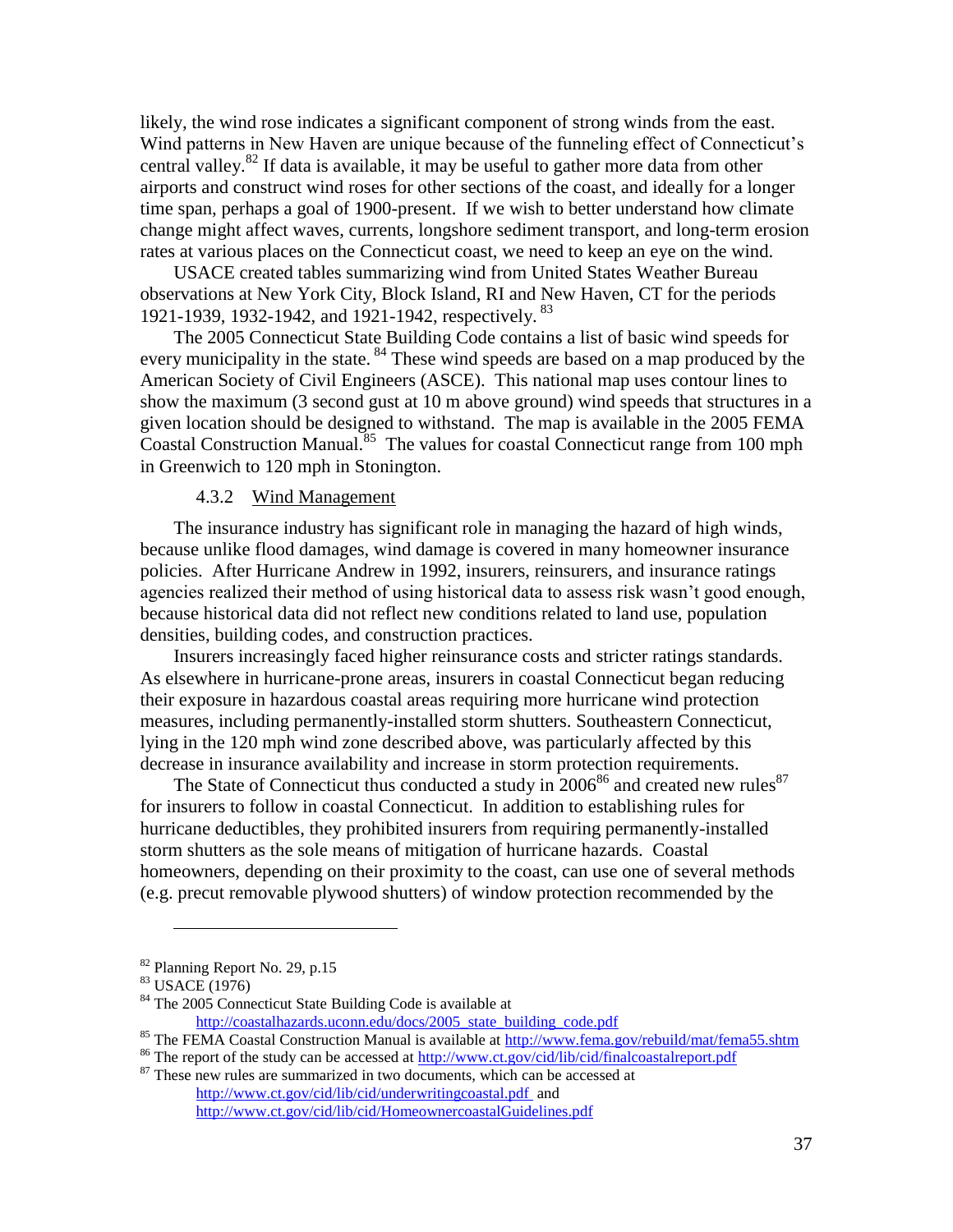likely, the wind rose indicates a significant component of strong winds from the east. Wind patterns in New Haven are unique because of the funneling effect of Connecticut's central valley.[82] If data is available, it may be useful to gather more data from other airports and construct wind roses for other sections of the coast, and ideally for a longer time span, perhaps a goal of 1900-present. If we wish to better understand how climate change might affect waves, currents, longshore sediment transport, and long-term erosion rates at various places on the Connecticut coast, we need to keep an eye on the wind.

USACE created tables summarizing wind from United States Weather Bureau observations at New York City, Block Island, RI and New Haven, CT for the periods 1921-1939, 1932-1942, and 1921-1942, respectively.[83]

The 2005 Connecticut State Building Code contains a list of basic wind speeds for every municipality in the state.[84] These wind speeds are based on a map produced by the American Society of Civil Engineers (ASCE). This national map uses contour lines to show the maximum (3 second gust at 10 m above ground) wind speeds that structures in a given location should be designed to withstand. The map is available in the 2005 FEMA Coastal Construction Manual.[85] The values for coastal Connecticut range from 100 mph in Greenwich to 120 mph in Stonington.

#### 4.3.2 Wind Management

The insurance industry has significant role in managing the hazard of high winds, because unlike flood damages, wind damage is covered in many homeowner insurance policies. After Hurricane Andrew in 1992, insurers, reinsurers, and insurance ratings agencies realized their method of using historical data to assess risk wasn't good enough, because historical data did not reflect new conditions related to land use, population densities, building codes, and construction practices.

Insurers increasingly faced higher reinsurance costs and stricter ratings standards. As elsewhere in hurricane-prone areas, insurers in coastal Connecticut began reducing their exposure in hazardous coastal areas requiring more hurricane wind protection measures, including permanently-installed storm shutters. Southeastern Connecticut, lying in the 120 mph wind zone described above, was particularly affected by this decrease in insurance availability and increase in storm protection requirements.

The State of Connecticut thus conducted a study in 2006[86] and created new rules[87] for insurers to follow in coastal Connecticut. In addition to establishing rules for hurricane deductibles, they prohibited insurers from requiring permanently-installed storm shutters as the sole means of mitigation of hurricane hazards. Coastal homeowners, depending on their proximity to the coast, can use one of several methods (e.g. precut removable plywood shutters) of window protection recommended by the

---

[82] Planning Report No. 29, p.15

[83] USACE (1976)

[84] The 2005 Connecticut State Building Code is available at http://coastalhazards.uconn.edu/docs/2005_state_building_code.pdf

[85] The FEMA Coastal Construction Manual is available at http://www.fema.gov/rebuild/mat/fema55.shtm

[86] The report of the study can be accessed at http://www.ct.gov/cid/lib/cid/finalcoastalreport.pdf

[87] These new rules are summarized in two documents, which can be accessed at http://www.ct.gov/cid/lib/cid/underwritingcoastal.pdf and http://www.ct.gov/cid/lib/cid/HomeownercoastalGuidelines.pdf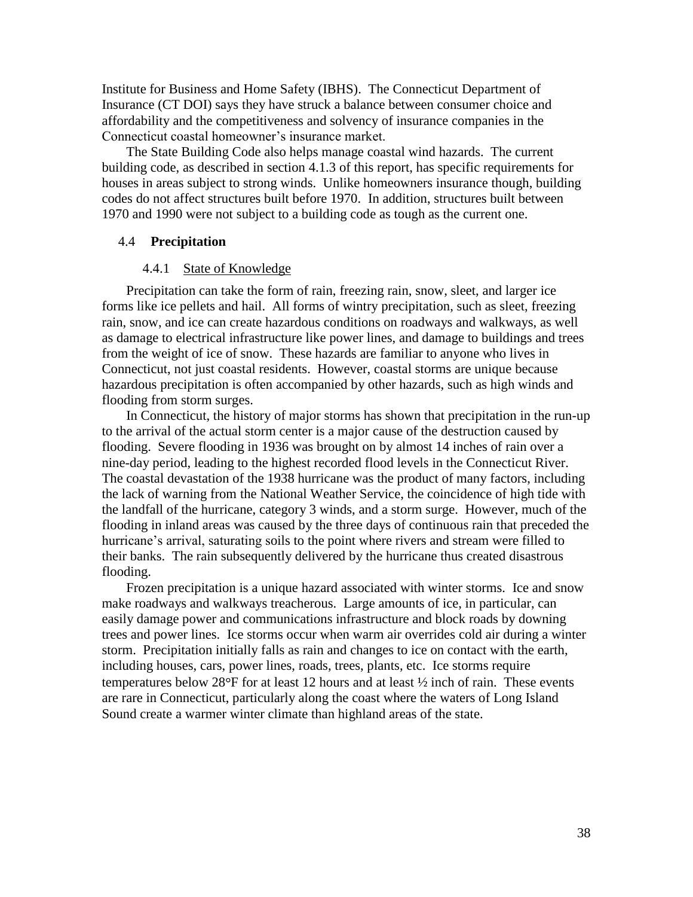Institute for Business and Home Safety (IBHS). The Connecticut Department of Insurance (CT DOI) says they have struck a balance between consumer choice and affordability and the competitiveness and solvency of insurance companies in the Connecticut coastal homeowner's insurance market.

The State Building Code also helps manage coastal wind hazards. The current building code, as described in section 4.1.3 of this report, has specific requirements for houses in areas subject to strong winds. Unlike homeowners insurance though, building codes do not affect structures built before 1970. In addition, structures built between 1970 and 1990 were not subject to a building code as tough as the current one.

## 4.4 **Precipitation**

### 4.4.1 State of Knowledge

Precipitation can take the form of rain, freezing rain, snow, sleet, and larger ice forms like ice pellets and hail. All forms of wintry precipitation, such as sleet, freezing rain, snow, and ice can create hazardous conditions on roadways and walkways, as well as damage to electrical infrastructure like power lines, and damage to buildings and trees from the weight of ice of snow. These hazards are familiar to anyone who lives in Connecticut, not just coastal residents. However, coastal storms are unique because hazardous precipitation is often accompanied by other hazards, such as high winds and flooding from storm surges.

In Connecticut, the history of major storms has shown that precipitation in the run-up to the arrival of the actual storm center is a major cause of the destruction caused by flooding. Severe flooding in 1936 was brought on by almost 14 inches of rain over a nine-day period, leading to the highest recorded flood levels in the Connecticut River. The coastal devastation of the 1938 hurricane was the product of many factors, including the lack of warning from the National Weather Service, the coincidence of high tide with the landfall of the hurricane, category 3 winds, and a storm surge. However, much of the flooding in inland areas was caused by the three days of continuous rain that preceded the hurricane's arrival, saturating soils to the point where rivers and stream were filled to their banks. The rain subsequently delivered by the hurricane thus created disastrous flooding.

Frozen precipitation is a unique hazard associated with winter storms. Ice and snow make roadways and walkways treacherous. Large amounts of ice, in particular, can easily damage power and communications infrastructure and block roads by downing trees and power lines. Ice storms occur when warm air overrides cold air during a winter storm. Precipitation initially falls as rain and changes to ice on contact with the earth, including houses, cars, power lines, roads, trees, plants, etc. Ice storms require temperatures below 28°F for at least 12 hours and at least ½ inch of rain. These events are rare in Connecticut, particularly along the coast where the waters of Long Island Sound create a warmer winter climate than highland areas of the state.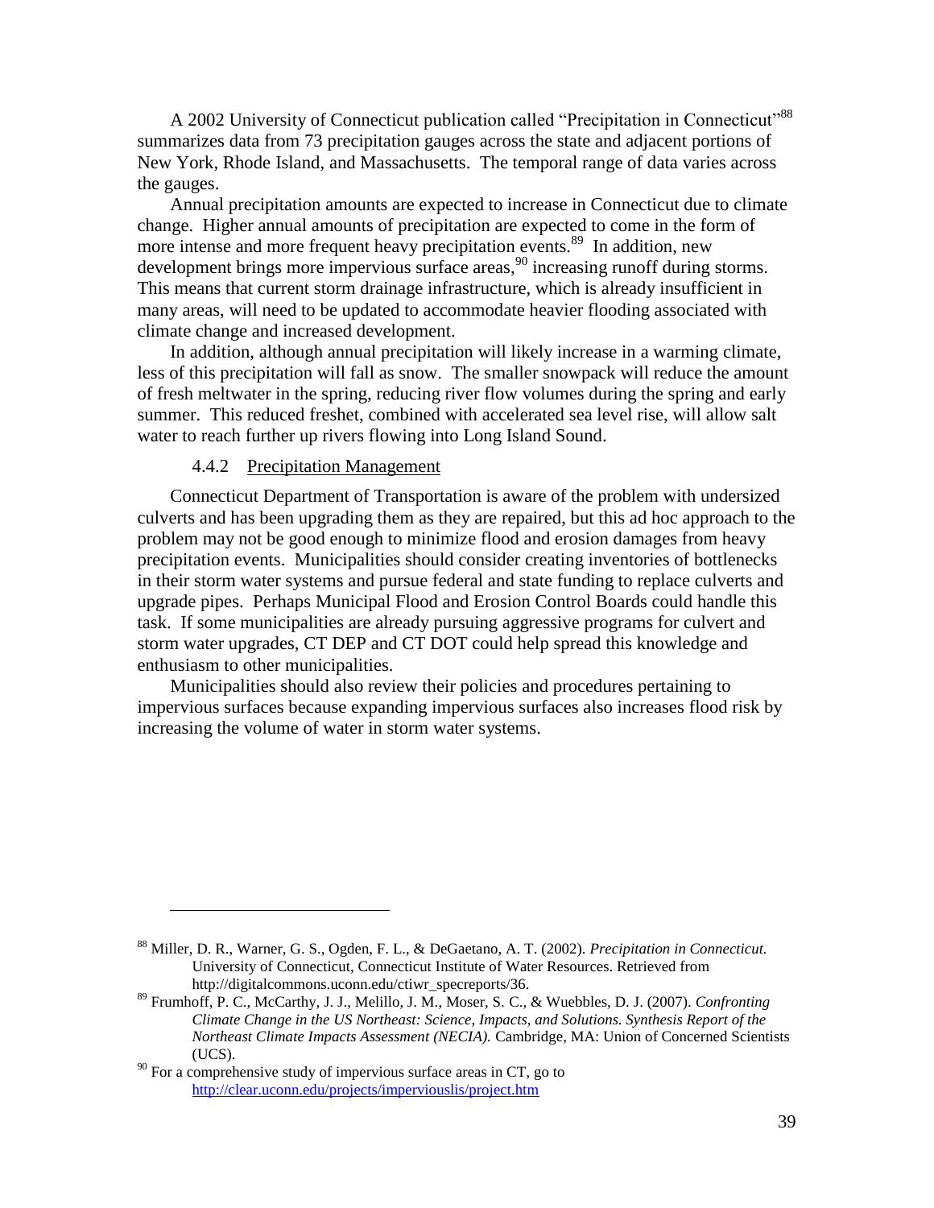A 2002 University of Connecticut publication called "Precipitation in Connecticut"[88] summarizes data from 73 precipitation gauges across the state and adjacent portions of New York, Rhode Island, and Massachusetts. The temporal range of data varies across the gauges.

Annual precipitation amounts are expected to increase in Connecticut due to climate change. Higher annual amounts of precipitation are expected to come in the form of more intense and more frequent heavy precipitation events.[89] In addition, new development brings more impervious surface areas,[90] increasing runoff during storms. This means that current storm drainage infrastructure, which is already insufficient in many areas, will need to be updated to accommodate heavier flooding associated with climate change and increased development.

In addition, although annual precipitation will likely increase in a warming climate, less of this precipitation will fall as snow. The smaller snowpack will reduce the amount of fresh meltwater in the spring, reducing river flow volumes during the spring and early summer. This reduced freshet, combined with accelerated sea level rise, will allow salt water to reach further up rivers flowing into Long Island Sound.

### 4.4.2 Precipitation Management

Connecticut Department of Transportation is aware of the problem with undersized culverts and has been upgrading them as they are repaired, but this ad hoc approach to the problem may not be good enough to minimize flood and erosion damages from heavy precipitation events. Municipalities should consider creating inventories of bottlenecks in their storm water systems and pursue federal and state funding to replace culverts and upgrade pipes. Perhaps Municipal Flood and Erosion Control Boards could handle this task. If some municipalities are already pursuing aggressive programs for culvert and storm water upgrades, CT DEP and CT DOT could help spread this knowledge and enthusiasm to other municipalities.

Municipalities should also review their policies and procedures pertaining to impervious surfaces because expanding impervious surfaces also increases flood risk by increasing the volume of water in storm water systems.

---

[88] Miller, D. R., Warner, G. S., Ogden, F. L., & DeGaetano, A. T. (2002). *Precipitation in Connecticut.* University of Connecticut, Connecticut Institute of Water Resources. Retrieved from http://digitalcommons.uconn.edu/ctiwr_specreports/36.

[89] Frumhoff, P. C., McCarthy, J. J., Melillo, J. M., Moser, S. C., & Wuebbles, D. J. (2007). *Confronting Climate Change in the US Northeast: Science, Impacts, and Solutions. Synthesis Report of the Northeast Climate Impacts Assessment (NECIA).* Cambridge, MA: Union of Concerned Scientists (UCS).

[90] For a comprehensive study of impervious surface areas in CT, go to http://clear.uconn.edu/projects/imperviouslis/project.htm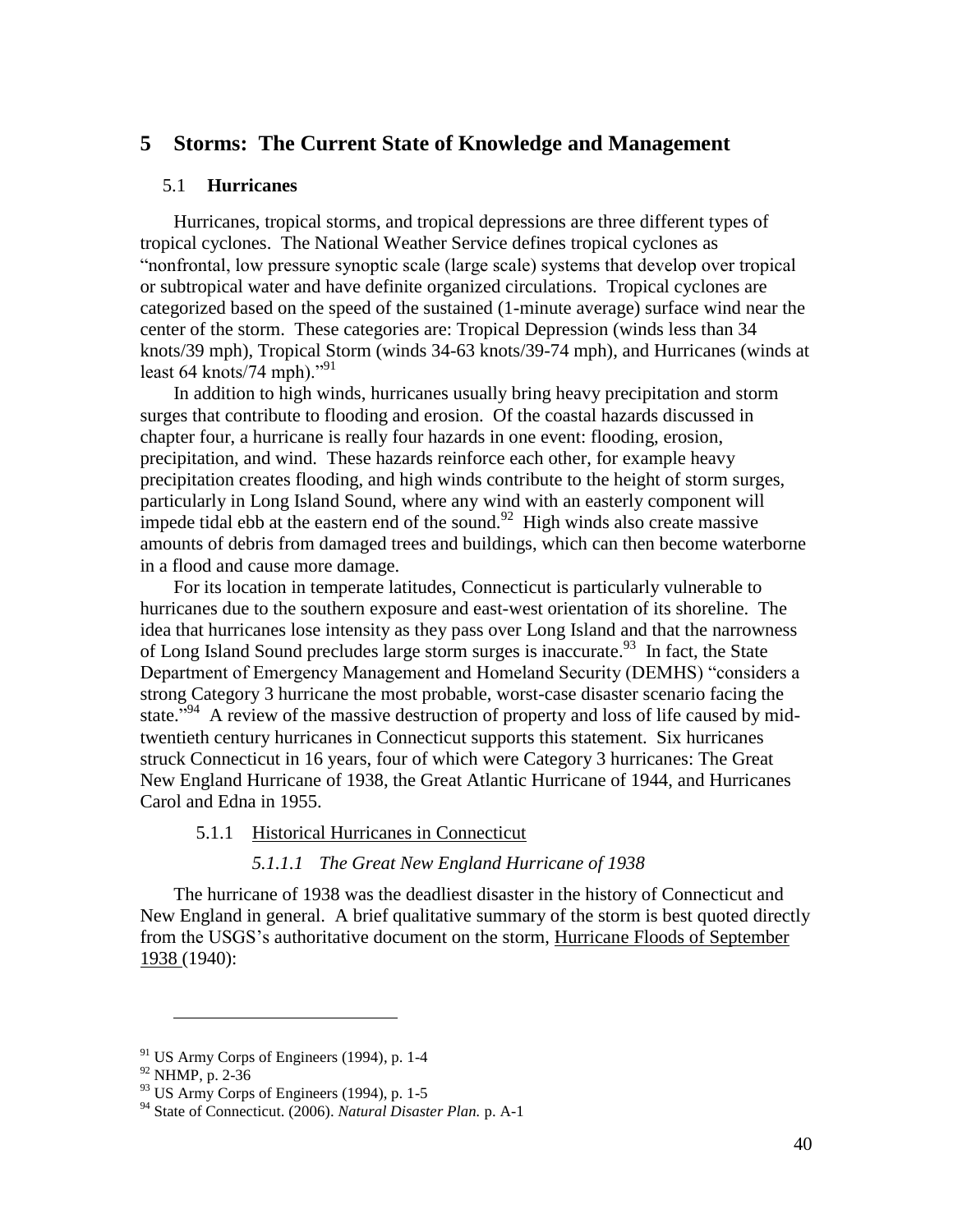# 5 Storms: The Current State of Knowledge and Management

## 5.1 Hurricanes

Hurricanes, tropical storms, and tropical depressions are three different types of tropical cyclones. The National Weather Service defines tropical cyclones as "nonfrontal, low pressure synoptic scale (large scale) systems that develop over tropical or subtropical water and have definite organized circulations. Tropical cyclones are categorized based on the speed of the sustained (1-minute average) surface wind near the center of the storm. These categories are: Tropical Depression (winds less than 34 knots/39 mph), Tropical Storm (winds 34-63 knots/39-74 mph), and Hurricanes (winds at least 64 knots/74 mph)."[91]

In addition to high winds, hurricanes usually bring heavy precipitation and storm surges that contribute to flooding and erosion. Of the coastal hazards discussed in chapter four, a hurricane is really four hazards in one event: flooding, erosion, precipitation, and wind. These hazards reinforce each other, for example heavy precipitation creates flooding, and high winds contribute to the height of storm surges, particularly in Long Island Sound, where any wind with an easterly component will impede tidal ebb at the eastern end of the sound.[92] High winds also create massive amounts of debris from damaged trees and buildings, which can then become waterborne in a flood and cause more damage.

For its location in temperate latitudes, Connecticut is particularly vulnerable to hurricanes due to the southern exposure and east-west orientation of its shoreline. The idea that hurricanes lose intensity as they pass over Long Island and that the narrowness of Long Island Sound precludes large storm surges is inaccurate.[93] In fact, the State Department of Emergency Management and Homeland Security (DEMHS) "considers a strong Category 3 hurricane the most probable, worst-case disaster scenario facing the state."[94] A review of the massive destruction of property and loss of life caused by mid-twentieth century hurricanes in Connecticut supports this statement. Six hurricanes struck Connecticut in 16 years, four of which were Category 3 hurricanes: The Great New England Hurricane of 1938, the Great Atlantic Hurricane of 1944, and Hurricanes Carol and Edna in 1955.

### 5.1.1 Historical Hurricanes in Connecticut

#### *5.1.1.1 The Great New England Hurricane of 1938*

The hurricane of 1938 was the deadliest disaster in the history of Connecticut and New England in general. A brief qualitative summary of the storm is best quoted directly from the USGS's authoritative document on the storm, Hurricane Floods of September 1938 (1940):

---

[91] US Army Corps of Engineers (1994), p. 1-4

[92] NHMP, p. 2-36

[93] US Army Corps of Engineers (1994), p. 1-5

[94] State of Connecticut. (2006). *Natural Disaster Plan.* p. A-1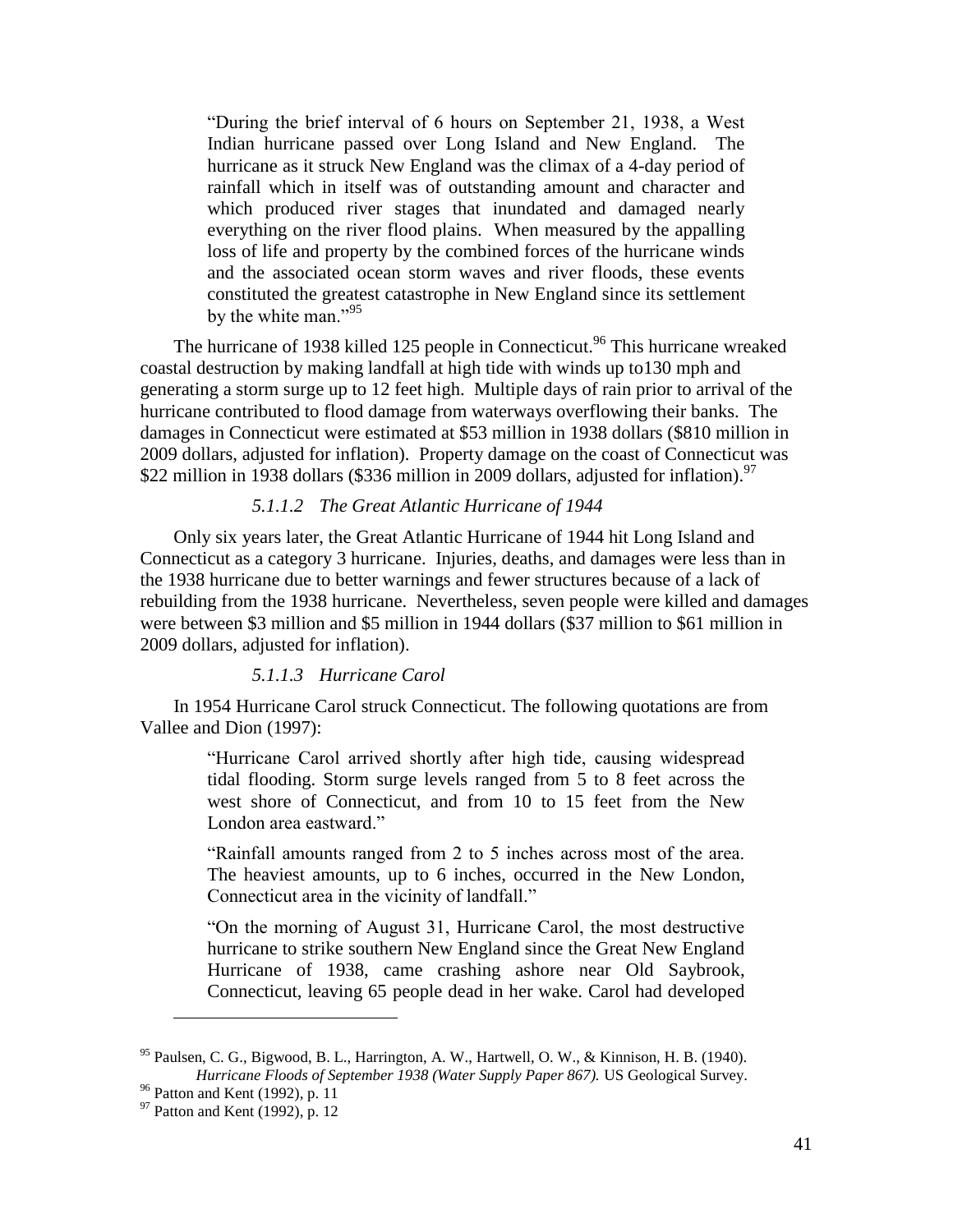> "During the brief interval of 6 hours on September 21, 1938, a West Indian hurricane passed over Long Island and New England. The hurricane as it struck New England was the climax of a 4-day period of rainfall which in itself was of outstanding amount and character and which produced river stages that inundated and damaged nearly everything on the river flood plains. When measured by the appalling loss of life and property by the combined forces of the hurricane winds and the associated ocean storm waves and river floods, these events constituted the greatest catastrophe in New England since its settlement by the white man."[95]

The hurricane of 1938 killed 125 people in Connecticut.[96] This hurricane wreaked coastal destruction by making landfall at high tide with winds up to130 mph and generating a storm surge up to 12 feet high. Multiple days of rain prior to arrival of the hurricane contributed to flood damage from waterways overflowing their banks. The damages in Connecticut were estimated at $53 million in 1938 dollars ($810 million in 2009 dollars, adjusted for inflation). Property damage on the coast of Connecticut was $22 million in 1938 dollars ($336 million in 2009 dollars, adjusted for inflation).[97]

#### *5.1.1.2 The Great Atlantic Hurricane of 1944*

Only six years later, the Great Atlantic Hurricane of 1944 hit Long Island and Connecticut as a category 3 hurricane. Injuries, deaths, and damages were less than in the 1938 hurricane due to better warnings and fewer structures because of a lack of rebuilding from the 1938 hurricane. Nevertheless, seven people were killed and damages were between $3 million and $5 million in 1944 dollars ($37 million to $61 million in 2009 dollars, adjusted for inflation).

#### *5.1.1.3 Hurricane Carol*

In 1954 Hurricane Carol struck Connecticut. The following quotations are from Vallee and Dion (1997):

> "Hurricane Carol arrived shortly after high tide, causing widespread tidal flooding. Storm surge levels ranged from 5 to 8 feet across the west shore of Connecticut, and from 10 to 15 feet from the New London area eastward."

> "Rainfall amounts ranged from 2 to 5 inches across most of the area. The heaviest amounts, up to 6 inches, occurred in the New London, Connecticut area in the vicinity of landfall."

> "On the morning of August 31, Hurricane Carol, the most destructive hurricane to strike southern New England since the Great New England Hurricane of 1938, came crashing ashore near Old Saybrook, Connecticut, leaving 65 people dead in her wake. Carol had developed

---

[95] Paulsen, C. G., Bigwood, B. L., Harrington, A. W., Hartwell, O. W., & Kinnison, H. B. (1940). *Hurricane Floods of September 1938 (Water Supply Paper 867).* US Geological Survey.

[96] Patton and Kent (1992), p. 11

[97] Patton and Kent (1992), p. 12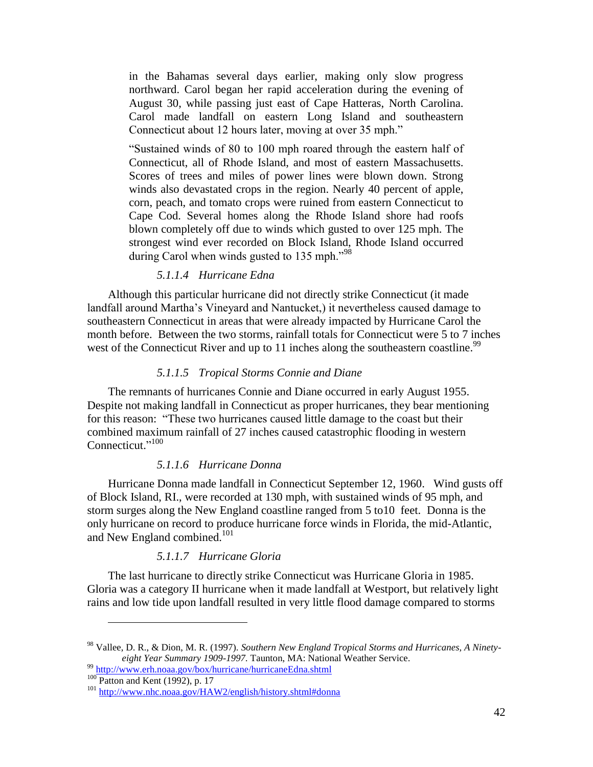in the Bahamas several days earlier, making only slow progress northward. Carol began her rapid acceleration during the evening of August 30, while passing just east of Cape Hatteras, North Carolina. Carol made landfall on eastern Long Island and southeastern Connecticut about 12 hours later, moving at over 35 mph."

"Sustained winds of 80 to 100 mph roared through the eastern half of Connecticut, all of Rhode Island, and most of eastern Massachusetts. Scores of trees and miles of power lines were blown down. Strong winds also devastated crops in the region. Nearly 40 percent of apple, corn, peach, and tomato crops were ruined from eastern Connecticut to Cape Cod. Several homes along the Rhode Island shore had roofs blown completely off due to winds which gusted to over 125 mph. The strongest wind ever recorded on Block Island, Rhode Island occurred during Carol when winds gusted to 135 mph."[98]

#### *5.1.1.4 Hurricane Edna*

Although this particular hurricane did not directly strike Connecticut (it made landfall around Martha's Vineyard and Nantucket,) it nevertheless caused damage to southeastern Connecticut in areas that were already impacted by Hurricane Carol the month before. Between the two storms, rainfall totals for Connecticut were 5 to 7 inches west of the Connecticut River and up to 11 inches along the southeastern coastline.[99]

#### *5.1.1.5 Tropical Storms Connie and Diane*

The remnants of hurricanes Connie and Diane occurred in early August 1955. Despite not making landfall in Connecticut as proper hurricanes, they bear mentioning for this reason: "These two hurricanes caused little damage to the coast but their combined maximum rainfall of 27 inches caused catastrophic flooding in western Connecticut."[100]

#### *5.1.1.6 Hurricane Donna*

Hurricane Donna made landfall in Connecticut September 12, 1960. Wind gusts off of Block Island, RI., were recorded at 130 mph, with sustained winds of 95 mph, and storm surges along the New England coastline ranged from 5 to10 feet. Donna is the only hurricane on record to produce hurricane force winds in Florida, the mid-Atlantic, and New England combined.[101]

#### *5.1.1.7 Hurricane Gloria*

The last hurricane to directly strike Connecticut was Hurricane Gloria in 1985. Gloria was a category II hurricane when it made landfall at Westport, but relatively light rains and low tide upon landfall resulted in very little flood damage compared to storms

---

[98] Vallee, D. R., & Dion, M. R. (1997). *Southern New England Tropical Storms and Hurricanes, A Ninety-eight Year Summary 1909-1997.* Taunton, MA: National Weather Service.

[99] http://www.erh.noaa.gov/box/hurricane/hurricaneEdna.shtml

[100] Patton and Kent (1992), p. 17

[101] http://www.nhc.noaa.gov/HAW2/english/history.shtml#donna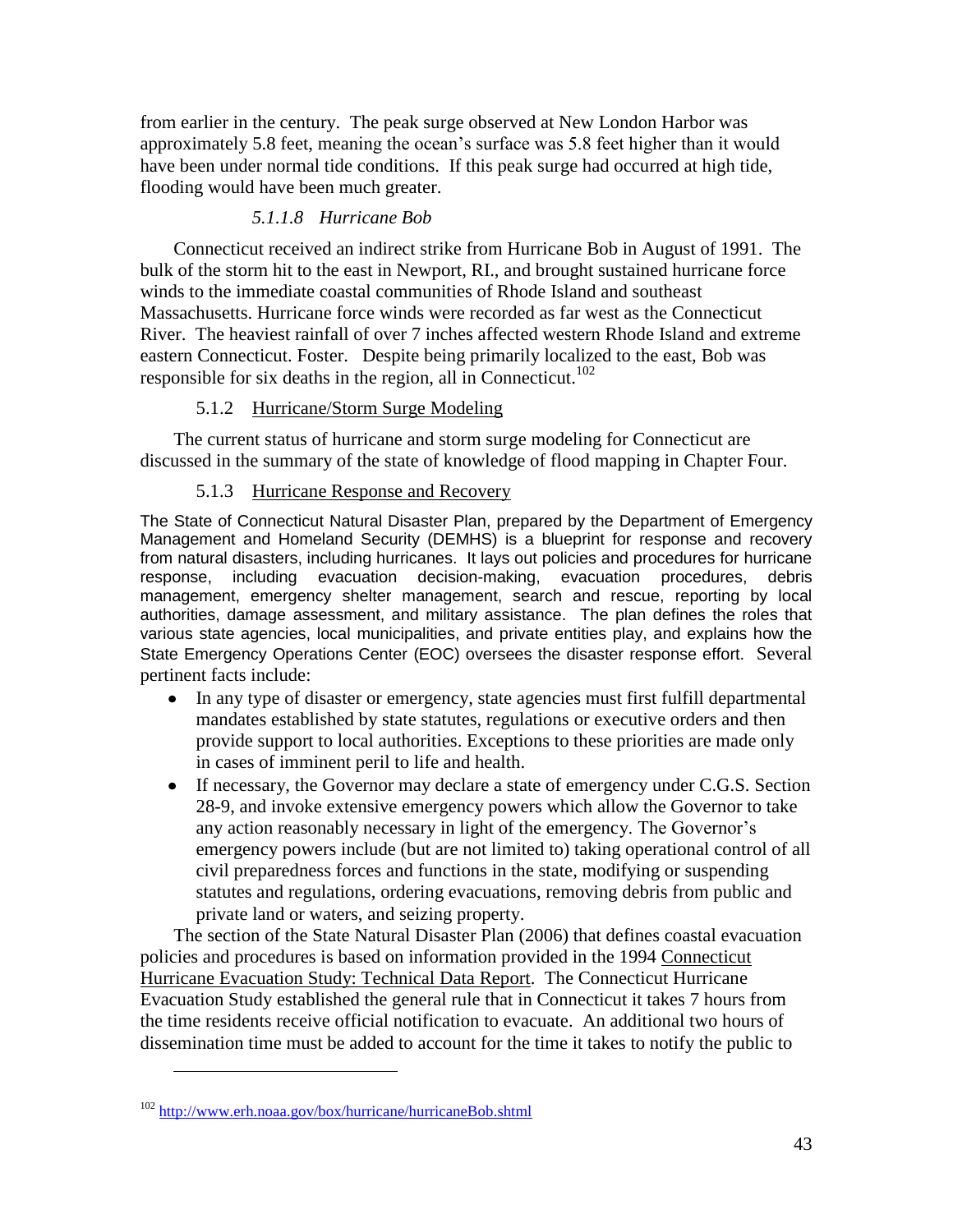from earlier in the century. The peak surge observed at New London Harbor was approximately 5.8 feet, meaning the ocean's surface was 5.8 feet higher than it would have been under normal tide conditions. If this peak surge had occurred at high tide, flooding would have been much greater.

##### *5.1.1.8 Hurricane Bob*

Connecticut received an indirect strike from Hurricane Bob in August of 1991. The bulk of the storm hit to the east in Newport, RI., and brought sustained hurricane force winds to the immediate coastal communities of Rhode Island and southeast Massachusetts. Hurricane force winds were recorded as far west as the Connecticut River. The heaviest rainfall of over 7 inches affected western Rhode Island and extreme eastern Connecticut. Foster. Despite being primarily localized to the east, Bob was responsible for six deaths in the region, all in Connecticut.[102]

### 5.1.2 Hurricane/Storm Surge Modeling

The current status of hurricane and storm surge modeling for Connecticut are discussed in the summary of the state of knowledge of flood mapping in Chapter Four.

### 5.1.3 Hurricane Response and Recovery

The State of Connecticut Natural Disaster Plan, prepared by the Department of Emergency Management and Homeland Security (DEMHS) is a blueprint for response and recovery from natural disasters, including hurricanes. It lays out policies and procedures for hurricane response, including evacuation decision-making, evacuation procedures, debris management, emergency shelter management, search and rescue, reporting by local authorities, damage assessment, and military assistance. The plan defines the roles that various state agencies, local municipalities, and private entities play, and explains how the State Emergency Operations Center (EOC) oversees the disaster response effort. Several pertinent facts include:

- In any type of disaster or emergency, state agencies must first fulfill departmental mandates established by state statutes, regulations or executive orders and then provide support to local authorities. Exceptions to these priorities are made only in cases of imminent peril to life and health.
- If necessary, the Governor may declare a state of emergency under C.G.S. Section 28-9, and invoke extensive emergency powers which allow the Governor to take any action reasonably necessary in light of the emergency. The Governor's emergency powers include (but are not limited to) taking operational control of all civil preparedness forces and functions in the state, modifying or suspending statutes and regulations, ordering evacuations, removing debris from public and private land or waters, and seizing property.

The section of the State Natural Disaster Plan (2006) that defines coastal evacuation policies and procedures is based on information provided in the 1994 Connecticut Hurricane Evacuation Study: Technical Data Report. The Connecticut Hurricane Evacuation Study established the general rule that in Connecticut it takes 7 hours from the time residents receive official notification to evacuate. An additional two hours of dissemination time must be added to account for the time it takes to notify the public to

---

[102] http://www.erh.noaa.gov/box/hurricane/hurricaneBob.shtml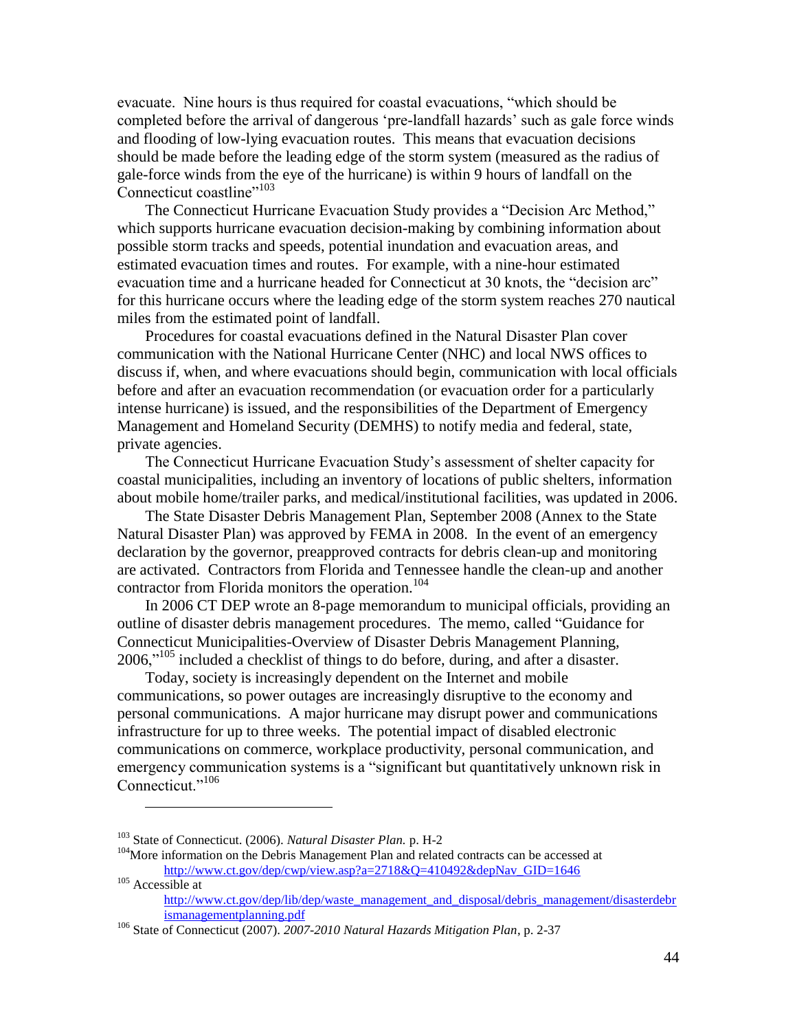evacuate. Nine hours is thus required for coastal evacuations, "which should be completed before the arrival of dangerous 'pre-landfall hazards' such as gale force winds and flooding of low-lying evacuation routes. This means that evacuation decisions should be made before the leading edge of the storm system (measured as the radius of gale-force winds from the eye of the hurricane) is within 9 hours of landfall on the Connecticut coastline"[103]

The Connecticut Hurricane Evacuation Study provides a "Decision Arc Method," which supports hurricane evacuation decision-making by combining information about possible storm tracks and speeds, potential inundation and evacuation areas, and estimated evacuation times and routes. For example, with a nine-hour estimated evacuation time and a hurricane headed for Connecticut at 30 knots, the "decision arc" for this hurricane occurs where the leading edge of the storm system reaches 270 nautical miles from the estimated point of landfall.

Procedures for coastal evacuations defined in the Natural Disaster Plan cover communication with the National Hurricane Center (NHC) and local NWS offices to discuss if, when, and where evacuations should begin, communication with local officials before and after an evacuation recommendation (or evacuation order for a particularly intense hurricane) is issued, and the responsibilities of the Department of Emergency Management and Homeland Security (DEMHS) to notify media and federal, state, private agencies.

The Connecticut Hurricane Evacuation Study's assessment of shelter capacity for coastal municipalities, including an inventory of locations of public shelters, information about mobile home/trailer parks, and medical/institutional facilities, was updated in 2006.

The State Disaster Debris Management Plan, September 2008 (Annex to the State Natural Disaster Plan) was approved by FEMA in 2008. In the event of an emergency declaration by the governor, preapproved contracts for debris clean-up and monitoring are activated. Contractors from Florida and Tennessee handle the clean-up and another contractor from Florida monitors the operation.[104]

In 2006 CT DEP wrote an 8-page memorandum to municipal officials, providing an outline of disaster debris management procedures. The memo, called "Guidance for Connecticut Municipalities-Overview of Disaster Debris Management Planning, 2006,"[105] included a checklist of things to do before, during, and after a disaster.

Today, society is increasingly dependent on the Internet and mobile communications, so power outages are increasingly disruptive to the economy and personal communications. A major hurricane may disrupt power and communications infrastructure for up to three weeks. The potential impact of disabled electronic communications on commerce, workplace productivity, personal communication, and emergency communication systems is a "significant but quantitatively unknown risk in Connecticut."[106]

---

[103] State of Connecticut. (2006). *Natural Disaster Plan.* p. H-2

[104] More information on the Debris Management Plan and related contracts can be accessed at http://www.ct.gov/dep/cwp/view.asp?a=2718&Q=410492&depNav_GID=1646

[105] Accessible at http://www.ct.gov/dep/lib/dep/waste_management_and_disposal/debris_management/disasterdebrismanagementplanning.pdf

[106] State of Connecticut (2007). *2007-2010 Natural Hazards Mitigation Plan*, p. 2-37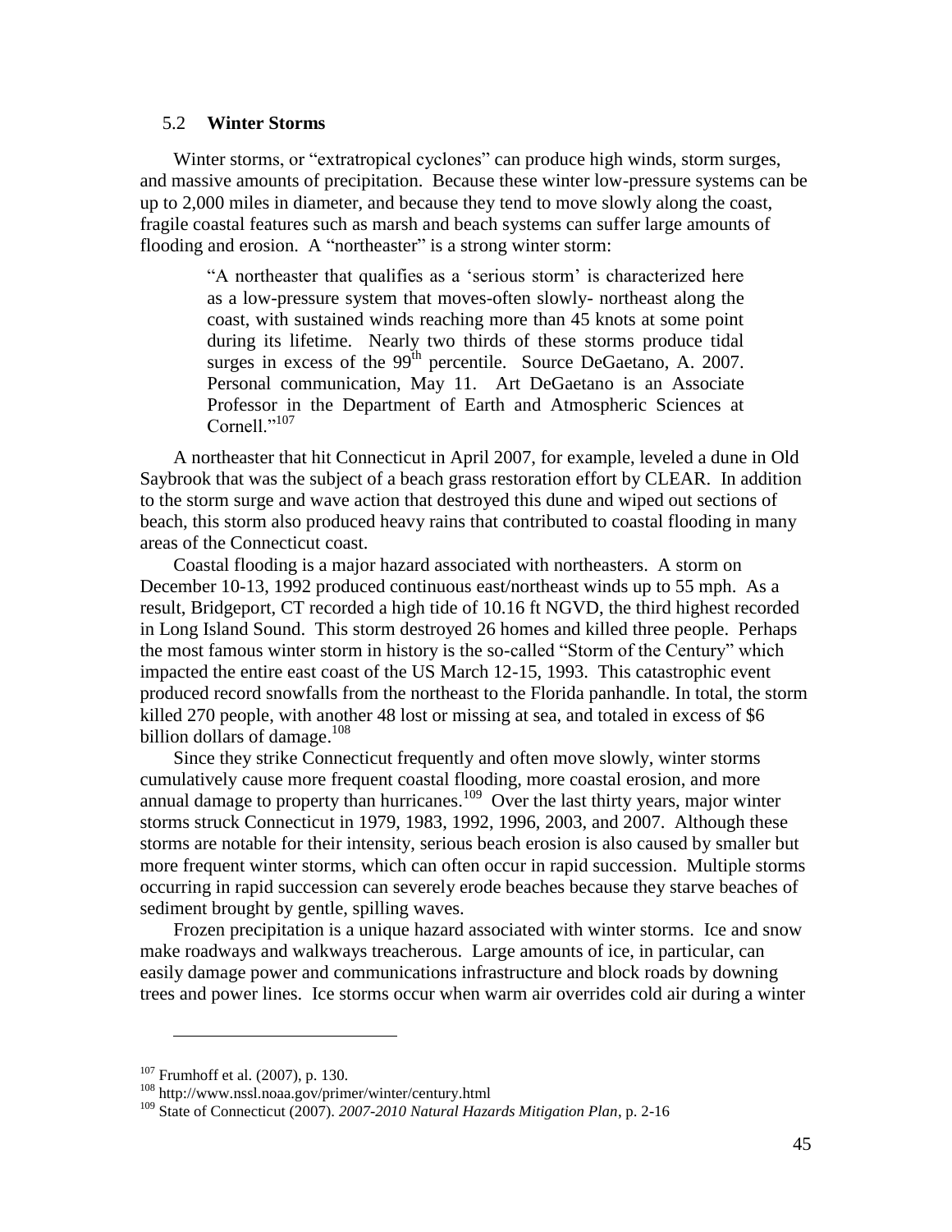### 5.2 **Winter Storms**

Winter storms, or "extratropical cyclones" can produce high winds, storm surges, and massive amounts of precipitation. Because these winter low-pressure systems can be up to 2,000 miles in diameter, and because they tend to move slowly along the coast, fragile coastal features such as marsh and beach systems can suffer large amounts of flooding and erosion. A "northeaster" is a strong winter storm:

> "A northeaster that qualifies as a 'serious storm' is characterized here as a low-pressure system that moves-often slowly- northeast along the coast, with sustained winds reaching more than 45 knots at some point during its lifetime. Nearly two thirds of these storms produce tidal surges in excess of the 99th percentile. Source DeGaetano, A. 2007. Personal communication, May 11. Art DeGaetano is an Associate Professor in the Department of Earth and Atmospheric Sciences at Cornell."[107]

A northeaster that hit Connecticut in April 2007, for example, leveled a dune in Old Saybrook that was the subject of a beach grass restoration effort by CLEAR. In addition to the storm surge and wave action that destroyed this dune and wiped out sections of beach, this storm also produced heavy rains that contributed to coastal flooding in many areas of the Connecticut coast.

Coastal flooding is a major hazard associated with northeasters. A storm on December 10-13, 1992 produced continuous east/northeast winds up to 55 mph. As a result, Bridgeport, CT recorded a high tide of 10.16 ft NGVD, the third highest recorded in Long Island Sound. This storm destroyed 26 homes and killed three people. Perhaps the most famous winter storm in history is the so-called "Storm of the Century" which impacted the entire east coast of the US March 12-15, 1993. This catastrophic event produced record snowfalls from the northeast to the Florida panhandle. In total, the storm killed 270 people, with another 48 lost or missing at sea, and totaled in excess of $6 billion dollars of damage.[108]

Since they strike Connecticut frequently and often move slowly, winter storms cumulatively cause more frequent coastal flooding, more coastal erosion, and more annual damage to property than hurricanes.[109] Over the last thirty years, major winter storms struck Connecticut in 1979, 1983, 1992, 1996, 2003, and 2007. Although these storms are notable for their intensity, serious beach erosion is also caused by smaller but more frequent winter storms, which can often occur in rapid succession. Multiple storms occurring in rapid succession can severely erode beaches because they starve beaches of sediment brought by gentle, spilling waves.

Frozen precipitation is a unique hazard associated with winter storms. Ice and snow make roadways and walkways treacherous. Large amounts of ice, in particular, can easily damage power and communications infrastructure and block roads by downing trees and power lines. Ice storms occur when warm air overrides cold air during a winter

---

[107] Frumhoff et al. (2007), p. 130.

[108] http://www.nssl.noaa.gov/primer/winter/century.html

[109] State of Connecticut (2007). *2007-2010 Natural Hazards Mitigation Plan*, p. 2-16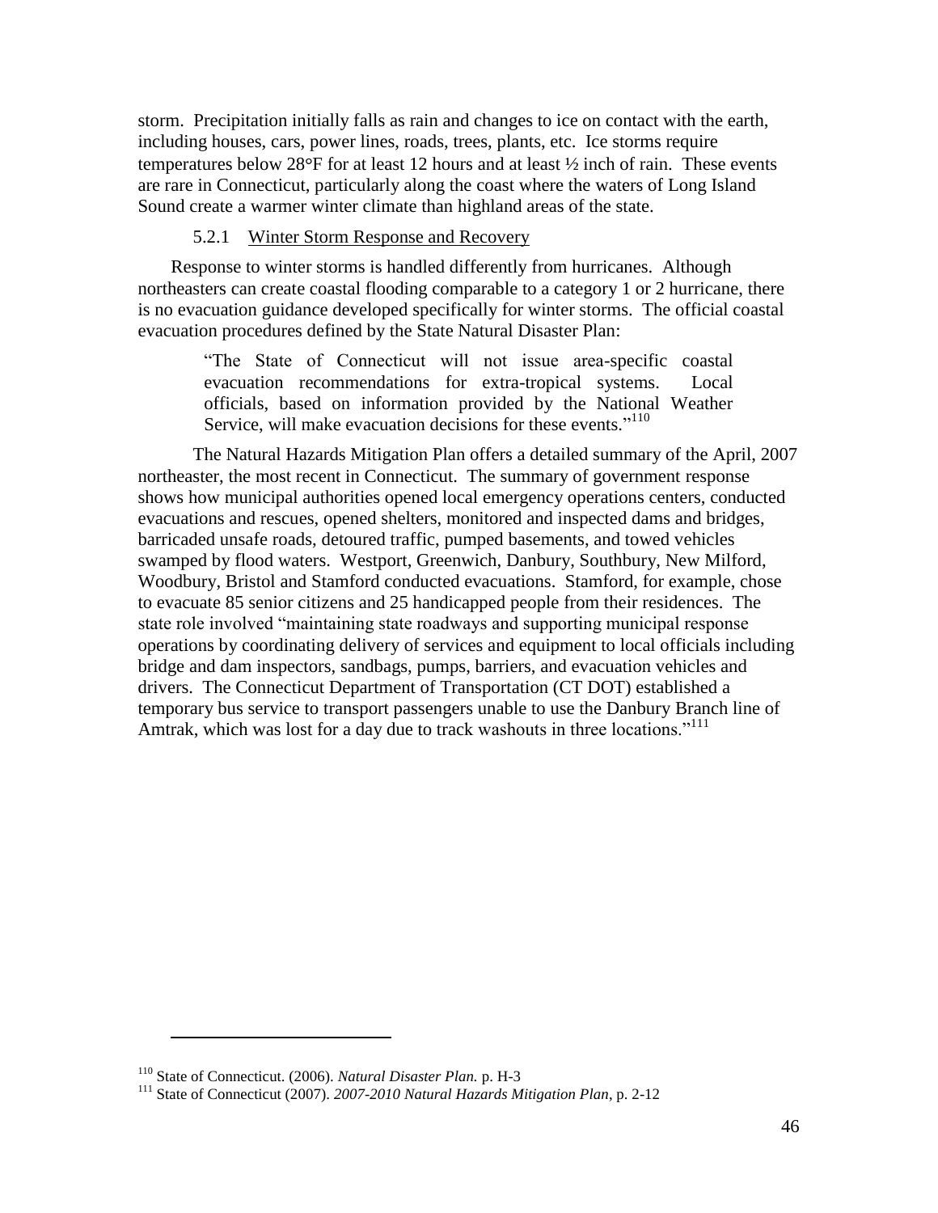storm. Precipitation initially falls as rain and changes to ice on contact with the earth, including houses, cars, power lines, roads, trees, plants, etc. Ice storms require temperatures below 28°F for at least 12 hours and at least ½ inch of rain. These events are rare in Connecticut, particularly along the coast where the waters of Long Island Sound create a warmer winter climate than highland areas of the state.

### 5.2.1 Winter Storm Response and Recovery

Response to winter storms is handled differently from hurricanes. Although northeasters can create coastal flooding comparable to a category 1 or 2 hurricane, there is no evacuation guidance developed specifically for winter storms. The official coastal evacuation procedures defined by the State Natural Disaster Plan:

> "The State of Connecticut will not issue area-specific coastal evacuation recommendations for extra-tropical systems. Local officials, based on information provided by the National Weather Service, will make evacuation decisions for these events."[110]

The Natural Hazards Mitigation Plan offers a detailed summary of the April, 2007 northeaster, the most recent in Connecticut. The summary of government response shows how municipal authorities opened local emergency operations centers, conducted evacuations and rescues, opened shelters, monitored and inspected dams and bridges, barricaded unsafe roads, detoured traffic, pumped basements, and towed vehicles swamped by flood waters. Westport, Greenwich, Danbury, Southbury, New Milford, Woodbury, Bristol and Stamford conducted evacuations. Stamford, for example, chose to evacuate 85 senior citizens and 25 handicapped people from their residences. The state role involved "maintaining state roadways and supporting municipal response operations by coordinating delivery of services and equipment to local officials including bridge and dam inspectors, sandbags, pumps, barriers, and evacuation vehicles and drivers. The Connecticut Department of Transportation (CT DOT) established a temporary bus service to transport passengers unable to use the Danbury Branch line of Amtrak, which was lost for a day due to track washouts in three locations."[111]

---

[110] State of Connecticut. (2006). *Natural Disaster Plan.* p. H-3

[111] State of Connecticut (2007). *2007-2010 Natural Hazards Mitigation Plan*, p. 2-12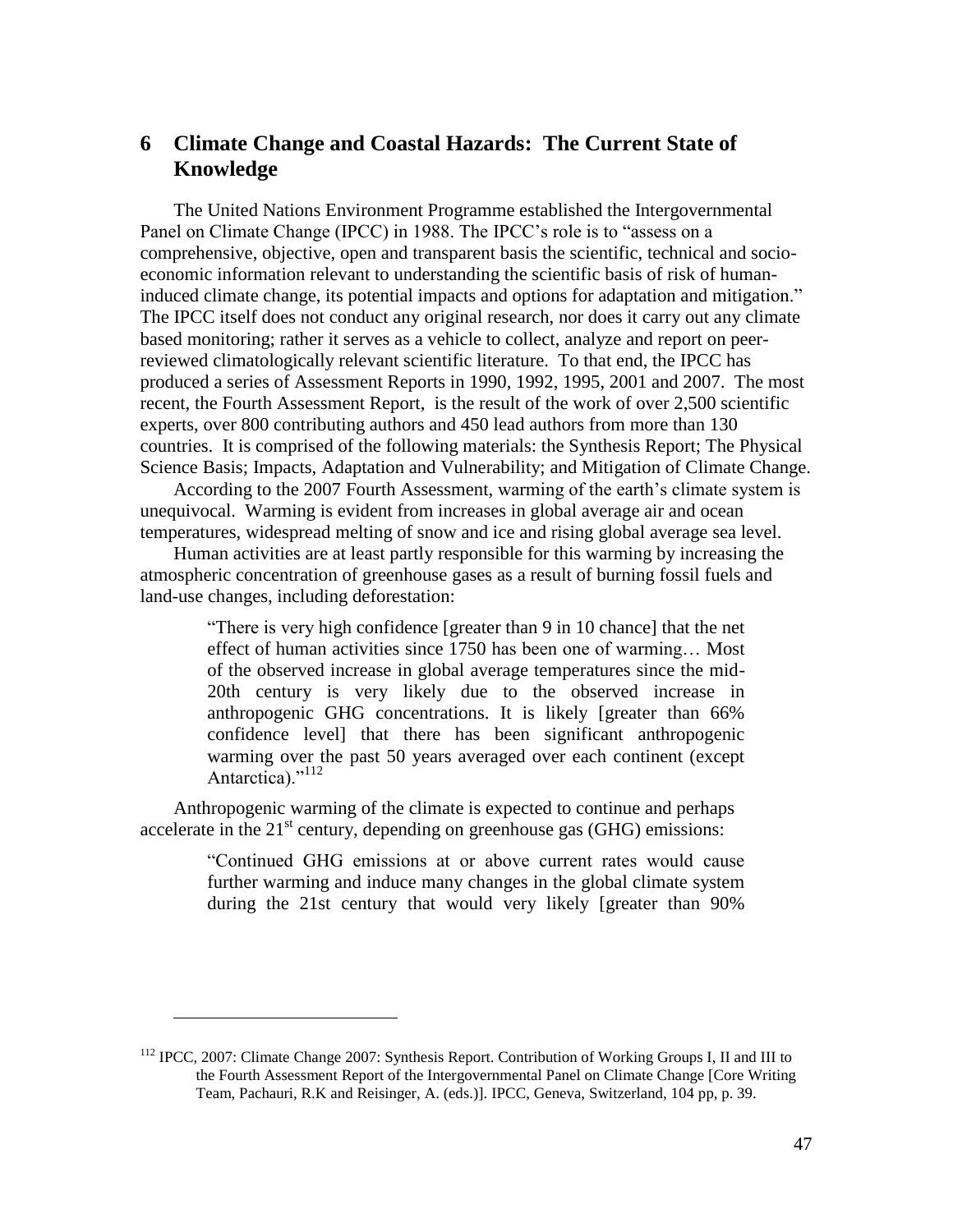# 6 Climate Change and Coastal Hazards: The Current State of Knowledge

The United Nations Environment Programme established the Intergovernmental Panel on Climate Change (IPCC) in 1988. The IPCC's role is to "assess on a comprehensive, objective, open and transparent basis the scientific, technical and socio-economic information relevant to understanding the scientific basis of risk of human-induced climate change, its potential impacts and options for adaptation and mitigation." The IPCC itself does not conduct any original research, nor does it carry out any climate based monitoring; rather it serves as a vehicle to collect, analyze and report on peer-reviewed climatologically relevant scientific literature. To that end, the IPCC has produced a series of Assessment Reports in 1990, 1992, 1995, 2001 and 2007. The most recent, the Fourth Assessment Report, is the result of the work of over 2,500 scientific experts, over 800 contributing authors and 450 lead authors from more than 130 countries. It is comprised of the following materials: the Synthesis Report; The Physical Science Basis; Impacts, Adaptation and Vulnerability; and Mitigation of Climate Change.

According to the 2007 Fourth Assessment, warming of the earth's climate system is unequivocal. Warming is evident from increases in global average air and ocean temperatures, widespread melting of snow and ice and rising global average sea level.

Human activities are at least partly responsible for this warming by increasing the atmospheric concentration of greenhouse gases as a result of burning fossil fuels and land-use changes, including deforestation:

> "There is very high confidence [greater than 9 in 10 chance] that the net effect of human activities since 1750 has been one of warming… Most of the observed increase in global average temperatures since the mid-20th century is very likely due to the observed increase in anthropogenic GHG concentrations. It is likely [greater than 66% confidence level] that there has been significant anthropogenic warming over the past 50 years averaged over each continent (except Antarctica)."[112]

Anthropogenic warming of the climate is expected to continue and perhaps accelerate in the 21st century, depending on greenhouse gas (GHG) emissions:

> "Continued GHG emissions at or above current rates would cause further warming and induce many changes in the global climate system during the 21st century that would very likely [greater than 90%

---

[112] IPCC, 2007: Climate Change 2007: Synthesis Report. Contribution of Working Groups I, II and III to the Fourth Assessment Report of the Intergovernmental Panel on Climate Change [Core Writing Team, Pachauri, R.K and Reisinger, A. (eds.)]. IPCC, Geneva, Switzerland, 104 pp, p. 39.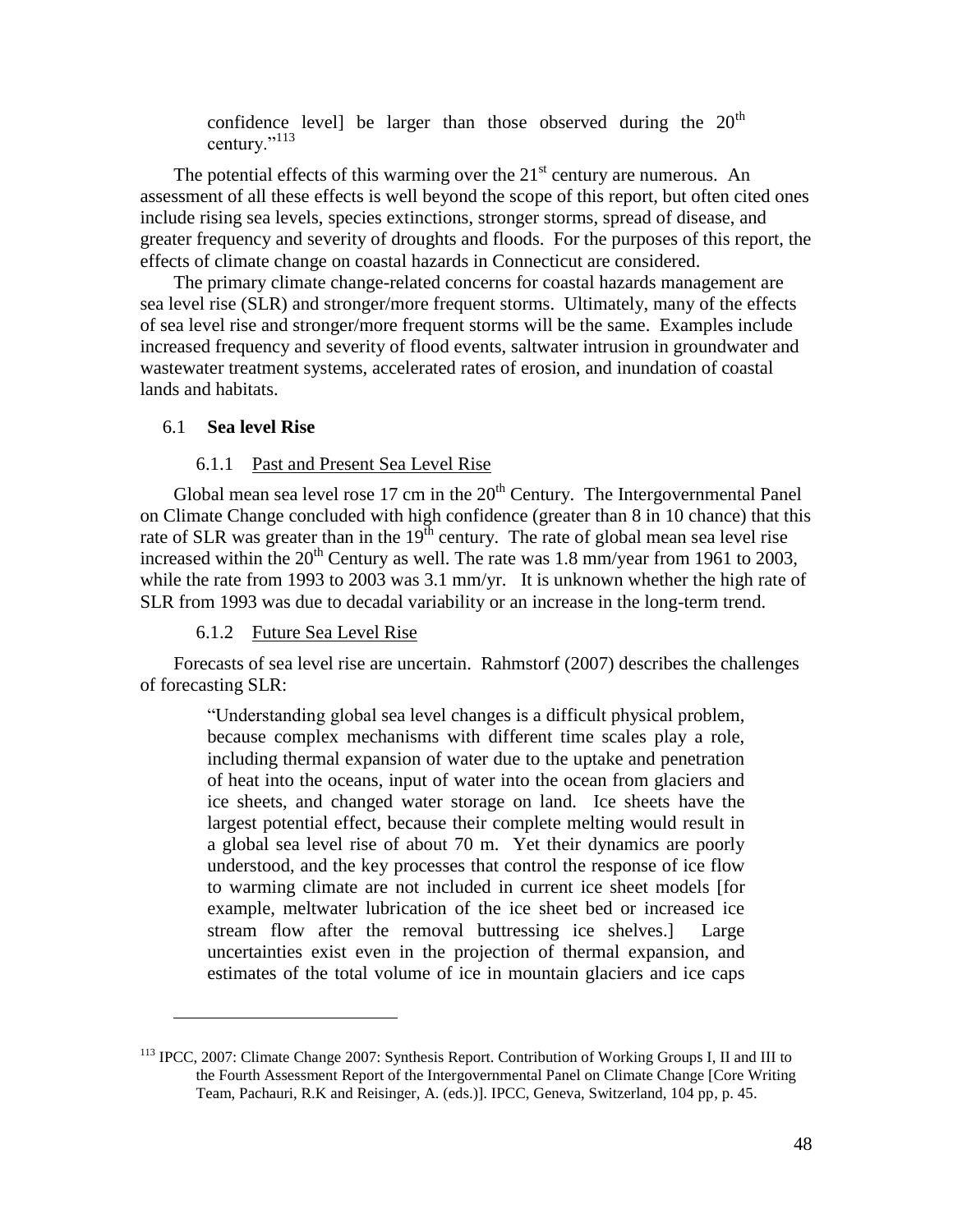confidence level] be larger than those observed during the 20th century."[113]

The potential effects of this warming over the 21st century are numerous. An assessment of all these effects is well beyond the scope of this report, but often cited ones include rising sea levels, species extinctions, stronger storms, spread of disease, and greater frequency and severity of droughts and floods. For the purposes of this report, the effects of climate change on coastal hazards in Connecticut are considered.

The primary climate change-related concerns for coastal hazards management are sea level rise (SLR) and stronger/more frequent storms. Ultimately, many of the effects of sea level rise and stronger/more frequent storms will be the same. Examples include increased frequency and severity of flood events, saltwater intrusion in groundwater and wastewater treatment systems, accelerated rates of erosion, and inundation of coastal lands and habitats.

## 6.1 **Sea level Rise**

### 6.1.1 Past and Present Sea Level Rise

Global mean sea level rose 17 cm in the 20th Century. The Intergovernmental Panel on Climate Change concluded with high confidence (greater than 8 in 10 chance) that this rate of SLR was greater than in the 19th century. The rate of global mean sea level rise increased within the 20th Century as well. The rate was 1.8 mm/year from 1961 to 2003, while the rate from 1993 to 2003 was 3.1 mm/yr. It is unknown whether the high rate of SLR from 1993 was due to decadal variability or an increase in the long-term trend.

### 6.1.2 Future Sea Level Rise

Forecasts of sea level rise are uncertain. Rahmstorf (2007) describes the challenges of forecasting SLR:

> "Understanding global sea level changes is a difficult physical problem, because complex mechanisms with different time scales play a role, including thermal expansion of water due to the uptake and penetration of heat into the oceans, input of water into the ocean from glaciers and ice sheets, and changed water storage on land. Ice sheets have the largest potential effect, because their complete melting would result in a global sea level rise of about 70 m. Yet their dynamics are poorly understood, and the key processes that control the response of ice flow to warming climate are not included in current ice sheet models [for example, meltwater lubrication of the ice sheet bed or increased ice stream flow after the removal buttressing ice shelves.] Large uncertainties exist even in the projection of thermal expansion, and estimates of the total volume of ice in mountain glaciers and ice caps

---

[113] IPCC, 2007: Climate Change 2007: Synthesis Report. Contribution of Working Groups I, II and III to the Fourth Assessment Report of the Intergovernmental Panel on Climate Change [Core Writing Team, Pachauri, R.K and Reisinger, A. (eds.)]. IPCC, Geneva, Switzerland, 104 pp, p. 45.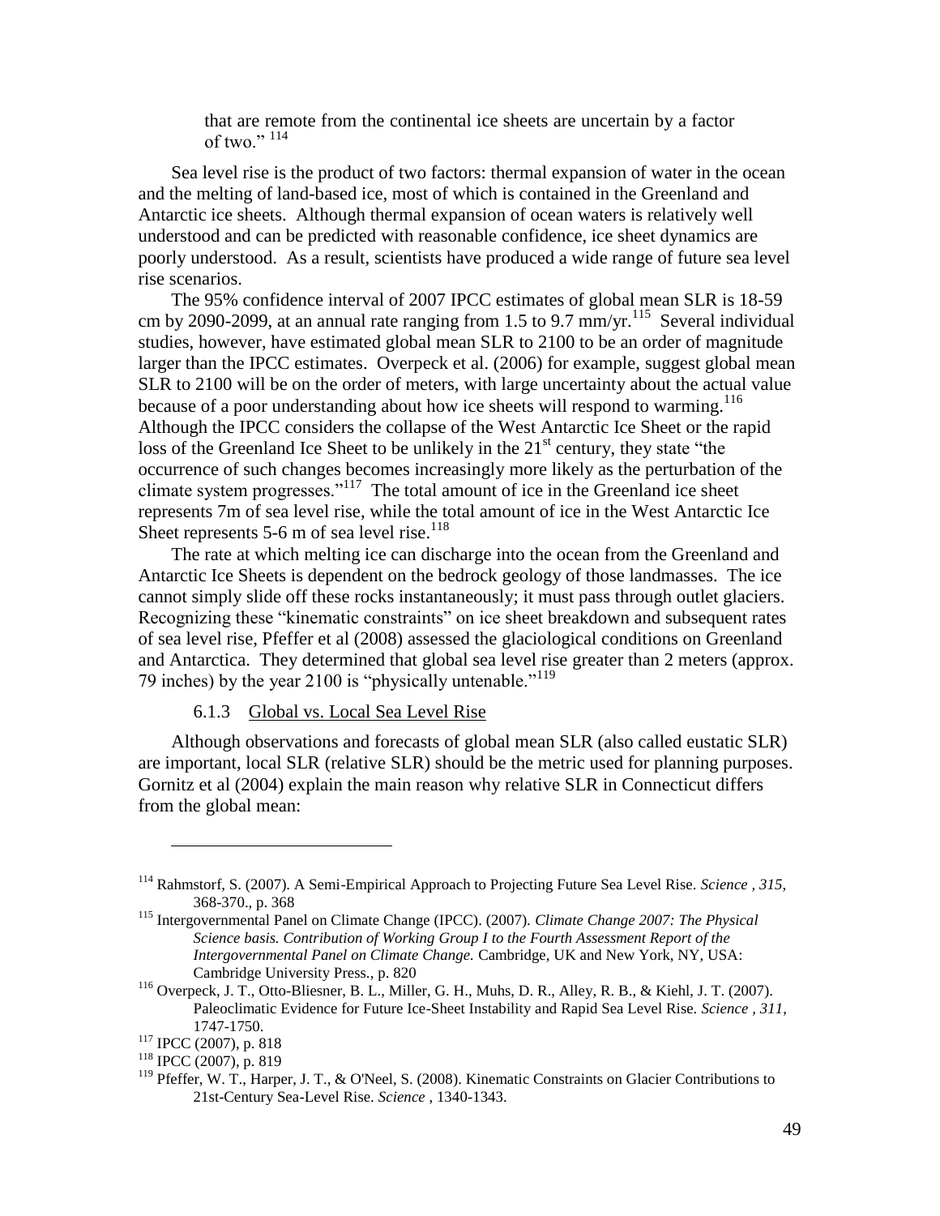that are remote from the continental ice sheets are uncertain by a factor of two." [114]

Sea level rise is the product of two factors: thermal expansion of water in the ocean and the melting of land-based ice, most of which is contained in the Greenland and Antarctic ice sheets. Although thermal expansion of ocean waters is relatively well understood and can be predicted with reasonable confidence, ice sheet dynamics are poorly understood. As a result, scientists have produced a wide range of future sea level rise scenarios.

The 95% confidence interval of 2007 IPCC estimates of global mean SLR is 18-59 cm by 2090-2099, at an annual rate ranging from 1.5 to 9.7 mm/yr.[115] Several individual studies, however, have estimated global mean SLR to 2100 to be an order of magnitude larger than the IPCC estimates. Overpeck et al. (2006) for example, suggest global mean SLR to 2100 will be on the order of meters, with large uncertainty about the actual value because of a poor understanding about how ice sheets will respond to warming.[116] Although the IPCC considers the collapse of the West Antarctic Ice Sheet or the rapid loss of the Greenland Ice Sheet to be unlikely in the 21st century, they state "the occurrence of such changes becomes increasingly more likely as the perturbation of the climate system progresses."[117] The total amount of ice in the Greenland ice sheet represents 7m of sea level rise, while the total amount of ice in the West Antarctic Ice Sheet represents 5-6 m of sea level rise.[118]

The rate at which melting ice can discharge into the ocean from the Greenland and Antarctic Ice Sheets is dependent on the bedrock geology of those landmasses. The ice cannot simply slide off these rocks instantaneously; it must pass through outlet glaciers. Recognizing these "kinematic constraints" on ice sheet breakdown and subsequent rates of sea level rise, Pfeffer et al (2008) assessed the glaciological conditions on Greenland and Antarctica. They determined that global sea level rise greater than 2 meters (approx. 79 inches) by the year 2100 is "physically untenable."[119]

### 6.1.3 Global vs. Local Sea Level Rise

Although observations and forecasts of global mean SLR (also called eustatic SLR) are important, local SLR (relative SLR) should be the metric used for planning purposes. Gornitz et al (2004) explain the main reason why relative SLR in Connecticut differs from the global mean:

---

[114] Rahmstorf, S. (2007). A Semi-Empirical Approach to Projecting Future Sea Level Rise. *Science , 315*, 368-370., p. 368

[115] Intergovernmental Panel on Climate Change (IPCC). (2007). *Climate Change 2007: The Physical Science basis. Contribution of Working Group I to the Fourth Assessment Report of the Intergovernmental Panel on Climate Change.* Cambridge, UK and New York, NY, USA: Cambridge University Press., p. 820

[116] Overpeck, J. T., Otto-Bliesner, B. L., Miller, G. H., Muhs, D. R., Alley, R. B., & Kiehl, J. T. (2007). Paleoclimatic Evidence for Future Ice-Sheet Instability and Rapid Sea Level Rise. *Science , 311*, 1747-1750.

[117] IPCC (2007), p. 818

[118] IPCC (2007), p. 819

[119] Pfeffer, W. T., Harper, J. T., & O'Neel, S. (2008). Kinematic Constraints on Glacier Contributions to 21st-Century Sea-Level Rise. *Science* , 1340-1343.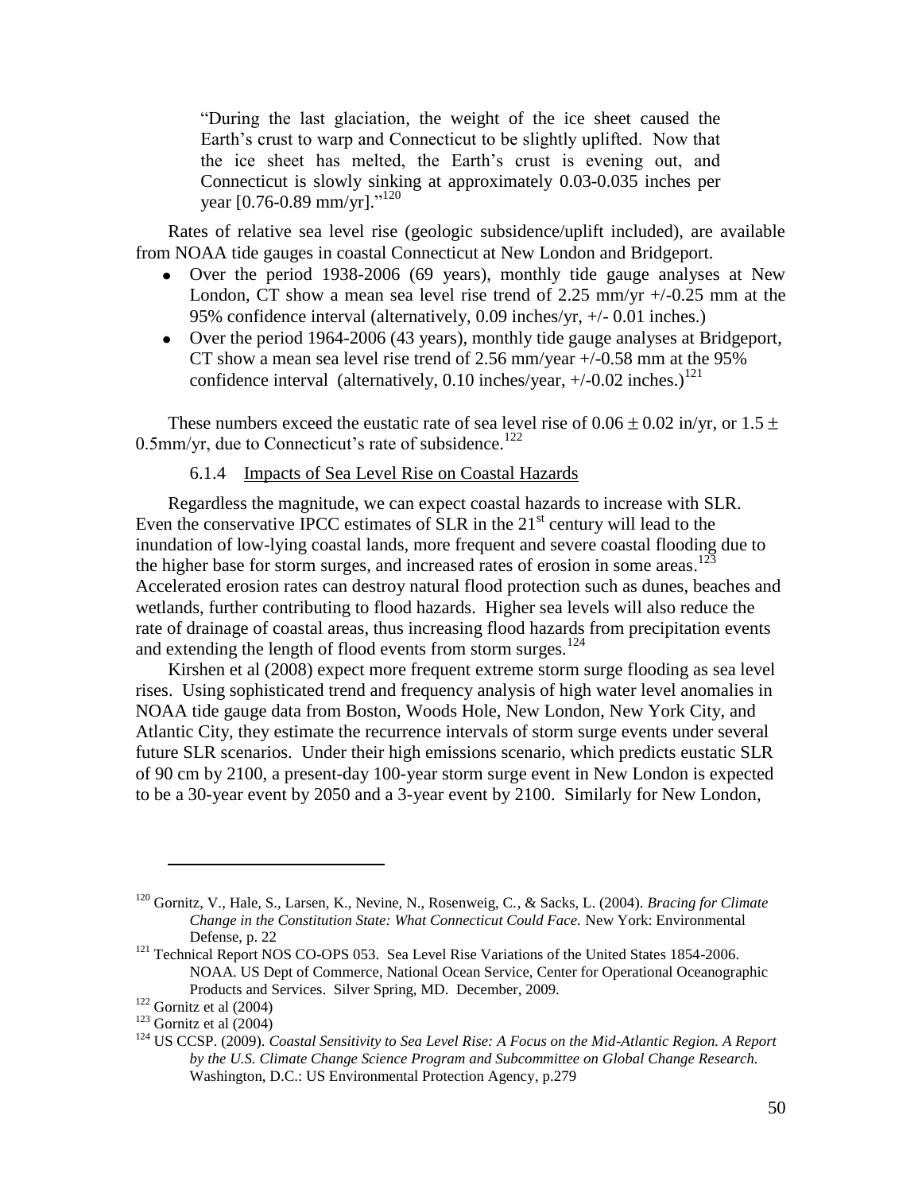> "During the last glaciation, the weight of the ice sheet caused the Earth's crust to warp and Connecticut to be slightly uplifted. Now that the ice sheet has melted, the Earth's crust is evening out, and Connecticut is slowly sinking at approximately 0.03-0.035 inches per year [0.76-0.89 mm/yr]."[120]

Rates of relative sea level rise (geologic subsidence/uplift included), are available from NOAA tide gauges in coastal Connecticut at New London and Bridgeport.

- Over the period 1938-2006 (69 years), monthly tide gauge analyses at New London, CT show a mean sea level rise trend of 2.25 mm/yr +/-0.25 mm at the 95% confidence interval (alternatively, 0.09 inches/yr, +/- 0.01 inches.)
- Over the period 1964-2006 (43 years), monthly tide gauge analyses at Bridgeport, CT show a mean sea level rise trend of 2.56 mm/year +/-0.58 mm at the 95% confidence interval (alternatively, 0.10 inches/year, +/-0.02 inches.)[121]

These numbers exceed the eustatic rate of sea level rise of $0.06 \pm 0.02$ in/yr, or $1.5 \pm 0.5$mm/yr, due to Connecticut's rate of subsidence.[122]

### 6.1.4 Impacts of Sea Level Rise on Coastal Hazards

Regardless the magnitude, we can expect coastal hazards to increase with SLR. Even the conservative IPCC estimates of SLR in the 21st century will lead to the inundation of low-lying coastal lands, more frequent and severe coastal flooding due to the higher base for storm surges, and increased rates of erosion in some areas.[123] Accelerated erosion rates can destroy natural flood protection such as dunes, beaches and wetlands, further contributing to flood hazards. Higher sea levels will also reduce the rate of drainage of coastal areas, thus increasing flood hazards from precipitation events and extending the length of flood events from storm surges.[124]

Kirshen et al (2008) expect more frequent extreme storm surge flooding as sea level rises. Using sophisticated trend and frequency analysis of high water level anomalies in NOAA tide gauge data from Boston, Woods Hole, New London, New York City, and Atlantic City, they estimate the recurrence intervals of storm surge events under several future SLR scenarios. Under their high emissions scenario, which predicts eustatic SLR of 90 cm by 2100, a present-day 100-year storm surge event in New London is expected to be a 30-year event by 2050 and a 3-year event by 2100. Similarly for New London,

---

[120] Gornitz, V., Hale, S., Larsen, K., Nevine, N., Rosenweig, C., & Sacks, L. (2004). *Bracing for Climate Change in the Constitution State: What Connecticut Could Face.* New York: Environmental Defense, p. 22

[121] Technical Report NOS CO-OPS 053. Sea Level Rise Variations of the United States 1854-2006. NOAA. US Dept of Commerce, National Ocean Service, Center for Operational Oceanographic Products and Services. Silver Spring, MD. December, 2009.

[122] Gornitz et al (2004)

[123] Gornitz et al (2004)

[124] US CCSP. (2009). *Coastal Sensitivity to Sea Level Rise: A Focus on the Mid-Atlantic Region. A Report by the U.S. Climate Change Science Program and Subcommittee on Global Change Research.* Washington, D.C.: US Environmental Protection Agency, p.279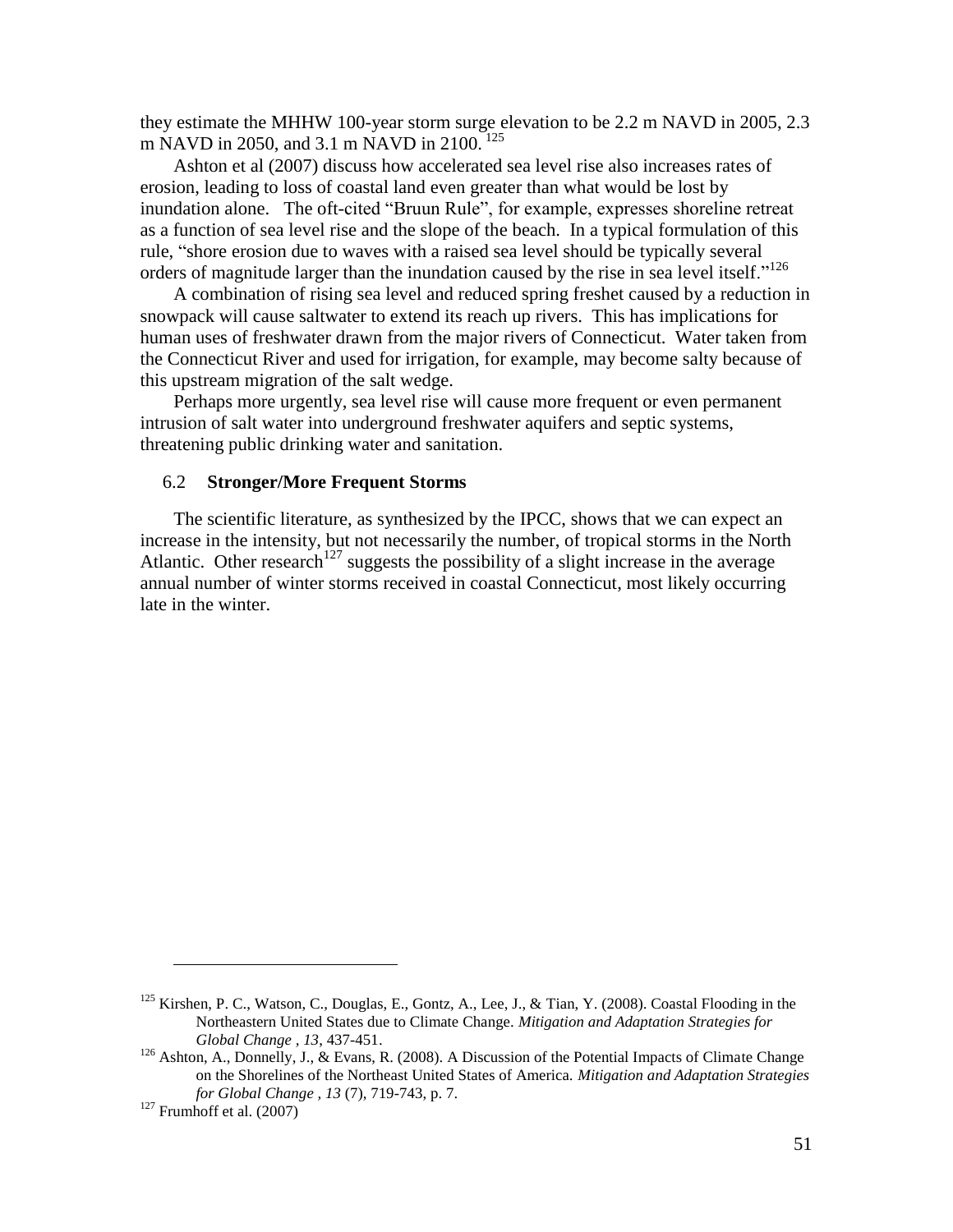they estimate the MHHW 100-year storm surge elevation to be 2.2 m NAVD in 2005, 2.3 m NAVD in 2050, and 3.1 m NAVD in 2100.[125]

Ashton et al (2007) discuss how accelerated sea level rise also increases rates of erosion, leading to loss of coastal land even greater than what would be lost by inundation alone. The oft-cited "Bruun Rule", for example, expresses shoreline retreat as a function of sea level rise and the slope of the beach. In a typical formulation of this rule, "shore erosion due to waves with a raised sea level should be typically several orders of magnitude larger than the inundation caused by the rise in sea level itself."[126]

A combination of rising sea level and reduced spring freshet caused by a reduction in snowpack will cause saltwater to extend its reach up rivers. This has implications for human uses of freshwater drawn from the major rivers of Connecticut. Water taken from the Connecticut River and used for irrigation, for example, may become salty because of this upstream migration of the salt wedge.

Perhaps more urgently, sea level rise will cause more frequent or even permanent intrusion of salt water into underground freshwater aquifers and septic systems, threatening public drinking water and sanitation.

### 6.2 Stronger/More Frequent Storms

The scientific literature, as synthesized by the IPCC, shows that we can expect an increase in the intensity, but not necessarily the number, of tropical storms in the North Atlantic. Other research[127] suggests the possibility of a slight increase in the average annual number of winter storms received in coastal Connecticut, most likely occurring late in the winter.

---

[125] Kirshen, P. C., Watson, C., Douglas, E., Gontz, A., Lee, J., & Tian, Y. (2008). Coastal Flooding in the Northeastern United States due to Climate Change. *Mitigation and Adaptation Strategies for Global Change , 13*, 437-451.

[126] Ashton, A., Donnelly, J., & Evans, R. (2008). A Discussion of the Potential Impacts of Climate Change on the Shorelines of the Northeast United States of America. *Mitigation and Adaptation Strategies for Global Change , 13* (7), 719-743, p. 7.

[127] Frumhoff et al. (2007)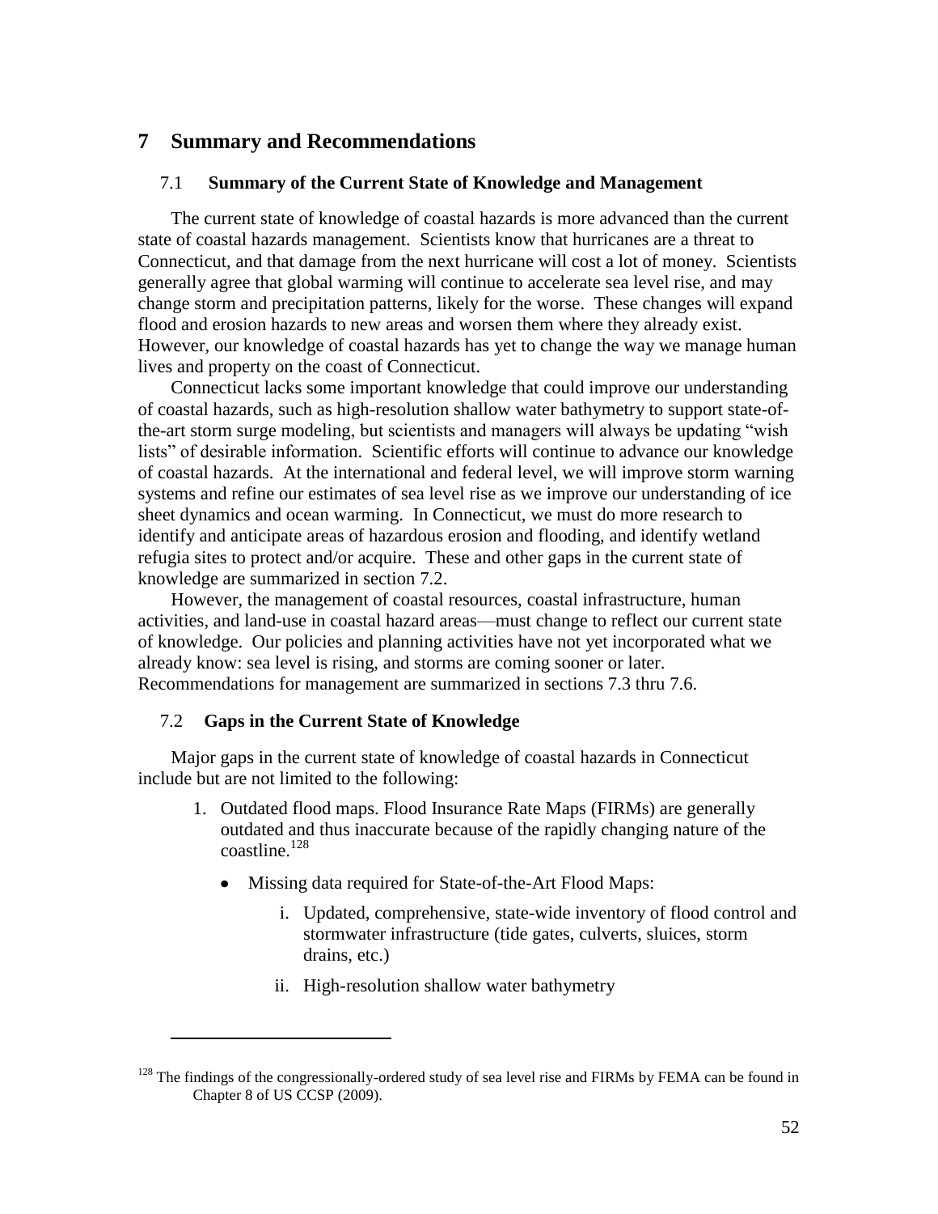# 7 Summary and Recommendations

## 7.1 Summary of the Current State of Knowledge and Management

The current state of knowledge of coastal hazards is more advanced than the current state of coastal hazards management. Scientists know that hurricanes are a threat to Connecticut, and that damage from the next hurricane will cost a lot of money. Scientists generally agree that global warming will continue to accelerate sea level rise, and may change storm and precipitation patterns, likely for the worse. These changes will expand flood and erosion hazards to new areas and worsen them where they already exist. However, our knowledge of coastal hazards has yet to change the way we manage human lives and property on the coast of Connecticut.

Connecticut lacks some important knowledge that could improve our understanding of coastal hazards, such as high-resolution shallow water bathymetry to support state-of-the-art storm surge modeling, but scientists and managers will always be updating "wish lists" of desirable information. Scientific efforts will continue to advance our knowledge of coastal hazards. At the international and federal level, we will improve storm warning systems and refine our estimates of sea level rise as we improve our understanding of ice sheet dynamics and ocean warming. In Connecticut, we must do more research to identify and anticipate areas of hazardous erosion and flooding, and identify wetland refugia sites to protect and/or acquire. These and other gaps in the current state of knowledge are summarized in section 7.2.

However, the management of coastal resources, coastal infrastructure, human activities, and land-use in coastal hazard areas—must change to reflect our current state of knowledge. Our policies and planning activities have not yet incorporated what we already know: sea level is rising, and storms are coming sooner or later. Recommendations for management are summarized in sections 7.3 thru 7.6.

## 7.2 Gaps in the Current State of Knowledge

Major gaps in the current state of knowledge of coastal hazards in Connecticut include but are not limited to the following:

1. Outdated flood maps. Flood Insurance Rate Maps (FIRMs) are generally outdated and thus inaccurate because of the rapidly changing nature of the coastline.[128]
   - Missing data required for State-of-the-Art Flood Maps:
     i. Updated, comprehensive, state-wide inventory of flood control and stormwater infrastructure (tide gates, culverts, sluices, storm drains, etc.)
     ii. High-resolution shallow water bathymetry

---

[128] The findings of the congressionally-ordered study of sea level rise and FIRMs by FEMA can be found in Chapter 8 of US CCSP (2009).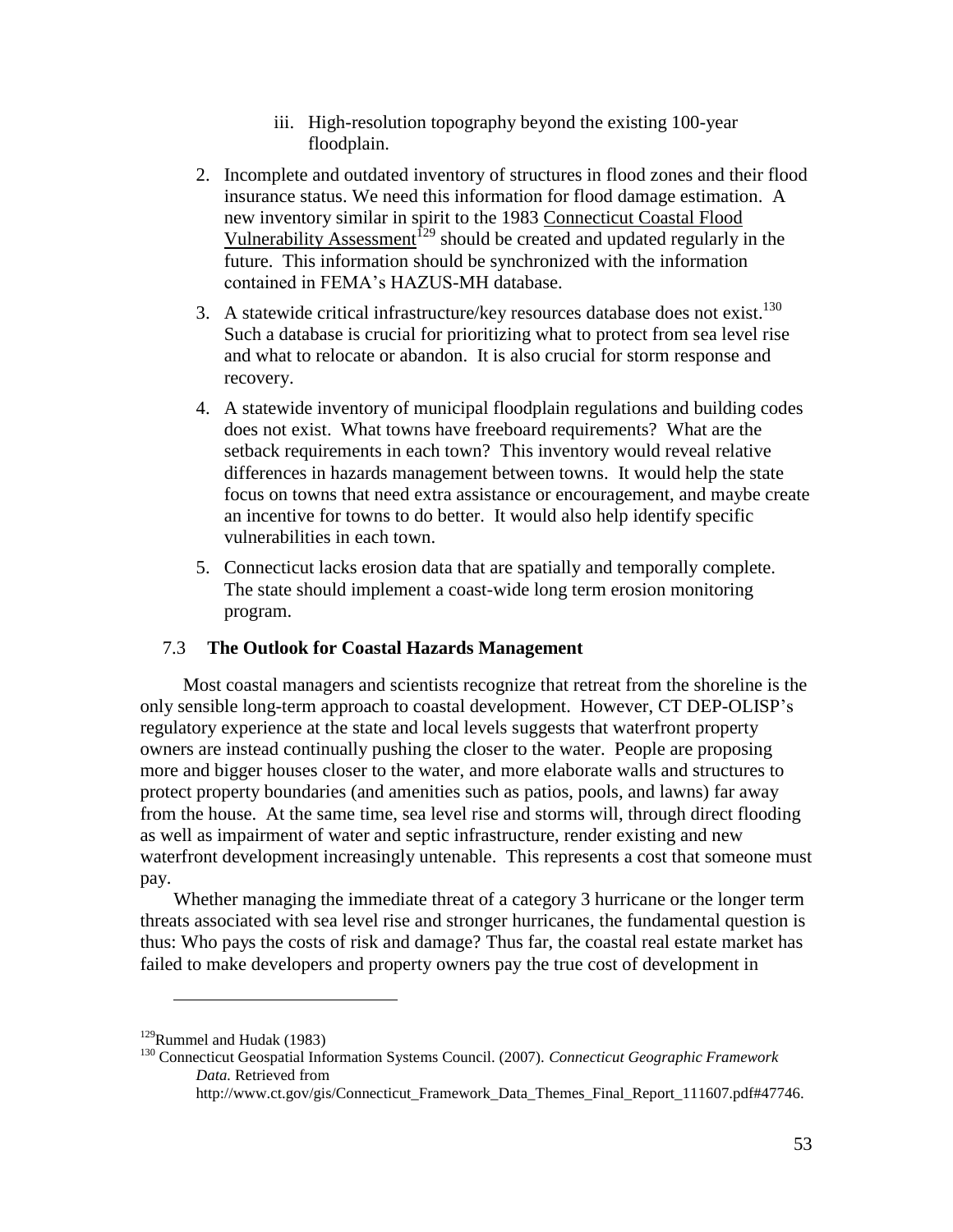iii. High-resolution topography beyond the existing 100-year floodplain.

2. Incomplete and outdated inventory of structures in flood zones and their flood insurance status. We need this information for flood damage estimation. A new inventory similar in spirit to the 1983 Connecticut Coastal Flood Vulnerability Assessment[129] should be created and updated regularly in the future. This information should be synchronized with the information contained in FEMA's HAZUS-MH database.
3. A statewide critical infrastructure/key resources database does not exist.[130] Such a database is crucial for prioritizing what to protect from sea level rise and what to relocate or abandon. It is also crucial for storm response and recovery.
4. A statewide inventory of municipal floodplain regulations and building codes does not exist. What towns have freeboard requirements? What are the setback requirements in each town? This inventory would reveal relative differences in hazards management between towns. It would help the state focus on towns that need extra assistance or encouragement, and maybe create an incentive for towns to do better. It would also help identify specific vulnerabilities in each town.
5. Connecticut lacks erosion data that are spatially and temporally complete. The state should implement a coast-wide long term erosion monitoring program.

### 7.3 The Outlook for Coastal Hazards Management

Most coastal managers and scientists recognize that retreat from the shoreline is the only sensible long-term approach to coastal development. However, CT DEP-OLISP's regulatory experience at the state and local levels suggests that waterfront property owners are instead continually pushing the closer to the water. People are proposing more and bigger houses closer to the water, and more elaborate walls and structures to protect property boundaries (and amenities such as patios, pools, and lawns) far away from the house. At the same time, sea level rise and storms will, through direct flooding as well as impairment of water and septic infrastructure, render existing and new waterfront development increasingly untenable. This represents a cost that someone must pay.

Whether managing the immediate threat of a category 3 hurricane or the longer term threats associated with sea level rise and stronger hurricanes, the fundamental question is thus: Who pays the costs of risk and damage? Thus far, the coastal real estate market has failed to make developers and property owners pay the true cost of development in

---

[129] Rummel and Hudak (1983)

[130] Connecticut Geospatial Information Systems Council. (2007). *Connecticut Geographic Framework Data.* Retrieved from http://www.ct.gov/gis/Connecticut_Framework_Data_Themes_Final_Report_111607.pdf#47746.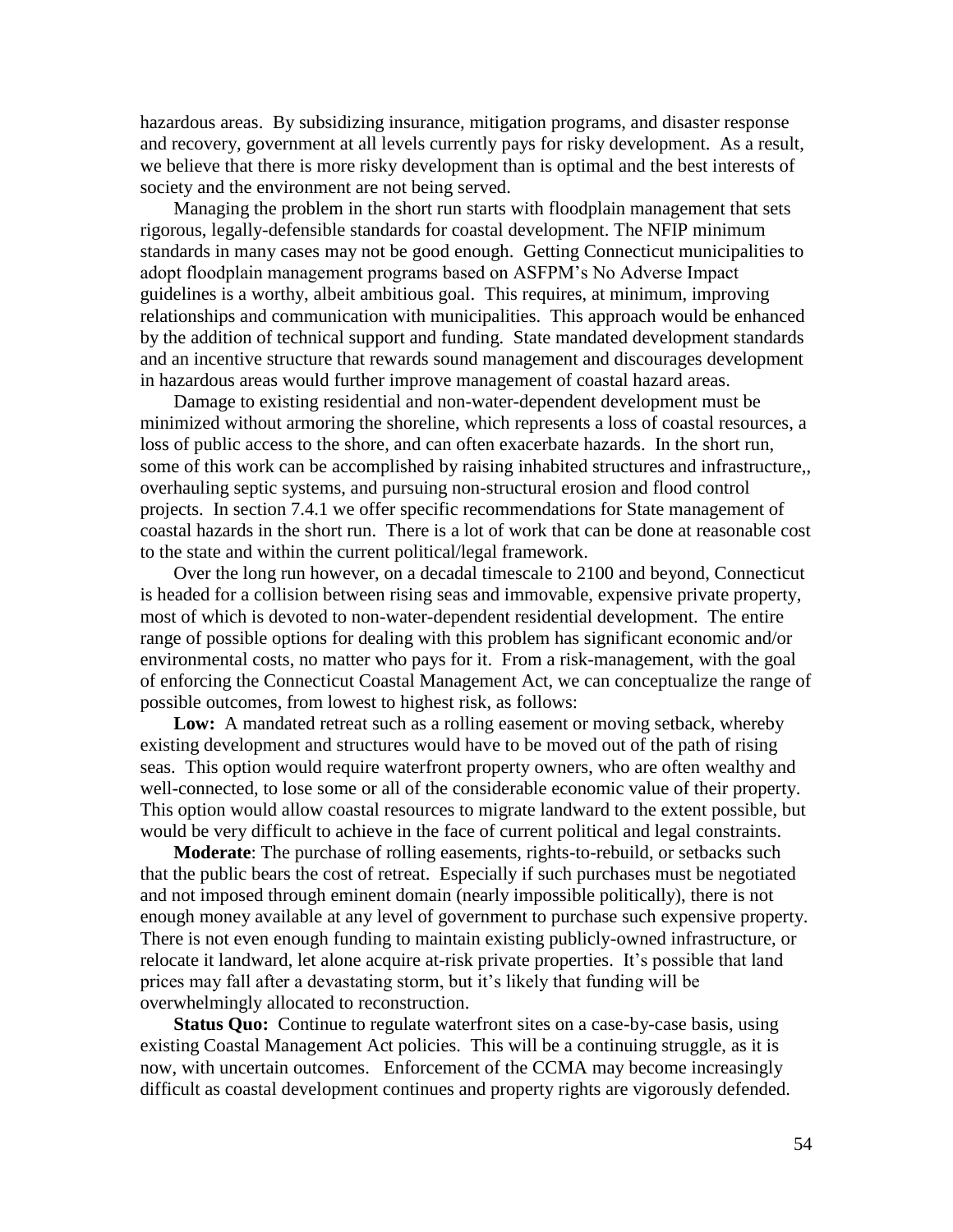hazardous areas. By subsidizing insurance, mitigation programs, and disaster response and recovery, government at all levels currently pays for risky development. As a result, we believe that there is more risky development than is optimal and the best interests of society and the environment are not being served.

Managing the problem in the short run starts with floodplain management that sets rigorous, legally-defensible standards for coastal development. The NFIP minimum standards in many cases may not be good enough. Getting Connecticut municipalities to adopt floodplain management programs based on ASFPM's No Adverse Impact guidelines is a worthy, albeit ambitious goal. This requires, at minimum, improving relationships and communication with municipalities. This approach would be enhanced by the addition of technical support and funding. State mandated development standards and an incentive structure that rewards sound management and discourages development in hazardous areas would further improve management of coastal hazard areas.

Damage to existing residential and non-water-dependent development must be minimized without armoring the shoreline, which represents a loss of coastal resources, a loss of public access to the shore, and can often exacerbate hazards. In the short run, some of this work can be accomplished by raising inhabited structures and infrastructure,, overhauling septic systems, and pursuing non-structural erosion and flood control projects. In section 7.4.1 we offer specific recommendations for State management of coastal hazards in the short run. There is a lot of work that can be done at reasonable cost to the state and within the current political/legal framework.

Over the long run however, on a decadal timescale to 2100 and beyond, Connecticut is headed for a collision between rising seas and immovable, expensive private property, most of which is devoted to non-water-dependent residential development. The entire range of possible options for dealing with this problem has significant economic and/or environmental costs, no matter who pays for it. From a risk-management, with the goal of enforcing the Connecticut Coastal Management Act, we can conceptualize the range of possible outcomes, from lowest to highest risk, as follows:

**Low:** A mandated retreat such as a rolling easement or moving setback, whereby existing development and structures would have to be moved out of the path of rising seas. This option would require waterfront property owners, who are often wealthy and well-connected, to lose some or all of the considerable economic value of their property. This option would allow coastal resources to migrate landward to the extent possible, but would be very difficult to achieve in the face of current political and legal constraints.

**Moderate**: The purchase of rolling easements, rights-to-rebuild, or setbacks such that the public bears the cost of retreat. Especially if such purchases must be negotiated and not imposed through eminent domain (nearly impossible politically), there is not enough money available at any level of government to purchase such expensive property. There is not even enough funding to maintain existing publicly-owned infrastructure, or relocate it landward, let alone acquire at-risk private properties. It's possible that land prices may fall after a devastating storm, but it's likely that funding will be overwhelmingly allocated to reconstruction.

**Status Quo:** Continue to regulate waterfront sites on a case-by-case basis, using existing Coastal Management Act policies. This will be a continuing struggle, as it is now, with uncertain outcomes. Enforcement of the CCMA may become increasingly difficult as coastal development continues and property rights are vigorously defended.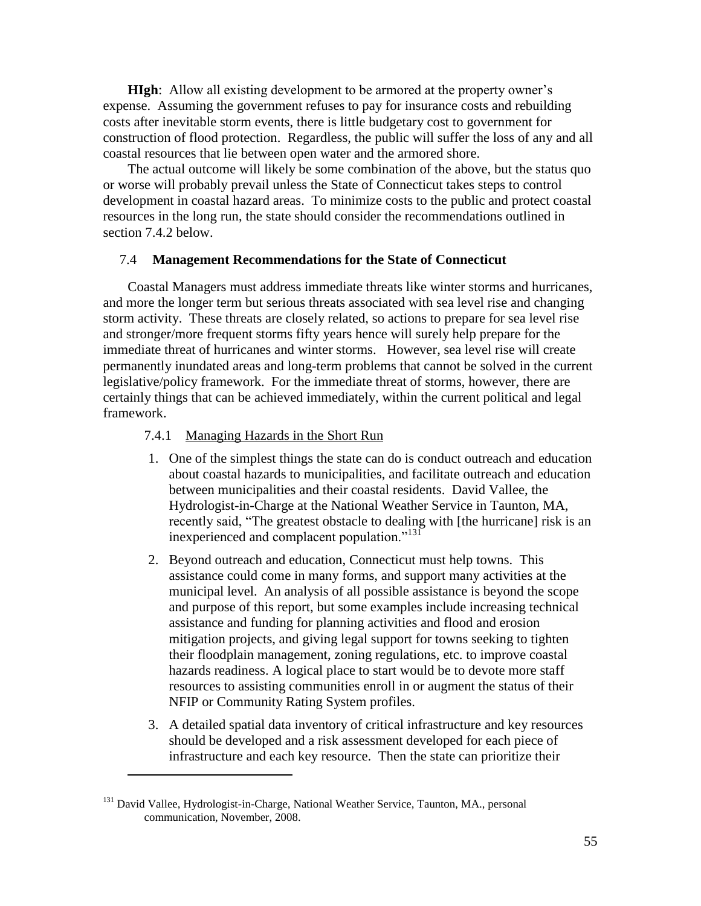**HIgh**: Allow all existing development to be armored at the property owner's expense. Assuming the government refuses to pay for insurance costs and rebuilding costs after inevitable storm events, there is little budgetary cost to government for construction of flood protection. Regardless, the public will suffer the loss of any and all coastal resources that lie between open water and the armored shore.

The actual outcome will likely be some combination of the above, but the status quo or worse will probably prevail unless the State of Connecticut takes steps to control development in coastal hazard areas. To minimize costs to the public and protect coastal resources in the long run, the state should consider the recommendations outlined in section 7.4.2 below.

## 7.4 Management Recommendations for the State of Connecticut

Coastal Managers must address immediate threats like winter storms and hurricanes, and more the longer term but serious threats associated with sea level rise and changing storm activity. These threats are closely related, so actions to prepare for sea level rise and stronger/more frequent storms fifty years hence will surely help prepare for the immediate threat of hurricanes and winter storms. However, sea level rise will create permanently inundated areas and long-term problems that cannot be solved in the current legislative/policy framework. For the immediate threat of storms, however, there are certainly things that can be achieved immediately, within the current political and legal framework.

### 7.4.1 Managing Hazards in the Short Run

1. One of the simplest things the state can do is conduct outreach and education about coastal hazards to municipalities, and facilitate outreach and education between municipalities and their coastal residents. David Vallee, the Hydrologist-in-Charge at the National Weather Service in Taunton, MA, recently said, "The greatest obstacle to dealing with [the hurricane] risk is an inexperienced and complacent population."[131]
2. Beyond outreach and education, Connecticut must help towns. This assistance could come in many forms, and support many activities at the municipal level. An analysis of all possible assistance is beyond the scope and purpose of this report, but some examples include increasing technical assistance and funding for planning activities and flood and erosion mitigation projects, and giving legal support for towns seeking to tighten their floodplain management, zoning regulations, etc. to improve coastal hazards readiness. A logical place to start would be to devote more staff resources to assisting communities enroll in or augment the status of their NFIP or Community Rating System profiles.
3. A detailed spatial data inventory of critical infrastructure and key resources should be developed and a risk assessment developed for each piece of infrastructure and each key resource. Then the state can prioritize their

---

[131] David Vallee, Hydrologist-in-Charge, National Weather Service, Taunton, MA., personal communication, November, 2008.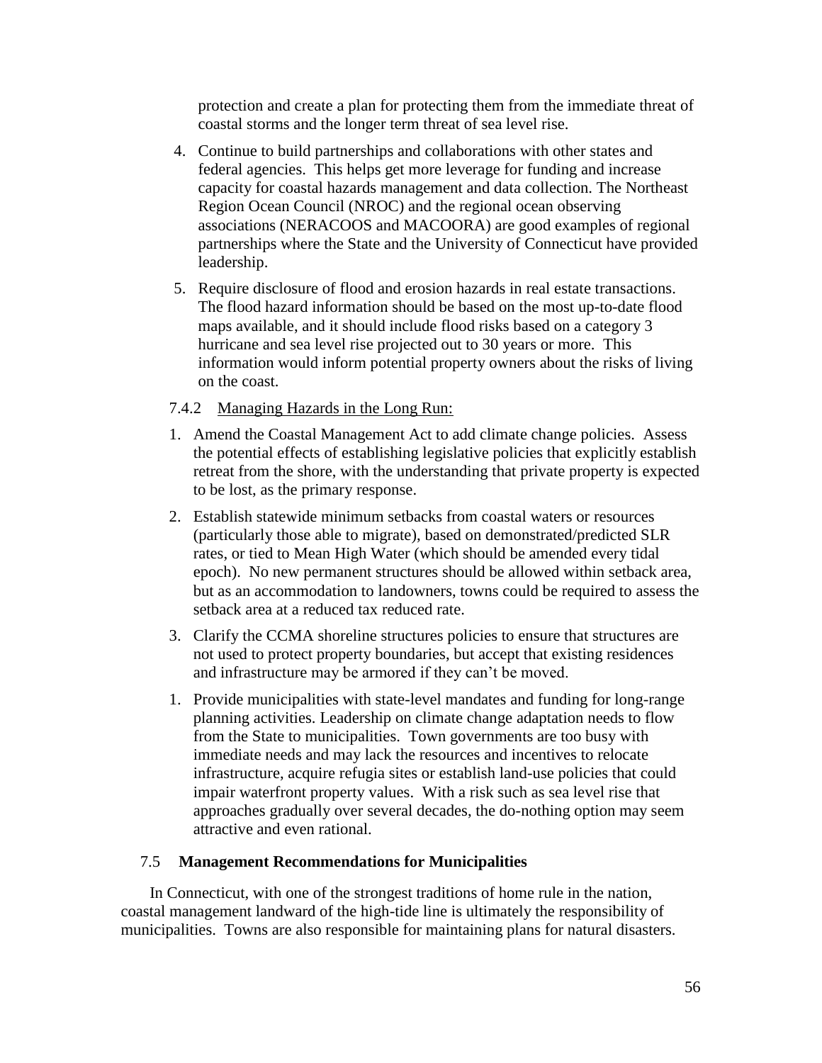protection and create a plan for protecting them from the immediate threat of coastal storms and the longer term threat of sea level rise.

4. Continue to build partnerships and collaborations with other states and federal agencies. This helps get more leverage for funding and increase capacity for coastal hazards management and data collection. The Northeast Region Ocean Council (NROC) and the regional ocean observing associations (NERACOOS and MACOORA) are good examples of regional partnerships where the State and the University of Connecticut have provided leadership.
5. Require disclosure of flood and erosion hazards in real estate transactions. The flood hazard information should be based on the most up-to-date flood maps available, and it should include flood risks based on a category 3 hurricane and sea level rise projected out to 30 years or more. This information would inform potential property owners about the risks of living on the coast.

#### 7.4.2 Managing Hazards in the Long Run:

1. Amend the Coastal Management Act to add climate change policies. Assess the potential effects of establishing legislative policies that explicitly establish retreat from the shore, with the understanding that private property is expected to be lost, as the primary response.
2. Establish statewide minimum setbacks from coastal waters or resources (particularly those able to migrate), based on demonstrated/predicted SLR rates, or tied to Mean High Water (which should be amended every tidal epoch). No new permanent structures should be allowed within setback area, but as an accommodation to landowners, towns could be required to assess the setback area at a reduced tax reduced rate.
3. Clarify the CCMA shoreline structures policies to ensure that structures are not used to protect property boundaries, but accept that existing residences and infrastructure may be armored if they can't be moved.
1. Provide municipalities with state-level mandates and funding for long-range planning activities. Leadership on climate change adaptation needs to flow from the State to municipalities. Town governments are too busy with immediate needs and may lack the resources and incentives to relocate infrastructure, acquire refugia sites or establish land-use policies that could impair waterfront property values. With a risk such as sea level rise that approaches gradually over several decades, the do-nothing option may seem attractive and even rational.

### 7.5 Management Recommendations for Municipalities

In Connecticut, with one of the strongest traditions of home rule in the nation, coastal management landward of the high-tide line is ultimately the responsibility of municipalities. Towns are also responsible for maintaining plans for natural disasters.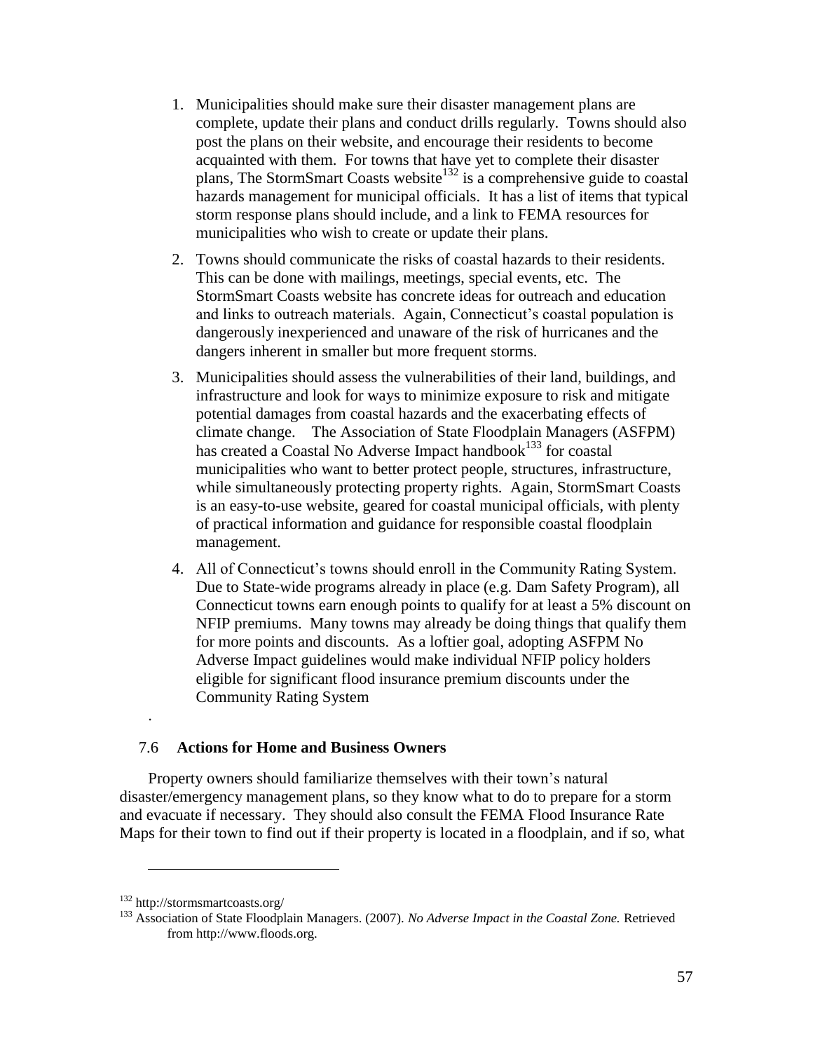1. Municipalities should make sure their disaster management plans are complete, update their plans and conduct drills regularly. Towns should also post the plans on their website, and encourage their residents to become acquainted with them. For towns that have yet to complete their disaster plans, The StormSmart Coasts website[132] is a comprehensive guide to coastal hazards management for municipal officials. It has a list of items that typical storm response plans should include, and a link to FEMA resources for municipalities who wish to create or update their plans.

2. Towns should communicate the risks of coastal hazards to their residents. This can be done with mailings, meetings, special events, etc. The StormSmart Coasts website has concrete ideas for outreach and education and links to outreach materials. Again, Connecticut's coastal population is dangerously inexperienced and unaware of the risk of hurricanes and the dangers inherent in smaller but more frequent storms.

3. Municipalities should assess the vulnerabilities of their land, buildings, and infrastructure and look for ways to minimize exposure to risk and mitigate potential damages from coastal hazards and the exacerbating effects of climate change. The Association of State Floodplain Managers (ASFPM) has created a Coastal No Adverse Impact handbook[133] for coastal municipalities who want to better protect people, structures, infrastructure, while simultaneously protecting property rights. Again, StormSmart Coasts is an easy-to-use website, geared for coastal municipal officials, with plenty of practical information and guidance for responsible coastal floodplain management.

4. All of Connecticut's towns should enroll in the Community Rating System. Due to State-wide programs already in place (e.g. Dam Safety Program), all Connecticut towns earn enough points to qualify for at least a 5% discount on NFIP premiums. Many towns may already be doing things that qualify them for more points and discounts. As a loftier goal, adopting ASFPM No Adverse Impact guidelines would make individual NFIP policy holders eligible for significant flood insurance premium discounts under the Community Rating System

.

## 7.6 Actions for Home and Business Owners

Property owners should familiarize themselves with their town's natural disaster/emergency management plans, so they know what to do to prepare for a storm and evacuate if necessary. They should also consult the FEMA Flood Insurance Rate Maps for their town to find out if their property is located in a floodplain, and if so, what

---

[132] http://stormsmartcoasts.org/

[133] Association of State Floodplain Managers. (2007). *No Adverse Impact in the Coastal Zone.* Retrieved from http://www.floods.org.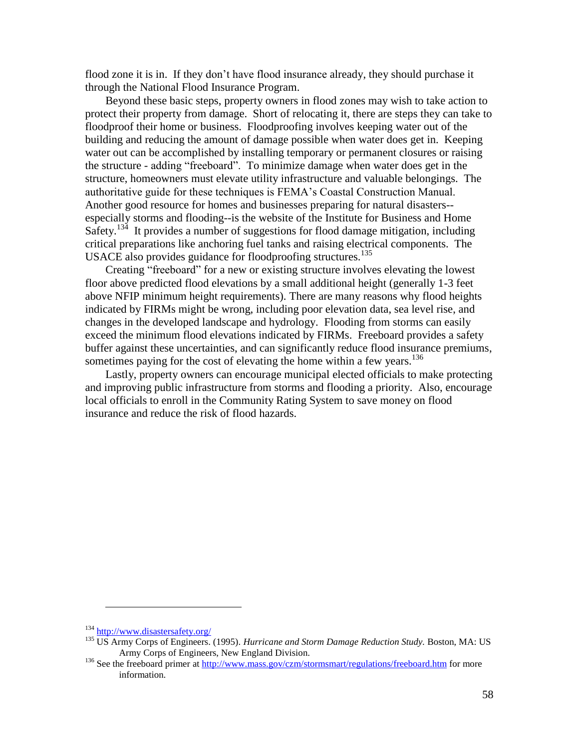flood zone it is in. If they don't have flood insurance already, they should purchase it through the National Flood Insurance Program.

Beyond these basic steps, property owners in flood zones may wish to take action to protect their property from damage. Short of relocating it, there are steps they can take to floodproof their home or business. Floodproofing involves keeping water out of the building and reducing the amount of damage possible when water does get in. Keeping water out can be accomplished by installing temporary or permanent closures or raising the structure - adding "freeboard". To minimize damage when water does get in the structure, homeowners must elevate utility infrastructure and valuable belongings. The authoritative guide for these techniques is FEMA's Coastal Construction Manual. Another good resource for homes and businesses preparing for natural disasters--especially storms and flooding--is the website of the Institute for Business and Home Safety.[134] It provides a number of suggestions for flood damage mitigation, including critical preparations like anchoring fuel tanks and raising electrical components. The USACE also provides guidance for floodproofing structures.[135]

Creating "freeboard" for a new or existing structure involves elevating the lowest floor above predicted flood elevations by a small additional height (generally 1-3 feet above NFIP minimum height requirements). There are many reasons why flood heights indicated by FIRMs might be wrong, including poor elevation data, sea level rise, and changes in the developed landscape and hydrology. Flooding from storms can easily exceed the minimum flood elevations indicated by FIRMs. Freeboard provides a safety buffer against these uncertainties, and can significantly reduce flood insurance premiums, sometimes paying for the cost of elevating the home within a few years.[136]

Lastly, property owners can encourage municipal elected officials to make protecting and improving public infrastructure from storms and flooding a priority. Also, encourage local officials to enroll in the Community Rating System to save money on flood insurance and reduce the risk of flood hazards.

---

[134] http://www.disastersafety.org/

[135] US Army Corps of Engineers. (1995). *Hurricane and Storm Damage Reduction Study.* Boston, MA: US Army Corps of Engineers, New England Division.

[136] See the freeboard primer at http://www.mass.gov/czm/stormsmart/regulations/freeboard.htm for more information.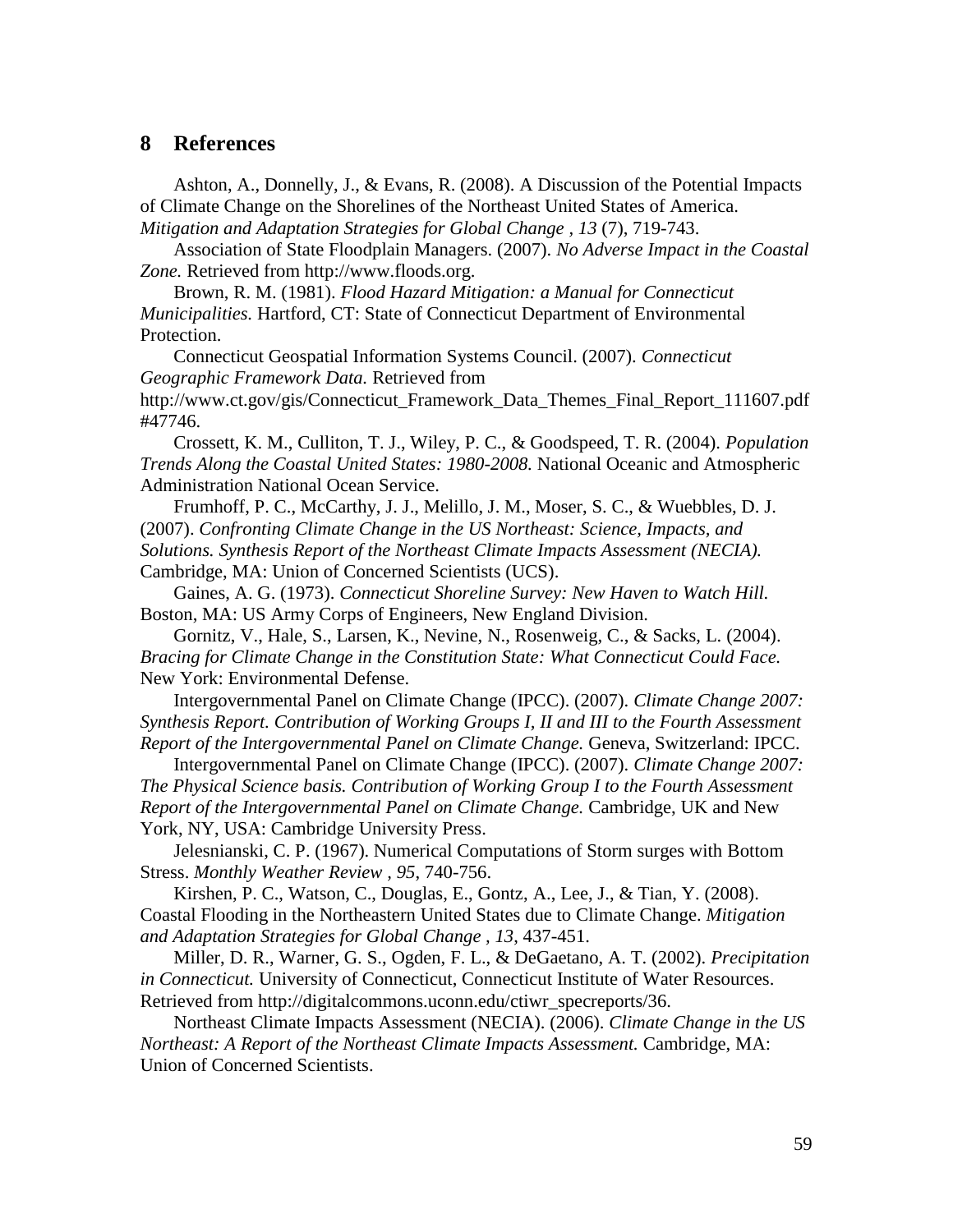# 8 References

Ashton, A., Donnelly, J., & Evans, R. (2008). A Discussion of the Potential Impacts of Climate Change on the Shorelines of the Northeast United States of America. *Mitigation and Adaptation Strategies for Global Change , 13* (7), 719-743.

Association of State Floodplain Managers. (2007). *No Adverse Impact in the Coastal Zone.* Retrieved from http://www.floods.org.

Brown, R. M. (1981). *Flood Hazard Mitigation: a Manual for Connecticut Municipalities.* Hartford, CT: State of Connecticut Department of Environmental Protection.

Connecticut Geospatial Information Systems Council. (2007). *Connecticut Geographic Framework Data.* Retrieved from http://www.ct.gov/gis/Connecticut_Framework_Data_Themes_Final_Report_111607.pdf#47746.

Crossett, K. M., Culliton, T. J., Wiley, P. C., & Goodspeed, T. R. (2004). *Population Trends Along the Coastal United States: 1980-2008.* National Oceanic and Atmospheric Administration National Ocean Service.

Frumhoff, P. C., McCarthy, J. J., Melillo, J. M., Moser, S. C., & Wuebbles, D. J. (2007). *Confronting Climate Change in the US Northeast: Science, Impacts, and Solutions. Synthesis Report of the Northeast Climate Impacts Assessment (NECIA).* Cambridge, MA: Union of Concerned Scientists (UCS).

Gaines, A. G. (1973). *Connecticut Shoreline Survey: New Haven to Watch Hill.* Boston, MA: US Army Corps of Engineers, New England Division.

Gornitz, V., Hale, S., Larsen, K., Nevine, N., Rosenweig, C., & Sacks, L. (2004). *Bracing for Climate Change in the Constitution State: What Connecticut Could Face.* New York: Environmental Defense.

Intergovernmental Panel on Climate Change (IPCC). (2007). *Climate Change 2007: Synthesis Report. Contribution of Working Groups I, II and III to the Fourth Assessment Report of the Intergovernmental Panel on Climate Change.* Geneva, Switzerland: IPCC.

Intergovernmental Panel on Climate Change (IPCC). (2007). *Climate Change 2007: The Physical Science basis. Contribution of Working Group I to the Fourth Assessment Report of the Intergovernmental Panel on Climate Change.* Cambridge, UK and New York, NY, USA: Cambridge University Press.

Jelesnianski, C. P. (1967). Numerical Computations of Storm surges with Bottom Stress. *Monthly Weather Review , 95*, 740-756.

Kirshen, P. C., Watson, C., Douglas, E., Gontz, A., Lee, J., & Tian, Y. (2008). Coastal Flooding in the Northeastern United States due to Climate Change. *Mitigation and Adaptation Strategies for Global Change , 13*, 437-451.

Miller, D. R., Warner, G. S., Ogden, F. L., & DeGaetano, A. T. (2002). *Precipitation in Connecticut.* University of Connecticut, Connecticut Institute of Water Resources. Retrieved from http://digitalcommons.uconn.edu/ctiwr_specreports/36.

Northeast Climate Impacts Assessment (NECIA). (2006). *Climate Change in the US Northeast: A Report of the Northeast Climate Impacts Assessment.* Cambridge, MA: Union of Concerned Scientists.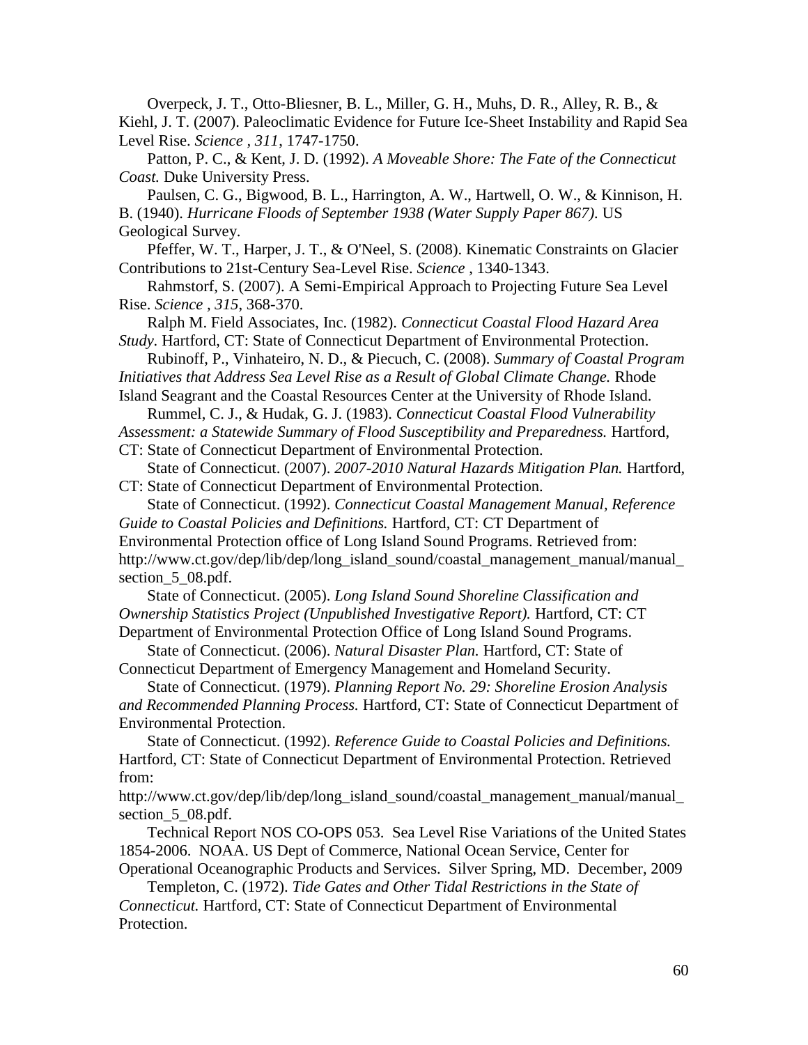Overpeck, J. T., Otto-Bliesner, B. L., Miller, G. H., Muhs, D. R., Alley, R. B., & Kiehl, J. T. (2007). Paleoclimatic Evidence for Future Ice-Sheet Instability and Rapid Sea Level Rise. *Science , 311*, 1747-1750.

Patton, P. C., & Kent, J. D. (1992). *A Moveable Shore: The Fate of the Connecticut Coast.* Duke University Press.

Paulsen, C. G., Bigwood, B. L., Harrington, A. W., Hartwell, O. W., & Kinnison, H. B. (1940). *Hurricane Floods of September 1938 (Water Supply Paper 867).* US Geological Survey.

Pfeffer, W. T., Harper, J. T., & O'Neel, S. (2008). Kinematic Constraints on Glacier Contributions to 21st-Century Sea-Level Rise. *Science* , 1340-1343.

Rahmstorf, S. (2007). A Semi-Empirical Approach to Projecting Future Sea Level Rise. *Science , 315*, 368-370.

Ralph M. Field Associates, Inc. (1982). *Connecticut Coastal Flood Hazard Area Study.* Hartford, CT: State of Connecticut Department of Environmental Protection.

Rubinoff, P., Vinhateiro, N. D., & Piecuch, C. (2008). *Summary of Coastal Program Initiatives that Address Sea Level Rise as a Result of Global Climate Change.* Rhode Island Seagrant and the Coastal Resources Center at the University of Rhode Island.

Rummel, C. J., & Hudak, G. J. (1983). *Connecticut Coastal Flood Vulnerability Assessment: a Statewide Summary of Flood Susceptibility and Preparedness.* Hartford, CT: State of Connecticut Department of Environmental Protection.

State of Connecticut. (2007). *2007-2010 Natural Hazards Mitigation Plan.* Hartford, CT: State of Connecticut Department of Environmental Protection.

State of Connecticut. (1992). *Connecticut Coastal Management Manual, Reference Guide to Coastal Policies and Definitions.* Hartford, CT: CT Department of Environmental Protection office of Long Island Sound Programs. Retrieved from: http://www.ct.gov/dep/lib/dep/long_island_sound/coastal_management_manual/manual_section_5_08.pdf.

State of Connecticut. (2005). *Long Island Sound Shoreline Classification and Ownership Statistics Project (Unpublished Investigative Report).* Hartford, CT: CT Department of Environmental Protection Office of Long Island Sound Programs.

State of Connecticut. (2006). *Natural Disaster Plan.* Hartford, CT: State of Connecticut Department of Emergency Management and Homeland Security.

State of Connecticut. (1979). *Planning Report No. 29: Shoreline Erosion Analysis and Recommended Planning Process.* Hartford, CT: State of Connecticut Department of Environmental Protection.

State of Connecticut. (1992). *Reference Guide to Coastal Policies and Definitions.* Hartford, CT: State of Connecticut Department of Environmental Protection. Retrieved from: http://www.ct.gov/dep/lib/dep/long_island_sound/coastal_management_manual/manual_section_5_08.pdf.

Technical Report NOS CO-OPS 053. Sea Level Rise Variations of the United States 1854-2006. NOAA. US Dept of Commerce, National Ocean Service, Center for Operational Oceanographic Products and Services. Silver Spring, MD. December, 2009

Templeton, C. (1972). *Tide Gates and Other Tidal Restrictions in the State of Connecticut.* Hartford, CT: State of Connecticut Department of Environmental Protection.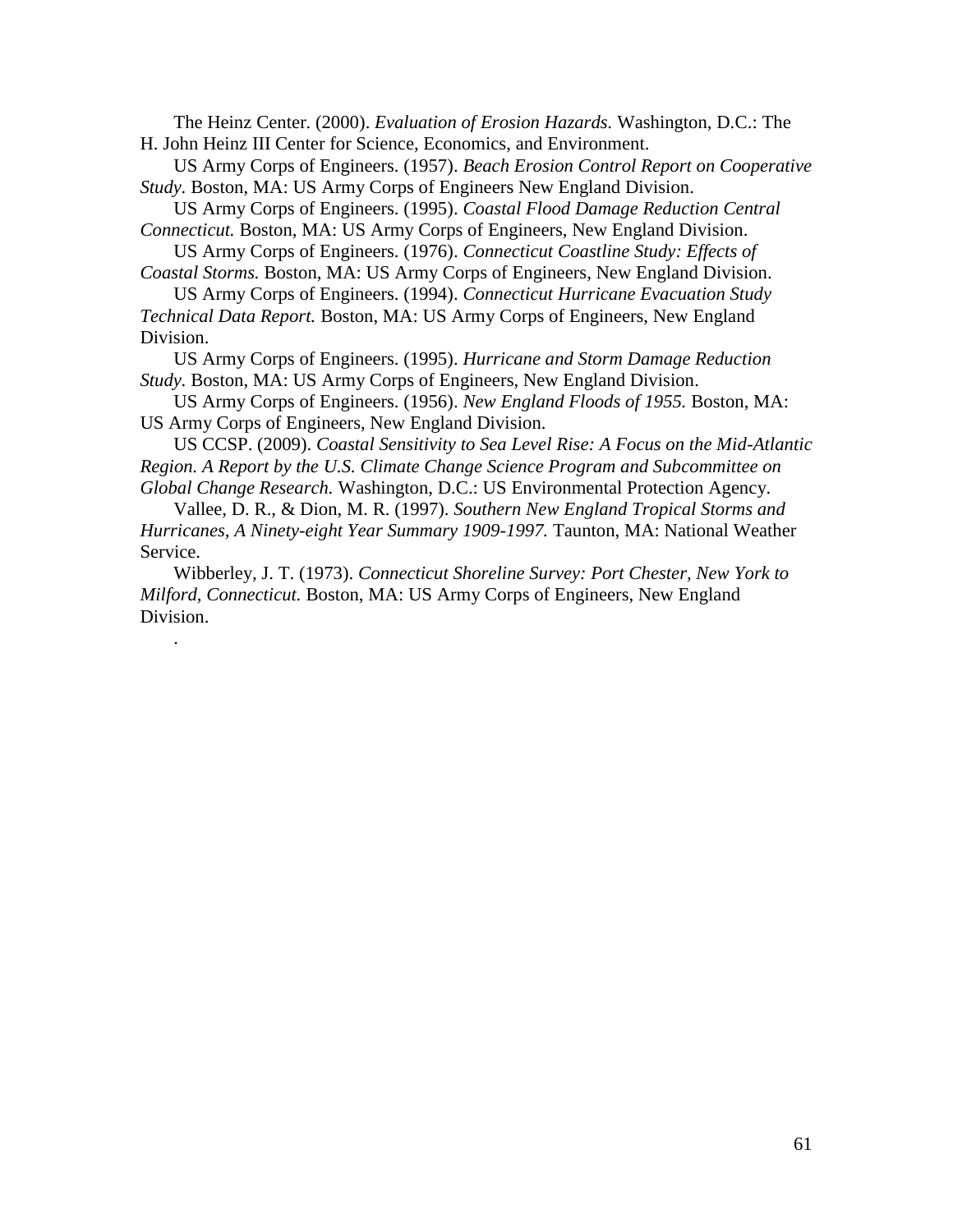The Heinz Center. (2000). *Evaluation of Erosion Hazards.* Washington, D.C.: The H. John Heinz III Center for Science, Economics, and Environment.

US Army Corps of Engineers. (1957). *Beach Erosion Control Report on Cooperative Study.* Boston, MA: US Army Corps of Engineers New England Division.

US Army Corps of Engineers. (1995). *Coastal Flood Damage Reduction Central Connecticut.* Boston, MA: US Army Corps of Engineers, New England Division.

US Army Corps of Engineers. (1976). *Connecticut Coastline Study: Effects of Coastal Storms.* Boston, MA: US Army Corps of Engineers, New England Division.

US Army Corps of Engineers. (1994). *Connecticut Hurricane Evacuation Study Technical Data Report.* Boston, MA: US Army Corps of Engineers, New England Division.

US Army Corps of Engineers. (1995). *Hurricane and Storm Damage Reduction Study.* Boston, MA: US Army Corps of Engineers, New England Division.

US Army Corps of Engineers. (1956). *New England Floods of 1955.* Boston, MA: US Army Corps of Engineers, New England Division.

US CCSP. (2009). *Coastal Sensitivity to Sea Level Rise: A Focus on the Mid-Atlantic Region. A Report by the U.S. Climate Change Science Program and Subcommittee on Global Change Research.* Washington, D.C.: US Environmental Protection Agency.

Vallee, D. R., & Dion, M. R. (1997). *Southern New England Tropical Storms and Hurricanes, A Ninety-eight Year Summary 1909-1997.* Taunton, MA: National Weather Service.

Wibberley, J. T. (1973). *Connecticut Shoreline Survey: Port Chester, New York to Milford, Connecticut.* Boston, MA: US Army Corps of Engineers, New England Division.

.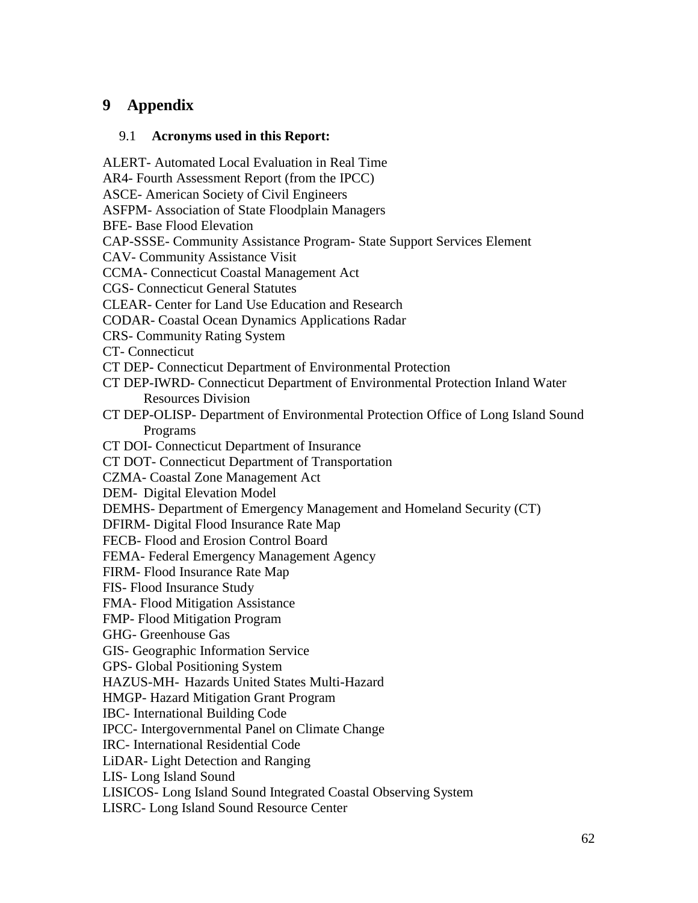# 9 Appendix

## 9.1 Acronyms used in this Report:

ALERT- Automated Local Evaluation in Real Time
AR4- Fourth Assessment Report (from the IPCC)
ASCE- American Society of Civil Engineers
ASFPM- Association of State Floodplain Managers
BFE- Base Flood Elevation
CAP-SSSE- Community Assistance Program- State Support Services Element
CAV- Community Assistance Visit
CCMA- Connecticut Coastal Management Act
CGS- Connecticut General Statutes
CLEAR- Center for Land Use Education and Research
CODAR- Coastal Ocean Dynamics Applications Radar
CRS- Community Rating System
CT- Connecticut
CT DEP- Connecticut Department of Environmental Protection
CT DEP-IWRD- Connecticut Department of Environmental Protection Inland Water Resources Division
CT DEP-OLISP- Department of Environmental Protection Office of Long Island Sound Programs
CT DOI- Connecticut Department of Insurance
CT DOT- Connecticut Department of Transportation
CZMA- Coastal Zone Management Act
DEM- Digital Elevation Model
DEMHS- Department of Emergency Management and Homeland Security (CT)
DFIRM- Digital Flood Insurance Rate Map
FECB- Flood and Erosion Control Board
FEMA- Federal Emergency Management Agency
FIRM- Flood Insurance Rate Map
FIS- Flood Insurance Study
FMA- Flood Mitigation Assistance
FMP- Flood Mitigation Program
GHG- Greenhouse Gas
GIS- Geographic Information Service
GPS- Global Positioning System
HAZUS-MH- Hazards United States Multi-Hazard
HMGP- Hazard Mitigation Grant Program
IBC- International Building Code
IPCC- Intergovernmental Panel on Climate Change
IRC- International Residential Code
LiDAR- Light Detection and Ranging
LIS- Long Island Sound
LISICOS- Long Island Sound Integrated Coastal Observing System
LISRC- Long Island Sound Resource Center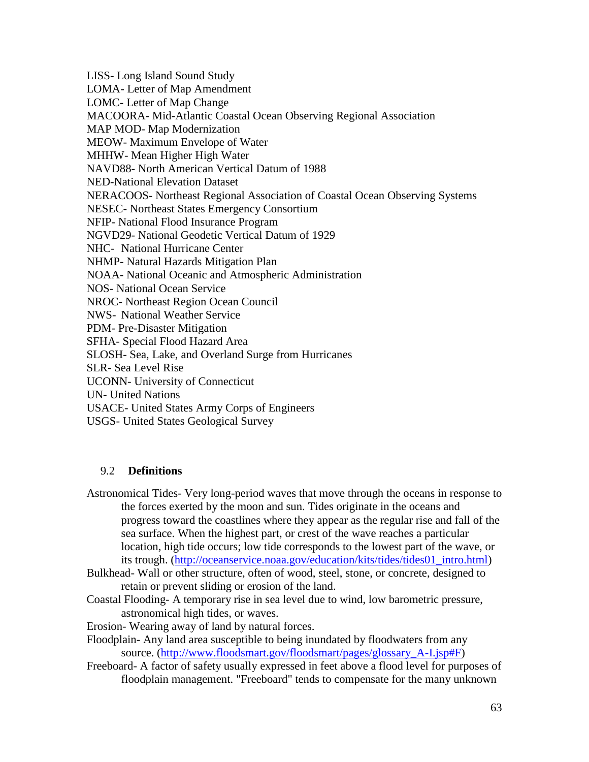LISS- Long Island Sound Study
LOMA- Letter of Map Amendment
LOMC- Letter of Map Change
MACOORA- Mid-Atlantic Coastal Ocean Observing Regional Association
MAP MOD- Map Modernization
MEOW- Maximum Envelope of Water
MHHW- Mean Higher High Water
NAVD88- North American Vertical Datum of 1988
NED-National Elevation Dataset
NERACOOS- Northeast Regional Association of Coastal Ocean Observing Systems
NESEC- Northeast States Emergency Consortium
NFIP- National Flood Insurance Program
NGVD29- National Geodetic Vertical Datum of 1929
NHC- National Hurricane Center
NHMP- Natural Hazards Mitigation Plan
NOAA- National Oceanic and Atmospheric Administration
NOS- National Ocean Service
NROC- Northeast Region Ocean Council
NWS- National Weather Service
PDM- Pre-Disaster Mitigation
SFHA- Special Flood Hazard Area
SLOSH- Sea, Lake, and Overland Surge from Hurricanes
SLR- Sea Level Rise
UCONN- University of Connecticut
UN- United Nations
USACE- United States Army Corps of Engineers
USGS- United States Geological Survey

## 9.2 Definitions

Astronomical Tides- Very long-period waves that move through the oceans in response to the forces exerted by the moon and sun. Tides originate in the oceans and progress toward the coastlines where they appear as the regular rise and fall of the sea surface. When the highest part, or crest of the wave reaches a particular location, high tide occurs; low tide corresponds to the lowest part of the wave, or its trough. (http://oceanservice.noaa.gov/education/kits/tides/tides01_intro.html)

Bulkhead- Wall or other structure, often of wood, steel, stone, or concrete, designed to retain or prevent sliding or erosion of the land.

Coastal Flooding- A temporary rise in sea level due to wind, low barometric pressure, astronomical high tides, or waves.

Erosion- Wearing away of land by natural forces.

Floodplain- Any land area susceptible to being inundated by floodwaters from any source. (http://www.floodsmart.gov/floodsmart/pages/glossary_A-I.jsp#F)

Freeboard- A factor of safety usually expressed in feet above a flood level for purposes of floodplain management. "Freeboard" tends to compensate for the many unknown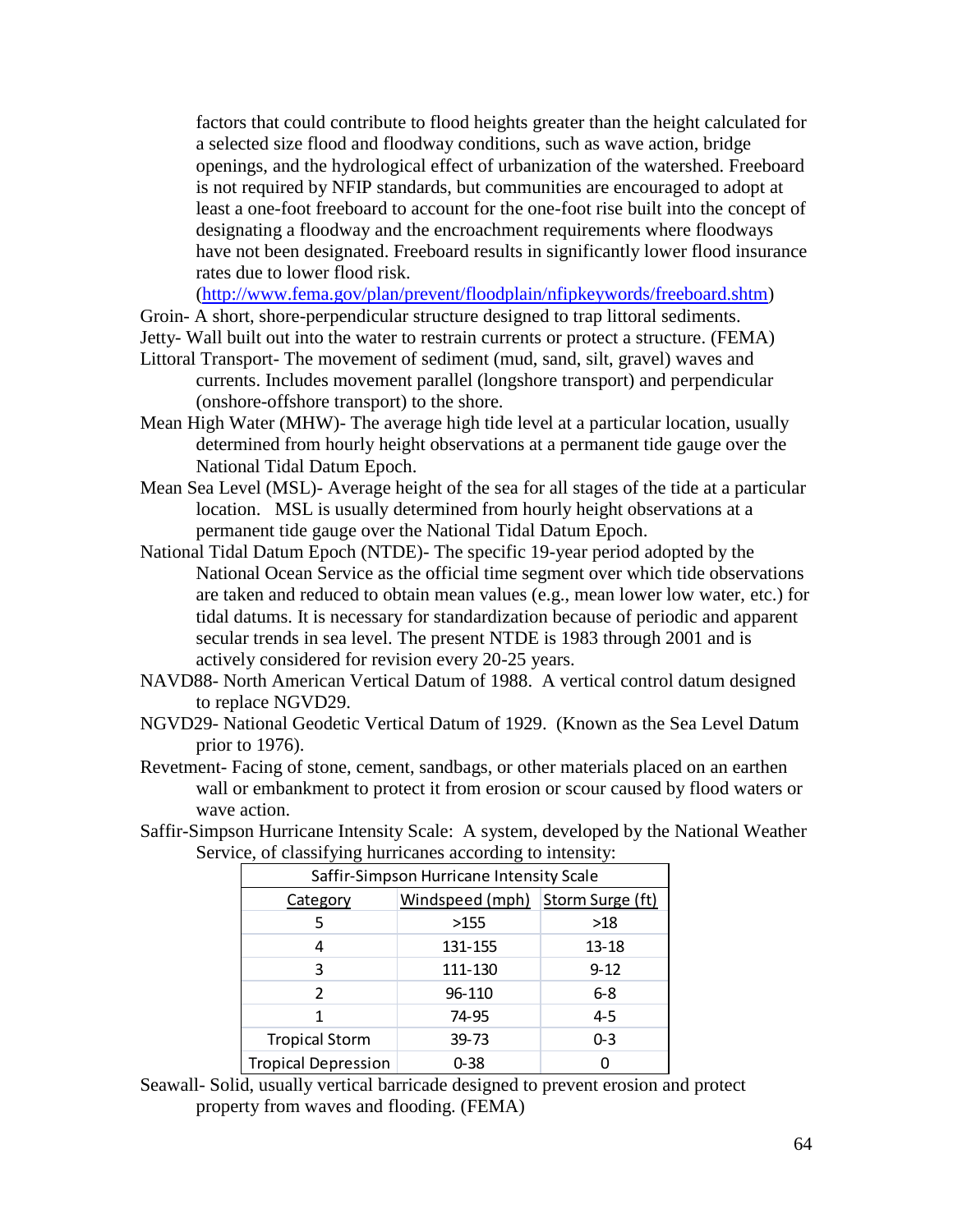factors that could contribute to flood heights greater than the height calculated for a selected size flood and floodway conditions, such as wave action, bridge openings, and the hydrological effect of urbanization of the watershed. Freeboard is not required by NFIP standards, but communities are encouraged to adopt at least a one-foot freeboard to account for the one-foot rise built into the concept of designating a floodway and the encroachment requirements where floodways have not been designated. Freeboard results in significantly lower flood insurance rates due to lower flood risk. (http://www.fema.gov/plan/prevent/floodplain/nfipkeywords/freeboard.shtm)

Groin- A short, shore-perpendicular structure designed to trap littoral sediments.

Jetty- Wall built out into the water to restrain currents or protect a structure. (FEMA)

Littoral Transport- The movement of sediment (mud, sand, silt, gravel) waves and currents. Includes movement parallel (longshore transport) and perpendicular (onshore-offshore transport) to the shore.

Mean High Water (MHW)- The average high tide level at a particular location, usually determined from hourly height observations at a permanent tide gauge over the National Tidal Datum Epoch.

Mean Sea Level (MSL)- Average height of the sea for all stages of the tide at a particular location. MSL is usually determined from hourly height observations at a permanent tide gauge over the National Tidal Datum Epoch.

National Tidal Datum Epoch (NTDE)- The specific 19-year period adopted by the National Ocean Service as the official time segment over which tide observations are taken and reduced to obtain mean values (e.g., mean lower low water, etc.) for tidal datums. It is necessary for standardization because of periodic and apparent secular trends in sea level. The present NTDE is 1983 through 2001 and is actively considered for revision every 20-25 years.

NAVD88- North American Vertical Datum of 1988. A vertical control datum designed to replace NGVD29.

NGVD29- National Geodetic Vertical Datum of 1929. (Known as the Sea Level Datum prior to 1976).

Revetment- Facing of stone, cement, sandbags, or other materials placed on an earthen wall or embankment to protect it from erosion or scour caused by flood waters or wave action.

Saffir-Simpson Hurricane Intensity Scale: A system, developed by the National Weather Service, of classifying hurricanes according to intensity:

| Saffir-Simpson Hurricane Intensity Scale | | |
|---|---|---|
| Category | Windspeed (mph) | Storm Surge (ft) |
| 5 | >155 | >18 |
| 4 | 131-155 | 13-18 |
| 3 | 111-130 | 9-12 |
| 2 | 96-110 | 6-8 |
| 1 | 74-95 | 4-5 |
| Tropical Storm | 39-73 | 0-3 |
| Tropical Depression | 0-38 | 0 |

Seawall- Solid, usually vertical barricade designed to prevent erosion and protect property from waves and flooding. (FEMA)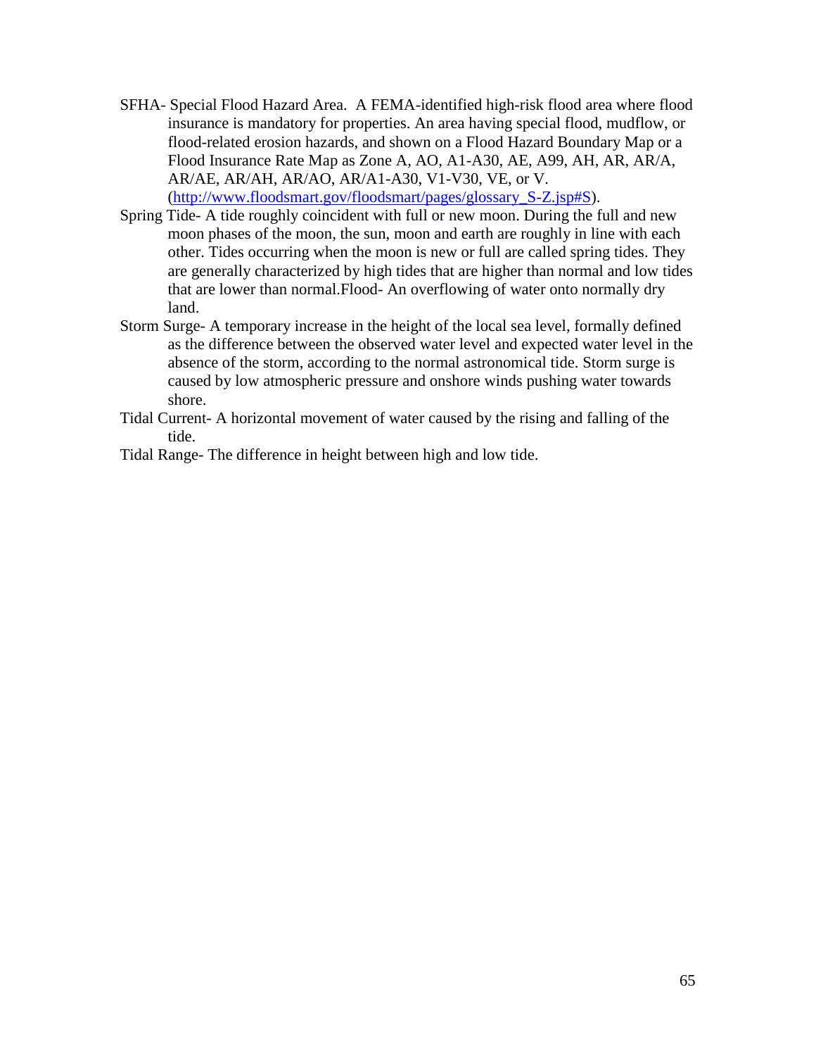SFHA- Special Flood Hazard Area. A FEMA-identified high-risk flood area where flood insurance is mandatory for properties. An area having special flood, mudflow, or flood-related erosion hazards, and shown on a Flood Hazard Boundary Map or a Flood Insurance Rate Map as Zone A, AO, A1-A30, AE, A99, AH, AR, AR/A, AR/AE, AR/AH, AR/AO, AR/A1-A30, V1-V30, VE, or V. (http://www.floodsmart.gov/floodsmart/pages/glossary_S-Z.jsp#S).

Spring Tide- A tide roughly coincident with full or new moon. During the full and new moon phases of the moon, the sun, moon and earth are roughly in line with each other. Tides occurring when the moon is new or full are called spring tides. They are generally characterized by high tides that are higher than normal and low tides that are lower than normal.Flood- An overflowing of water onto normally dry land.

Storm Surge- A temporary increase in the height of the local sea level, formally defined as the difference between the observed water level and expected water level in the absence of the storm, according to the normal astronomical tide. Storm surge is caused by low atmospheric pressure and onshore winds pushing water towards shore.

Tidal Current- A horizontal movement of water caused by the rising and falling of the tide.

Tidal Range- The difference in height between high and low tide.